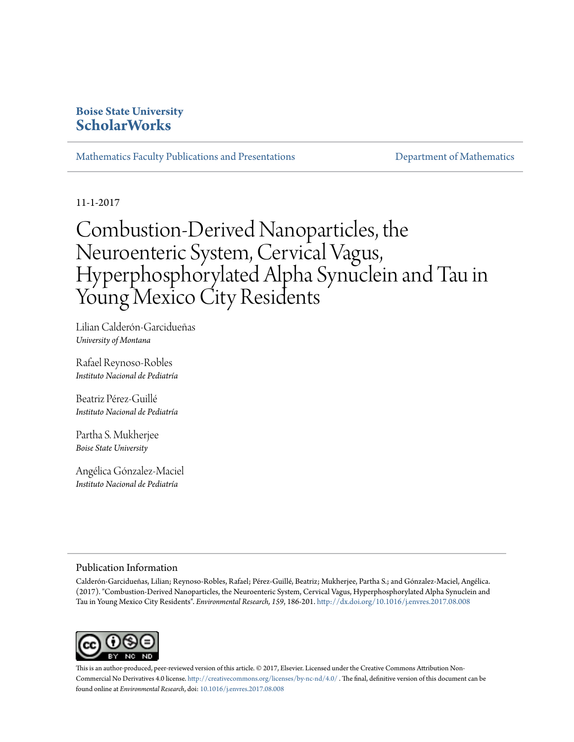**Boise State University**
**ScholarWorks**

Mathematics Faculty Publications and Presentations | Department of Mathematics

11-1-2017

# Combustion-Derived Nanoparticles, the Neuroenteric System, Cervical Vagus, Hyperphosphorylated Alpha Synuclein and Tau in Young Mexico City Residents

Lilian Calderón-Garcidueñas
*University of Montana*

Rafael Reynoso-Robles
*Instituto Nacional de Pediatría*

Beatriz Pérez-Guillé
*Instituto Nacional de Pediatría*

Partha S. Mukherjee
*Boise State University*

Angélica Gónzalez-Maciel
*Instituto Nacional de Pediatría*

## Publication Information

Calderón-Garcidueñas, Lilian; Reynoso-Robles, Rafael; Pérez-Guillé, Beatriz; Mukherjee, Partha S.; and Gónzalez-Maciel, Angélica. (2017). "Combustion-Derived Nanoparticles, the Neuroenteric System, Cervical Vagus, Hyperphosphorylated Alpha Synuclein and Tau in Young Mexico City Residents". *Environmental Research, 159*, 186-201. http://dx.doi.org/10.1016/j.envres.2017.08.008

This is an author-produced, peer-reviewed version of this article. © 2017, Elsevier. Licensed under the Creative Commons Attribution Non-Commercial No Derivatives 4.0 license. http://creativecommons.org/licenses/by-nc-nd/4.0/ . The final, definitive version of this document can be found online at *Environmental Research*, doi: 10.1016/j.envres.2017.08.008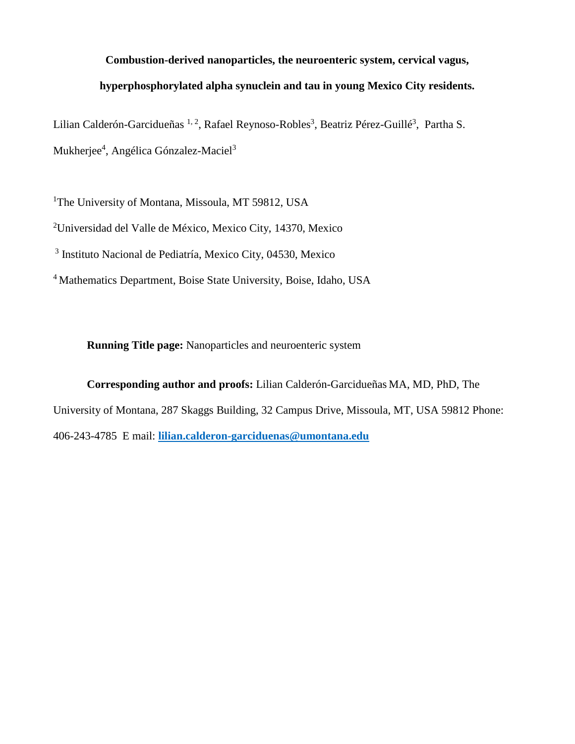**Combustion-derived nanoparticles, the neuroenteric system, cervical vagus, hyperphosphorylated alpha synuclein and tau in young Mexico City residents.**

Lilian Calderón-Garcidueñas [1, 2], Rafael Reynoso-Robles[3], Beatriz Pérez-Guillé[3], Partha S. Mukherjee[4], Angélica Gónzalez-Maciel[3]

[1]The University of Montana, Missoula, MT 59812, USA

[2]Universidad del Valle de México, Mexico City, 14370, Mexico

[3] Instituto Nacional de Pediatría, Mexico City, 04530, Mexico

[4] Mathematics Department, Boise State University, Boise, Idaho, USA

**Running Title page:** Nanoparticles and neuroenteric system

**Corresponding author and proofs:** Lilian Calderón-Garcidueñas MA, MD, PhD, The University of Montana, 287 Skaggs Building, 32 Campus Drive, Missoula, MT, USA 59812 Phone: 406-243-4785 E mail: **lilian.calderon-garciduenas@umontana.edu**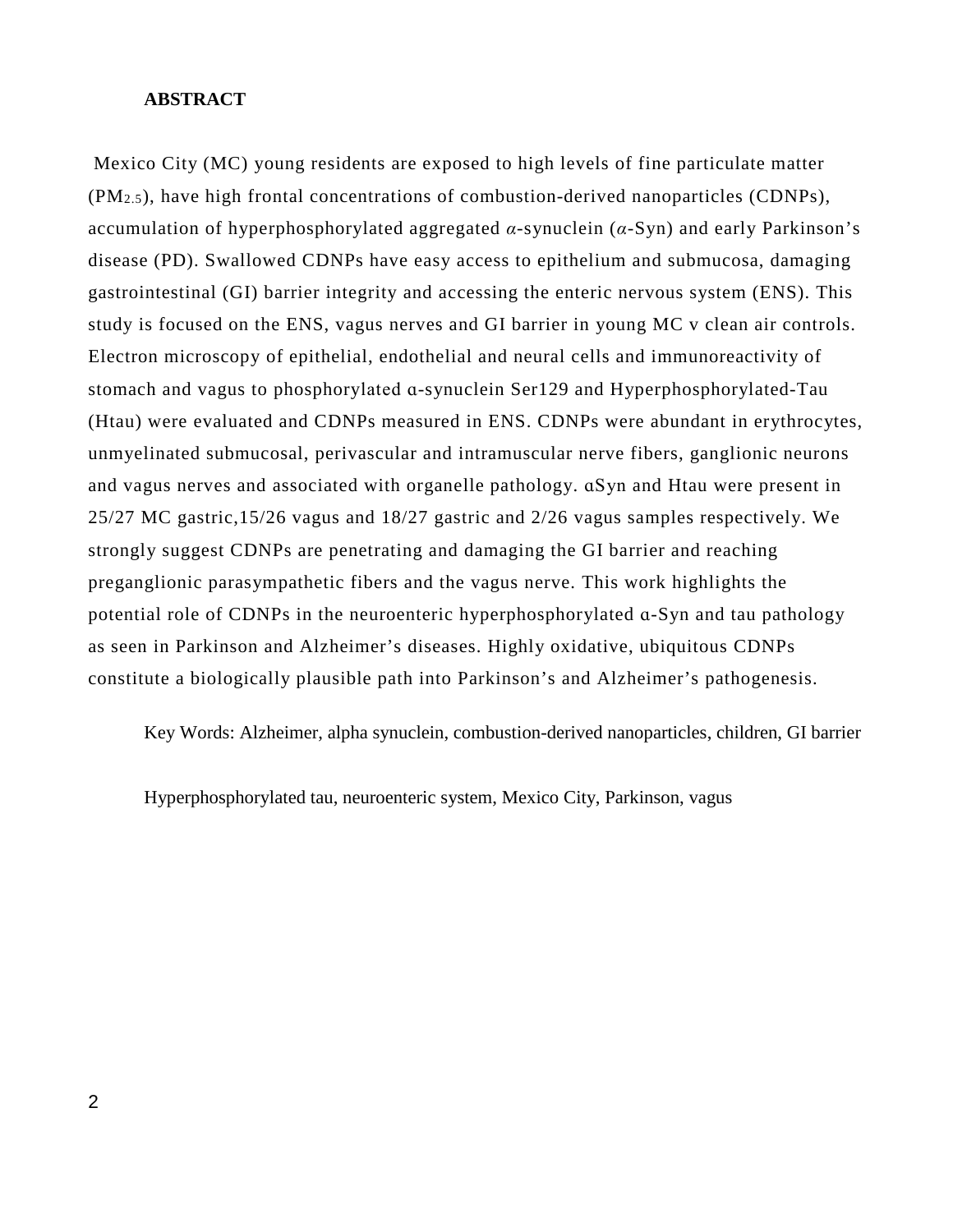**ABSTRACT**

Mexico City (MC) young residents are exposed to high levels of fine particulate matter ($PM_{2.5}$), have high frontal concentrations of combustion-derived nanoparticles (CDNPs), accumulation of hyperphosphorylated aggregated *α*-synuclein (*α*-Syn) and early Parkinson's disease (PD). Swallowed CDNPs have easy access to epithelium and submucosa, damaging gastrointestinal (GI) barrier integrity and accessing the enteric nervous system (ENS). This study is focused on the ENS, vagus nerves and GI barrier in young MC v clean air controls. Electron microscopy of epithelial, endothelial and neural cells and immunoreactivity of stomach and vagus to phosphorylated ɑ-synuclein Ser129 and Hyperphosphorylated-Tau (Htau) were evaluated and CDNPs measured in ENS. CDNPs were abundant in erythrocytes, unmyelinated submucosal, perivascular and intramuscular nerve fibers, ganglionic neurons and vagus nerves and associated with organelle pathology. ɑSyn and Htau were present in 25/27 MC gastric,15/26 vagus and 18/27 gastric and 2/26 vagus samples respectively. We strongly suggest CDNPs are penetrating and damaging the GI barrier and reaching preganglionic parasympathetic fibers and the vagus nerve. This work highlights the potential role of CDNPs in the neuroenteric hyperphosphorylated ɑ-Syn and tau pathology as seen in Parkinson and Alzheimer's diseases. Highly oxidative, ubiquitous CDNPs constitute a biologically plausible path into Parkinson's and Alzheimer's pathogenesis.

Key Words: Alzheimer, alpha synuclein, combustion-derived nanoparticles, children, GI barrier

Hyperphosphorylated tau, neuroenteric system, Mexico City, Parkinson, vagus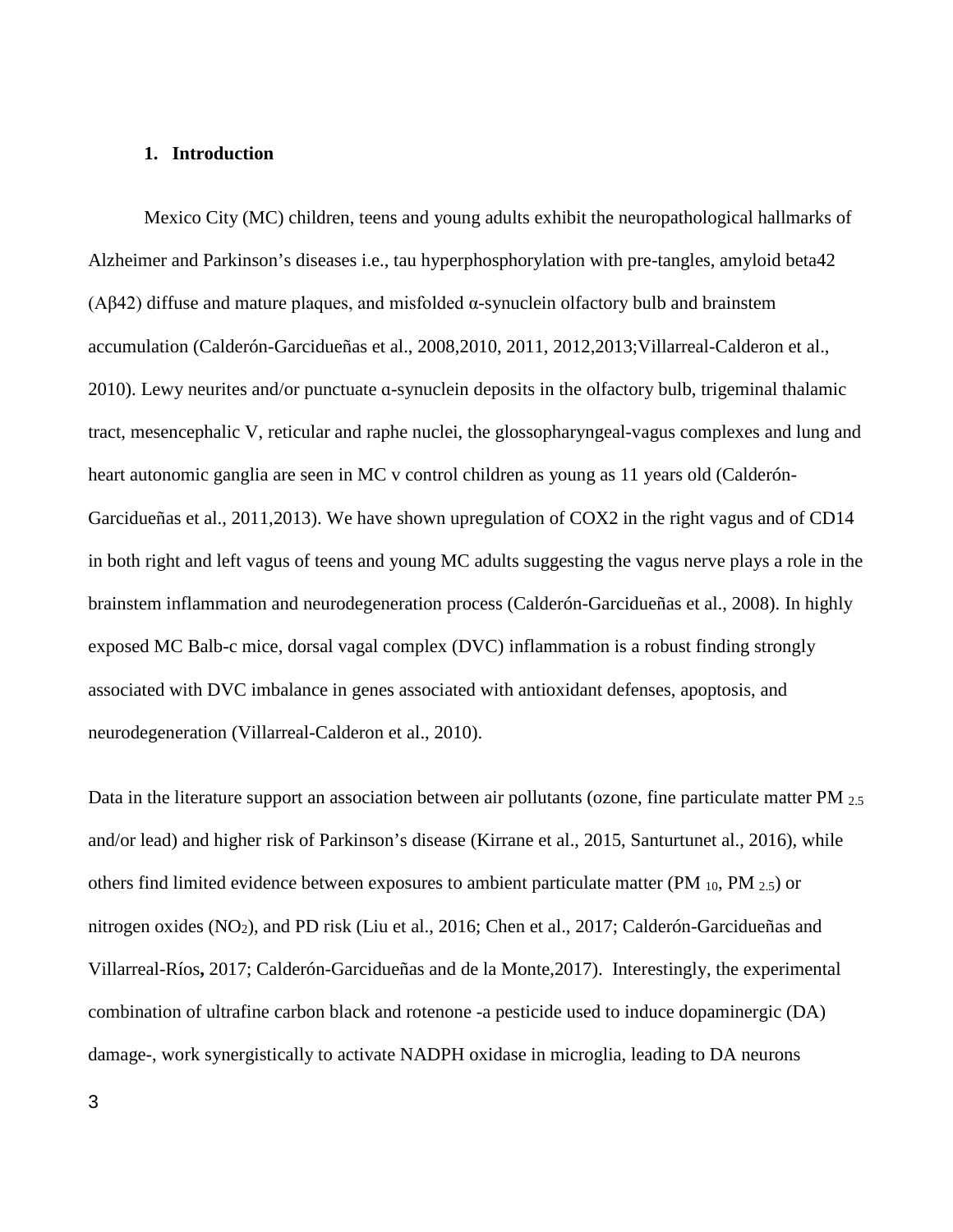## 1. Introduction

Mexico City (MC) children, teens and young adults exhibit the neuropathological hallmarks of Alzheimer and Parkinson's diseases i.e., tau hyperphosphorylation with pre-tangles, amyloid beta42 (Aβ42) diffuse and mature plaques, and misfolded α-synuclein olfactory bulb and brainstem accumulation (Calderón-Garcidueñas et al., 2008,2010, 2011, 2012,2013;Villarreal-Calderon et al., 2010). Lewy neurites and/or punctuate α-synuclein deposits in the olfactory bulb, trigeminal thalamic tract, mesencephalic V, reticular and raphe nuclei, the glossopharyngeal-vagus complexes and lung and heart autonomic ganglia are seen in MC v control children as young as 11 years old (Calderón-Garcidueñas et al., 2011,2013). We have shown upregulation of COX2 in the right vagus and of CD14 in both right and left vagus of teens and young MC adults suggesting the vagus nerve plays a role in the brainstem inflammation and neurodegeneration process (Calderón-Garcidueñas et al., 2008). In highly exposed MC Balb-c mice, dorsal vagal complex (DVC) inflammation is a robust finding strongly associated with DVC imbalance in genes associated with antioxidant defenses, apoptosis, and neurodegeneration (Villarreal-Calderon et al., 2010).

Data in the literature support an association between air pollutants (ozone, fine particulate matter $PM_{2.5}$ and/or lead) and higher risk of Parkinson's disease (Kirrane et al., 2015, Santurtunet al., 2016), while others find limited evidence between exposures to ambient particulate matter ($PM_{10}$, $PM_{2.5}$) or nitrogen oxides ($NO_2$), and PD risk (Liu et al., 2016; Chen et al., 2017; Calderón-Garcidueñas and Villarreal-Ríos, 2017; Calderón-Garcidueñas and de la Monte,2017). Interestingly, the experimental combination of ultrafine carbon black and rotenone -a pesticide used to induce dopaminergic (DA) damage-, work synergistically to activate NADPH oxidase in microglia, leading to DA neurons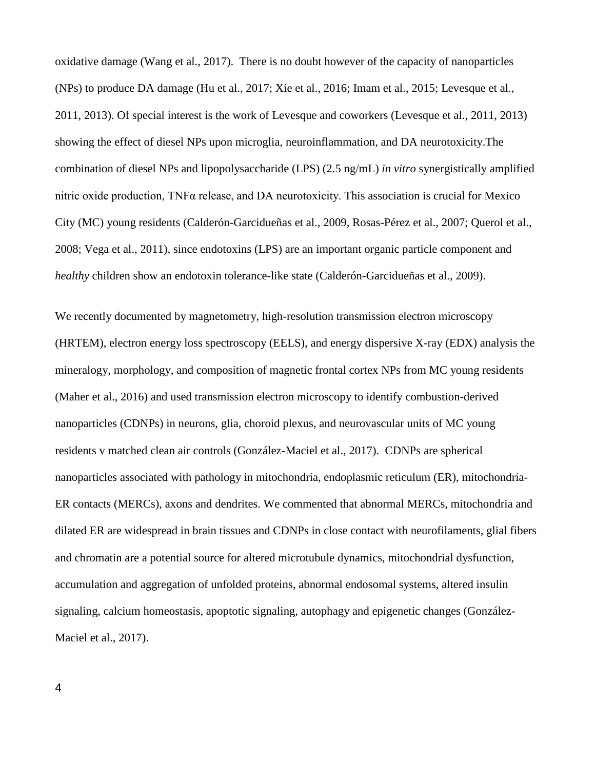oxidative damage (Wang et al., 2017). There is no doubt however of the capacity of nanoparticles (NPs) to produce DA damage (Hu et al., 2017; Xie et al., 2016; Imam et al., 2015; Levesque et al., 2011, 2013). Of special interest is the work of Levesque and coworkers (Levesque et al., 2011, 2013) showing the effect of diesel NPs upon microglia, neuroinflammation, and DA neurotoxicity.The combination of diesel NPs and lipopolysaccharide (LPS) (2.5 ng/mL) *in vitro* synergistically amplified nitric oxide production, TNFα release, and DA neurotoxicity. This association is crucial for Mexico City (MC) young residents (Calderón-Garcidueñas et al., 2009, Rosas-Pérez et al., 2007; Querol et al., 2008; Vega et al., 2011), since endotoxins (LPS) are an important organic particle component and *healthy* children show an endotoxin tolerance-like state (Calderón-Garcidueñas et al., 2009).

We recently documented by magnetometry, high-resolution transmission electron microscopy (HRTEM), electron energy loss spectroscopy (EELS), and energy dispersive X-ray (EDX) analysis the mineralogy, morphology, and composition of magnetic frontal cortex NPs from MC young residents (Maher et al., 2016) and used transmission electron microscopy to identify combustion-derived nanoparticles (CDNPs) in neurons, glia, choroid plexus, and neurovascular units of MC young residents v matched clean air controls (González-Maciel et al., 2017). CDNPs are spherical nanoparticles associated with pathology in mitochondria, endoplasmic reticulum (ER), mitochondria-ER contacts (MERCs), axons and dendrites. We commented that abnormal MERCs, mitochondria and dilated ER are widespread in brain tissues and CDNPs in close contact with neurofilaments, glial fibers and chromatin are a potential source for altered microtubule dynamics, mitochondrial dysfunction, accumulation and aggregation of unfolded proteins, abnormal endosomal systems, altered insulin signaling, calcium homeostasis, apoptotic signaling, autophagy and epigenetic changes (González-Maciel et al., 2017).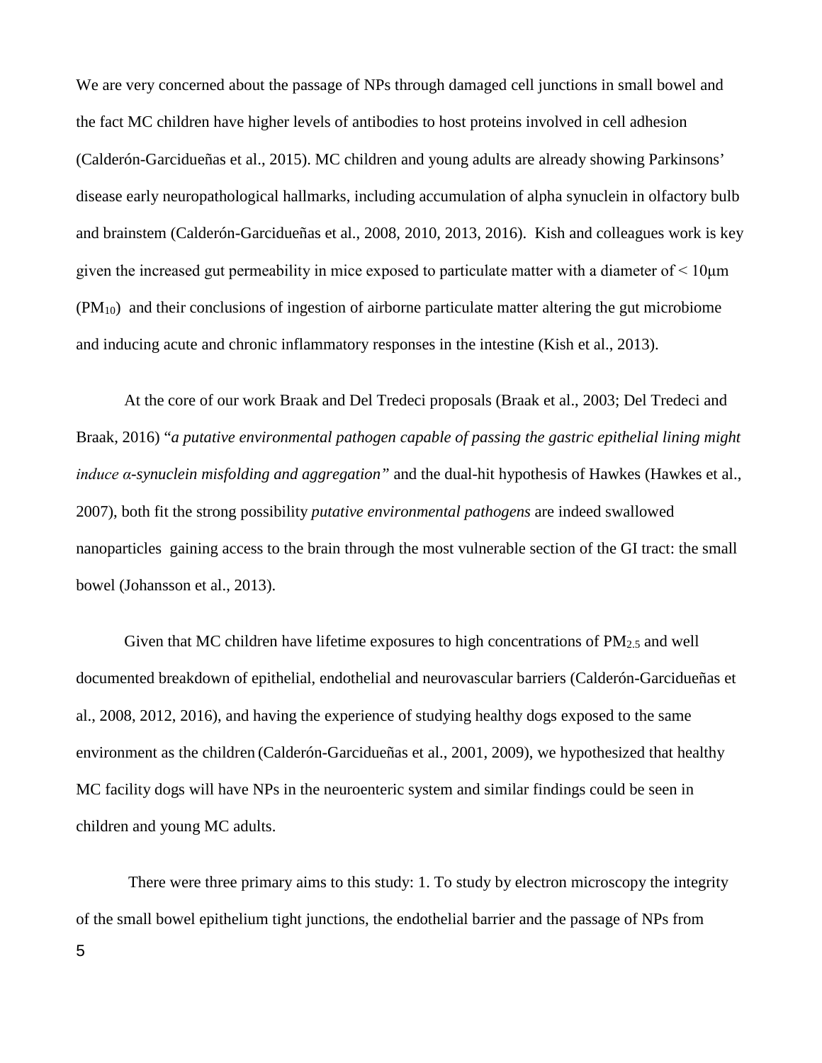We are very concerned about the passage of NPs through damaged cell junctions in small bowel and the fact MC children have higher levels of antibodies to host proteins involved in cell adhesion (Calderón-Garcidueñas et al., 2015). MC children and young adults are already showing Parkinsons' disease early neuropathological hallmarks, including accumulation of alpha synuclein in olfactory bulb and brainstem (Calderón-Garcidueñas et al., 2008, 2010, 2013, 2016). Kish and colleagues work is key given the increased gut permeability in mice exposed to particulate matter with a diameter of < 10μm ($PM_{10}$) and their conclusions of ingestion of airborne particulate matter altering the gut microbiome and inducing acute and chronic inflammatory responses in the intestine (Kish et al., 2013).

At the core of our work Braak and Del Tredeci proposals (Braak et al., 2003; Del Tredeci and Braak, 2016) "*a putative environmental pathogen capable of passing the gastric epithelial lining might induce α-synuclein misfolding and aggregation*" and the dual-hit hypothesis of Hawkes (Hawkes et al., 2007), both fit the strong possibility *putative environmental pathogens* are indeed swallowed nanoparticles gaining access to the brain through the most vulnerable section of the GI tract: the small bowel (Johansson et al., 2013).

Given that MC children have lifetime exposures to high concentrations of $PM_{2.5}$ and well documented breakdown of epithelial, endothelial and neurovascular barriers (Calderón-Garcidueñas et al., 2008, 2012, 2016), and having the experience of studying healthy dogs exposed to the same environment as the children (Calderón-Garcidueñas et al., 2001, 2009), we hypothesized that healthy MC facility dogs will have NPs in the neuroenteric system and similar findings could be seen in children and young MC adults.

There were three primary aims to this study: 1. To study by electron microscopy the integrity of the small bowel epithelium tight junctions, the endothelial barrier and the passage of NPs from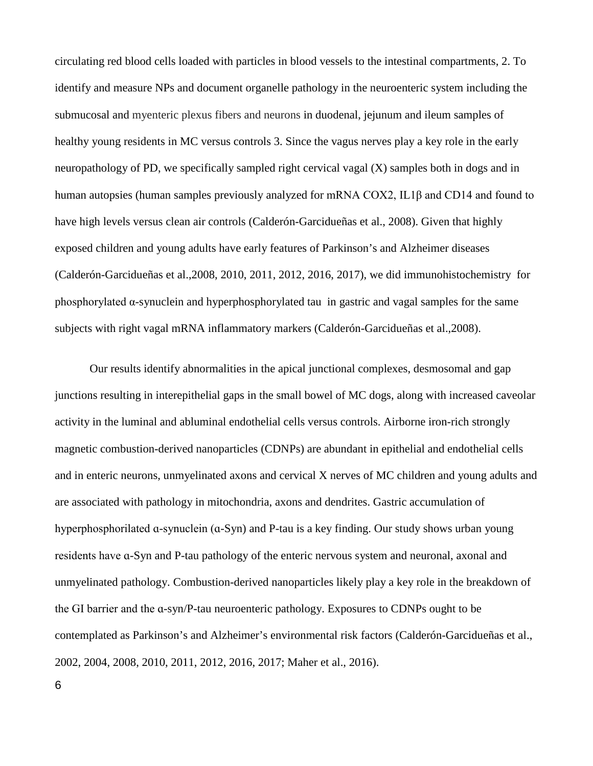circulating red blood cells loaded with particles in blood vessels to the intestinal compartments, 2. To identify and measure NPs and document organelle pathology in the neuroenteric system including the submucosal and myenteric plexus fibers and neurons in duodenal, jejunum and ileum samples of healthy young residents in MC versus controls 3. Since the vagus nerves play a key role in the early neuropathology of PD, we specifically sampled right cervical vagal (X) samples both in dogs and in human autopsies (human samples previously analyzed for mRNA COX2, IL1β and CD14 and found to have high levels versus clean air controls (Calderón-Garcidueñas et al., 2008). Given that highly exposed children and young adults have early features of Parkinson's and Alzheimer diseases (Calderón-Garcidueñas et al.,2008, 2010, 2011, 2012, 2016, 2017), we did immunohistochemistry for phosphorylated α-synuclein and hyperphosphorylated tau in gastric and vagal samples for the same subjects with right vagal mRNA inflammatory markers (Calderón-Garcidueñas et al.,2008).

Our results identify abnormalities in the apical junctional complexes, desmosomal and gap junctions resulting in interepithelial gaps in the small bowel of MC dogs, along with increased caveolar activity in the luminal and abluminal endothelial cells versus controls. Airborne iron-rich strongly magnetic combustion-derived nanoparticles (CDNPs) are abundant in epithelial and endothelial cells and in enteric neurons, unmyelinated axons and cervical X nerves of MC children and young adults and are associated with pathology in mitochondria, axons and dendrites. Gastric accumulation of hyperphosphorilated ɑ-synuclein (ɑ-Syn) and P-tau is a key finding. Our study shows urban young residents have ɑ-Syn and P-tau pathology of the enteric nervous system and neuronal, axonal and unmyelinated pathology. Combustion-derived nanoparticles likely play a key role in the breakdown of the GI barrier and the ɑ-syn/P-tau neuroenteric pathology. Exposures to CDNPs ought to be contemplated as Parkinson's and Alzheimer's environmental risk factors (Calderón-Garcidueñas et al., 2002, 2004, 2008, 2010, 2011, 2012, 2016, 2017; Maher et al., 2016).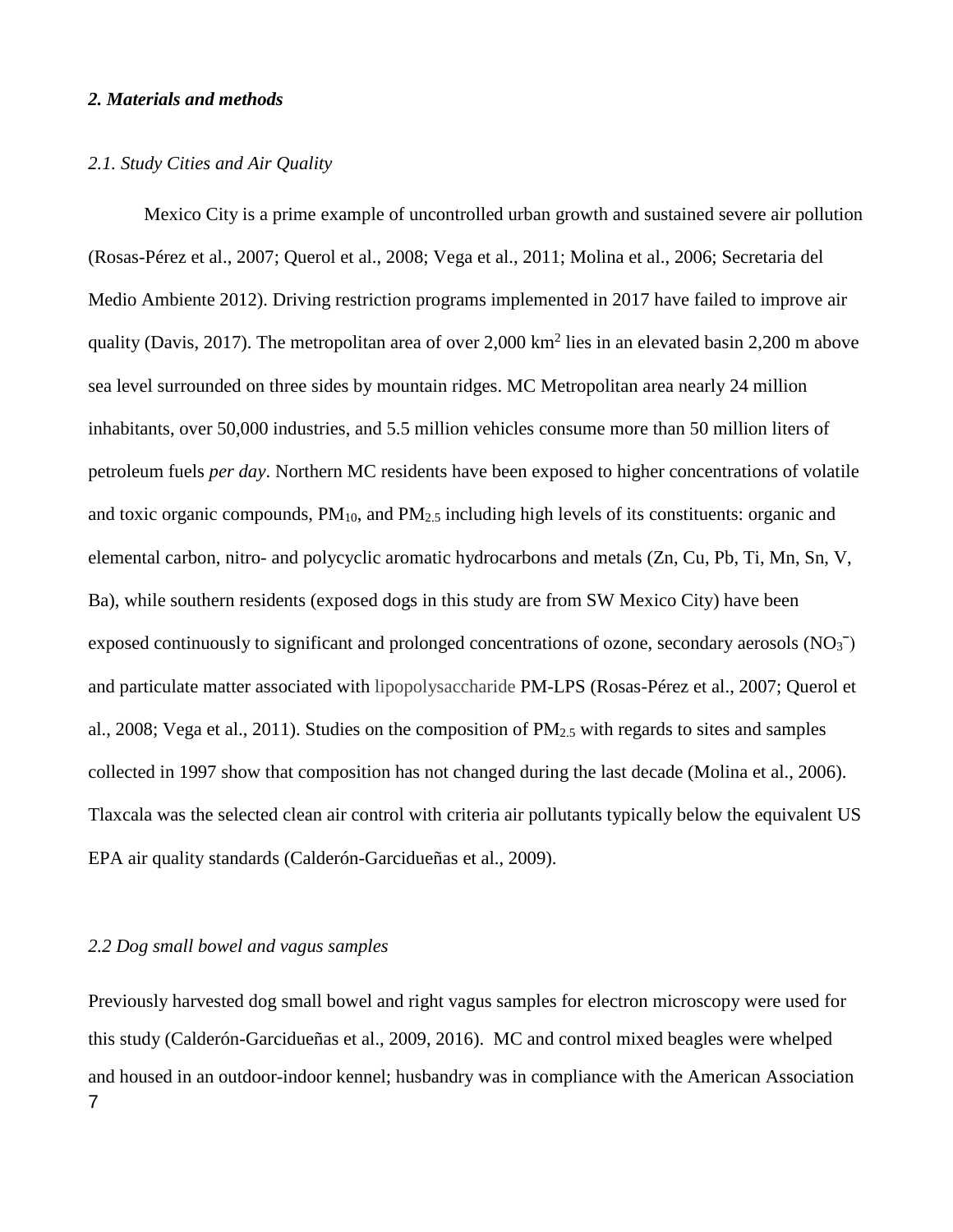## *2. Materials and methods*

### *2.1. Study Cities and Air Quality*

Mexico City is a prime example of uncontrolled urban growth and sustained severe air pollution (Rosas-Pérez et al., 2007; Querol et al., 2008; Vega et al., 2011; Molina et al., 2006; Secretaria del Medio Ambiente 2012). Driving restriction programs implemented in 2017 have failed to improve air quality (Davis, 2017). The metropolitan area of over 2,000 $km^2$ lies in an elevated basin 2,200 m above sea level surrounded on three sides by mountain ridges. MC Metropolitan area nearly 24 million inhabitants, over 50,000 industries, and 5.5 million vehicles consume more than 50 million liters of petroleum fuels *per day*. Northern MC residents have been exposed to higher concentrations of volatile and toxic organic compounds, $PM_{10}$, and $PM_{2.5}$ including high levels of its constituents: organic and elemental carbon, nitro- and polycyclic aromatic hydrocarbons and metals (Zn, Cu, Pb, Ti, Mn, Sn, V, Ba), while southern residents (exposed dogs in this study are from SW Mexico City) have been exposed continuously to significant and prolonged concentrations of ozone, secondary aerosols ($NO_3^-$) and particulate matter associated with lipopolysaccharide PM-LPS (Rosas-Pérez et al., 2007; Querol et al., 2008; Vega et al., 2011). Studies on the composition of $PM_{2.5}$ with regards to sites and samples collected in 1997 show that composition has not changed during the last decade (Molina et al., 2006). Tlaxcala was the selected clean air control with criteria air pollutants typically below the equivalent US EPA air quality standards (Calderón-Garcidueñas et al., 2009).

### *2.2 Dog small bowel and vagus samples*

Previously harvested dog small bowel and right vagus samples for electron microscopy were used for this study (Calderón-Garcidueñas et al., 2009, 2016). MC and control mixed beagles were whelped and housed in an outdoor-indoor kennel; husbandry was in compliance with the American Association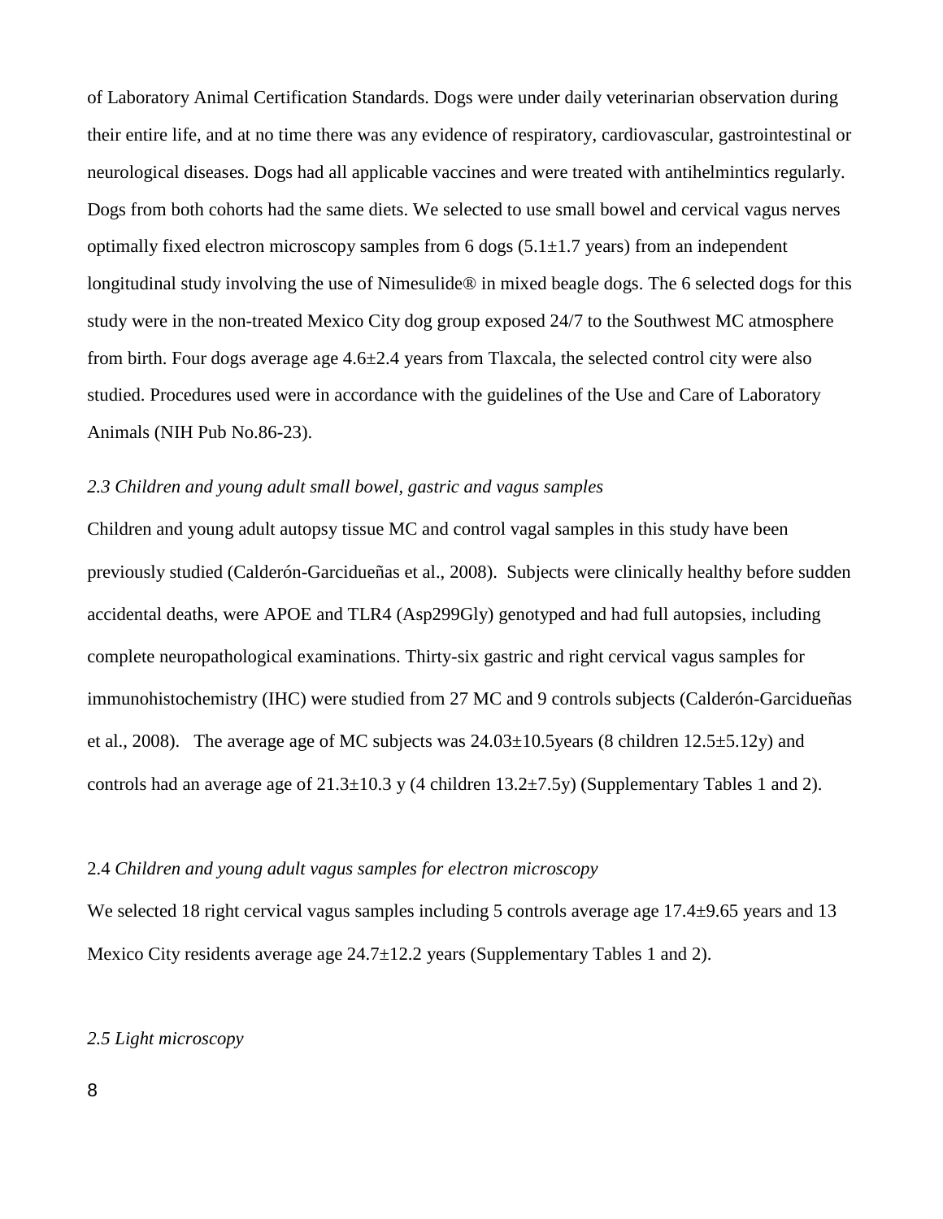of Laboratory Animal Certification Standards. Dogs were under daily veterinarian observation during their entire life, and at no time there was any evidence of respiratory, cardiovascular, gastrointestinal or neurological diseases. Dogs had all applicable vaccines and were treated with antihelmintics regularly. Dogs from both cohorts had the same diets. We selected to use small bowel and cervical vagus nerves optimally fixed electron microscopy samples from 6 dogs (5.1±1.7 years) from an independent longitudinal study involving the use of Nimesulide® in mixed beagle dogs. The 6 selected dogs for this study were in the non-treated Mexico City dog group exposed 24/7 to the Southwest MC atmosphere from birth. Four dogs average age 4.6±2.4 years from Tlaxcala, the selected control city were also studied. Procedures used were in accordance with the guidelines of the Use and Care of Laboratory Animals (NIH Pub No.86-23).

### *2.3 Children and young adult small bowel, gastric and vagus samples*

Children and young adult autopsy tissue MC and control vagal samples in this study have been previously studied (Calderón-Garcidueñas et al., 2008). Subjects were clinically healthy before sudden accidental deaths, were APOE and TLR4 (Asp299Gly) genotyped and had full autopsies, including complete neuropathological examinations. Thirty-six gastric and right cervical vagus samples for immunohistochemistry (IHC) were studied from 27 MC and 9 controls subjects (Calderón-Garcidueñas et al., 2008). The average age of MC subjects was 24.03±10.5years (8 children 12.5±5.12y) and controls had an average age of 21.3±10.3 y (4 children 13.2±7.5y) (Supplementary Tables 1 and 2).

### 2.4 *Children and young adult vagus samples for electron microscopy*

We selected 18 right cervical vagus samples including 5 controls average age 17.4±9.65 years and 13 Mexico City residents average age 24.7±12.2 years (Supplementary Tables 1 and 2).

### *2.5 Light microscopy*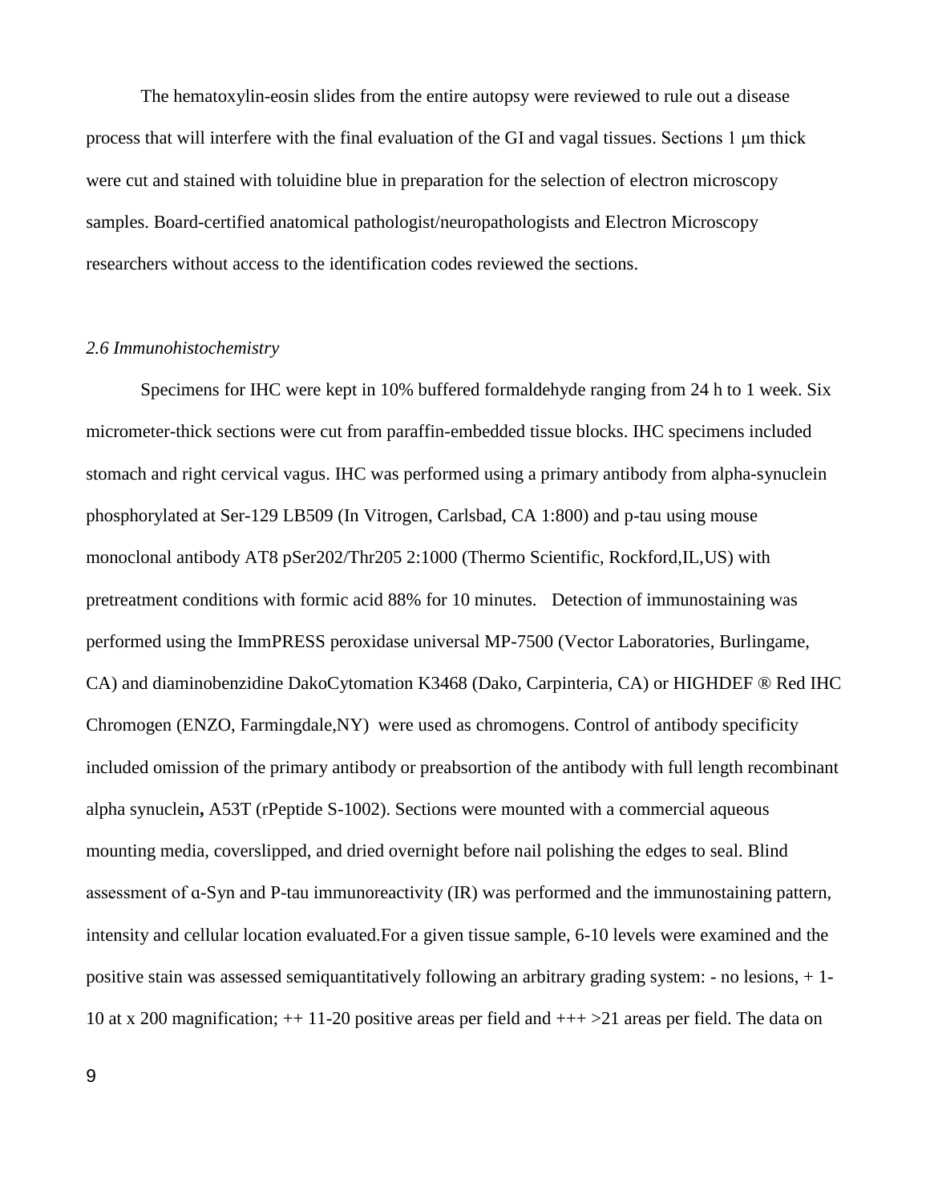The hematoxylin-eosin slides from the entire autopsy were reviewed to rule out a disease process that will interfere with the final evaluation of the GI and vagal tissues. Sections 1 μm thick were cut and stained with toluidine blue in preparation for the selection of electron microscopy samples. Board-certified anatomical pathologist/neuropathologists and Electron Microscopy researchers without access to the identification codes reviewed the sections.

*2.6 Immunohistochemistry*

Specimens for IHC were kept in 10% buffered formaldehyde ranging from 24 h to 1 week. Six micrometer-thick sections were cut from paraffin-embedded tissue blocks. IHC specimens included stomach and right cervical vagus. IHC was performed using a primary antibody from alpha-synuclein phosphorylated at Ser-129 LB509 (In Vitrogen, Carlsbad, CA 1:800) and p-tau using mouse monoclonal antibody AT8 pSer202/Thr205 2:1000 (Thermo Scientific, Rockford,IL,US) with pretreatment conditions with formic acid 88% for 10 minutes. Detection of immunostaining was performed using the ImmPRESS peroxidase universal MP-7500 (Vector Laboratories, Burlingame, CA) and diaminobenzidine DakoCytomation K3468 (Dako, Carpinteria, CA) or HIGHDEF ® Red IHC Chromogen (ENZO, Farmingdale,NY) were used as chromogens. Control of antibody specificity included omission of the primary antibody or preabsortion of the antibody with full length recombinant alpha synuclein**,** A53T (rPeptide S-1002). Sections were mounted with a commercial aqueous mounting media, coverslipped, and dried overnight before nail polishing the edges to seal. Blind assessment of α-Syn and P-tau immunoreactivity (IR) was performed and the immunostaining pattern, intensity and cellular location evaluated.For a given tissue sample, 6-10 levels were examined and the positive stain was assessed semiquantitatively following an arbitrary grading system: - no lesions, + 1-10 at x 200 magnification; ++ 11-20 positive areas per field and +++ >21 areas per field. The data on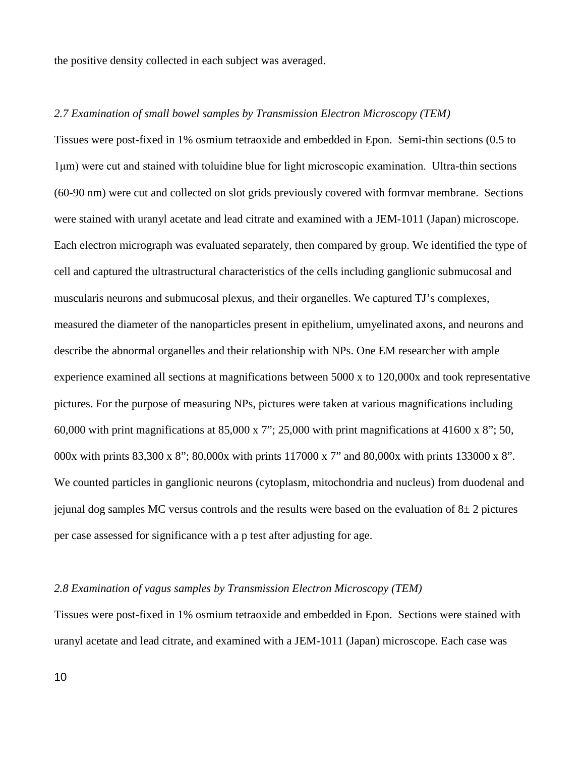the positive density collected in each subject was averaged.

### *2.7 Examination of small bowel samples by Transmission Electron Microscopy (TEM)*

Tissues were post-fixed in 1% osmium tetraoxide and embedded in Epon. Semi-thin sections (0.5 to 1μm) were cut and stained with toluidine blue for light microscopic examination. Ultra-thin sections (60-90 nm) were cut and collected on slot grids previously covered with formvar membrane. Sections were stained with uranyl acetate and lead citrate and examined with a JEM-1011 (Japan) microscope. Each electron micrograph was evaluated separately, then compared by group. We identified the type of cell and captured the ultrastructural characteristics of the cells including ganglionic submucosal and muscularis neurons and submucosal plexus, and their organelles. We captured TJ's complexes, measured the diameter of the nanoparticles present in epithelium, umyelinated axons, and neurons and describe the abnormal organelles and their relationship with NPs. One EM researcher with ample experience examined all sections at magnifications between 5000 x to 120,000x and took representative pictures. For the purpose of measuring NPs, pictures were taken at various magnifications including 60,000 with print magnifications at 85,000 x 7"; 25,000 with print magnifications at 41600 x 8"; 50, 000x with prints 83,300 x 8"; 80,000x with prints 117000 x 7" and 80,000x with prints 133000 x 8". We counted particles in ganglionic neurons (cytoplasm, mitochondria and nucleus) from duodenal and jejunal dog samples MC versus controls and the results were based on the evaluation of 8± 2 pictures per case assessed for significance with a p test after adjusting for age.

### *2.8 Examination of vagus samples by Transmission Electron Microscopy (TEM)*

Tissues were post-fixed in 1% osmium tetraoxide and embedded in Epon. Sections were stained with uranyl acetate and lead citrate, and examined with a JEM-1011 (Japan) microscope. Each case was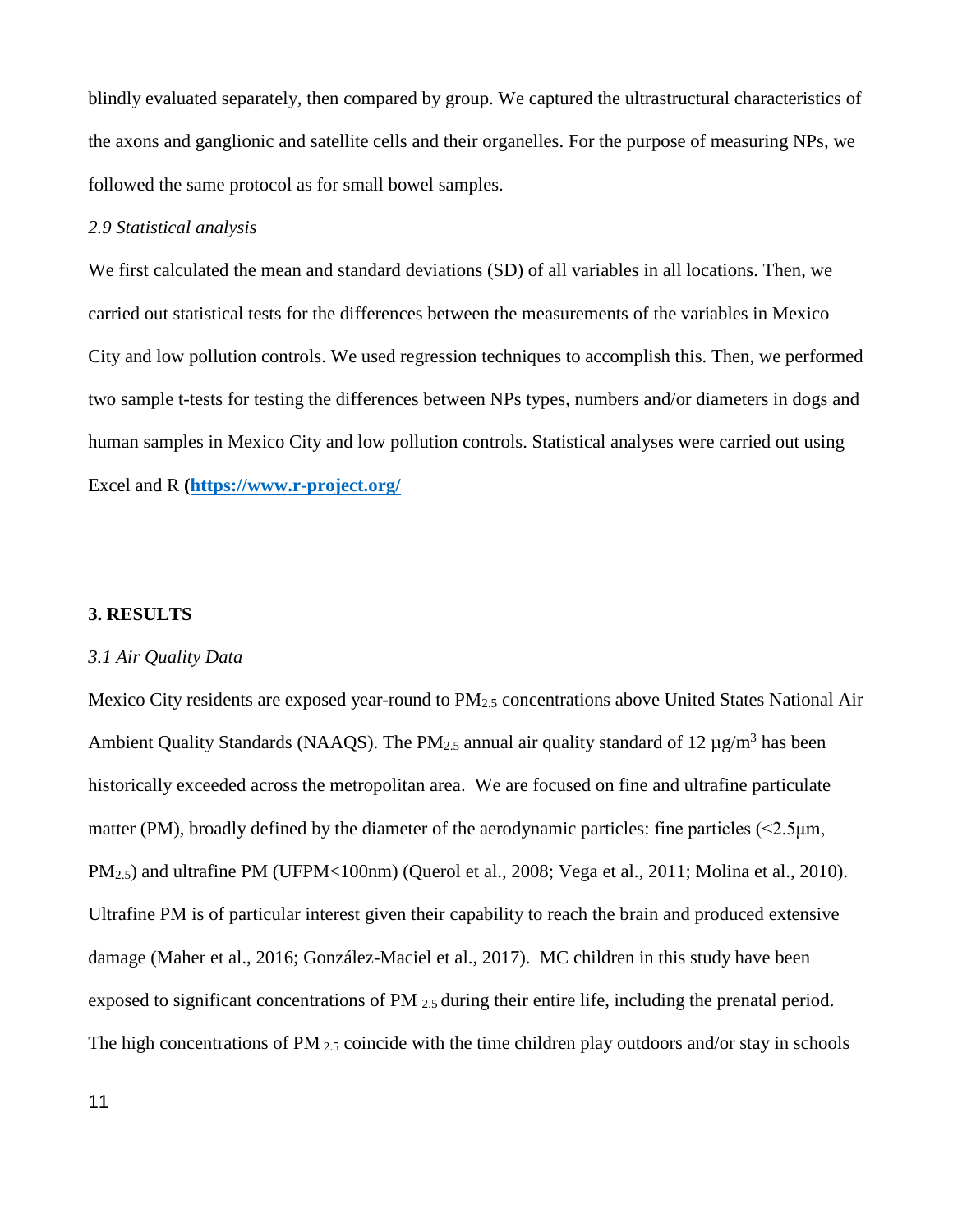blindly evaluated separately, then compared by group. We captured the ultrastructural characteristics of the axons and ganglionic and satellite cells and their organelles. For the purpose of measuring NPs, we followed the same protocol as for small bowel samples.

*2.9 Statistical analysis*

We first calculated the mean and standard deviations (SD) of all variables in all locations. Then, we carried out statistical tests for the differences between the measurements of the variables in Mexico City and low pollution controls. We used regression techniques to accomplish this. Then, we performed two sample t-tests for testing the differences between NPs types, numbers and/or diameters in dogs and human samples in Mexico City and low pollution controls. Statistical analyses were carried out using Excel and R (**https://www.r-project.org/**

## 3. RESULTS

*3.1 Air Quality Data*

Mexico City residents are exposed year-round to $PM_{2.5}$ concentrations above United States National Air Ambient Quality Standards (NAAQS). The $PM_{2.5}$ annual air quality standard of 12 µg/m$^3$ has been historically exceeded across the metropolitan area. We are focused on fine and ultrafine particulate matter (PM), broadly defined by the diameter of the aerodynamic particles: fine particles (<2.5µm, $PM_{2.5}$) and ultrafine PM (UFPM<100nm) (Querol et al., 2008; Vega et al., 2011; Molina et al., 2010). Ultrafine PM is of particular interest given their capability to reach the brain and produced extensive damage (Maher et al., 2016; González-Maciel et al., 2017). MC children in this study have been exposed to significant concentrations of $PM_{2.5}$ during their entire life, including the prenatal period. The high concentrations of $PM_{2.5}$ coincide with the time children play outdoors and/or stay in schools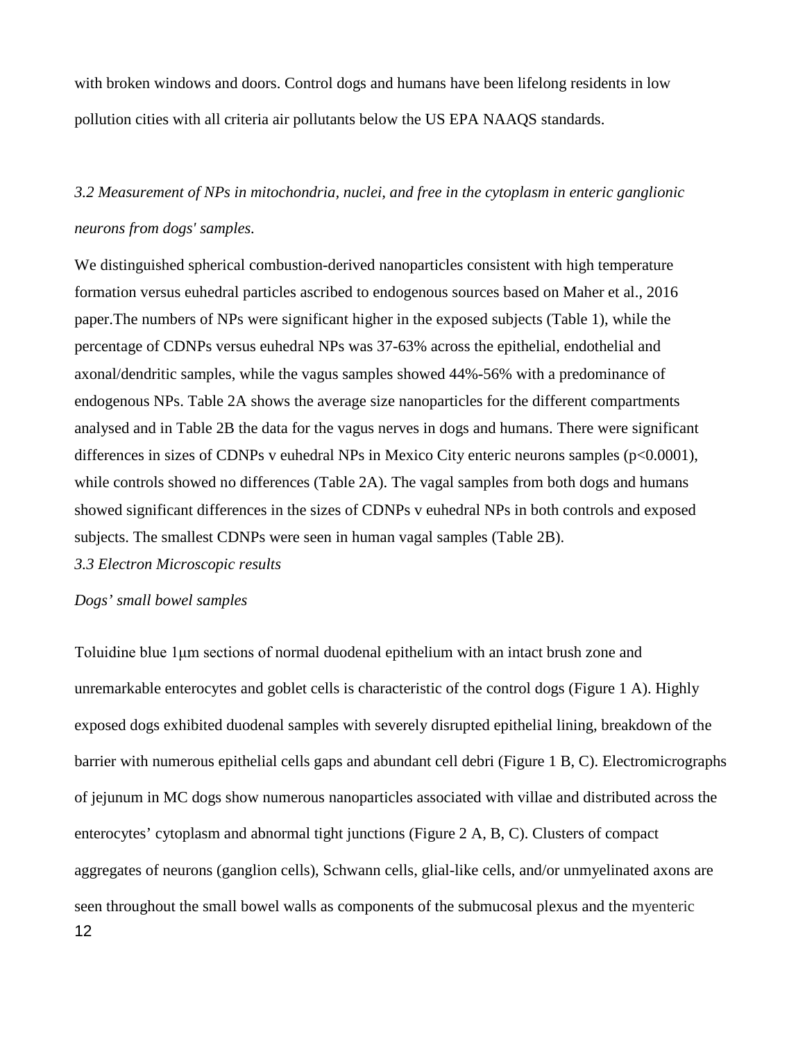with broken windows and doors. Control dogs and humans have been lifelong residents in low pollution cities with all criteria air pollutants below the US EPA NAAQS standards.

### *3.2 Measurement of NPs in mitochondria, nuclei, and free in the cytoplasm in enteric ganglionic neurons from dogs' samples.*

We distinguished spherical combustion-derived nanoparticles consistent with high temperature formation versus euhedral particles ascribed to endogenous sources based on Maher et al., 2016 paper.The numbers of NPs were significant higher in the exposed subjects (Table 1), while the percentage of CDNPs versus euhedral NPs was 37-63% across the epithelial, endothelial and axonal/dendritic samples, while the vagus samples showed 44%-56% with a predominance of endogenous NPs. Table 2A shows the average size nanoparticles for the different compartments analysed and in Table 2B the data for the vagus nerves in dogs and humans. There were significant differences in sizes of CDNPs v euhedral NPs in Mexico City enteric neurons samples ($p<0.0001$), while controls showed no differences (Table 2A). The vagal samples from both dogs and humans showed significant differences in the sizes of CDNPs v euhedral NPs in both controls and exposed subjects. The smallest CDNPs were seen in human vagal samples (Table 2B).

### *3.3 Electron Microscopic results*

*Dogs' small bowel samples*

Toluidine blue 1μm sections of normal duodenal epithelium with an intact brush zone and unremarkable enterocytes and goblet cells is characteristic of the control dogs (Figure 1 A). Highly exposed dogs exhibited duodenal samples with severely disrupted epithelial lining, breakdown of the barrier with numerous epithelial cells gaps and abundant cell debri (Figure 1 B, C). Electromicrographs of jejunum in MC dogs show numerous nanoparticles associated with villae and distributed across the enterocytes' cytoplasm and abnormal tight junctions (Figure 2 A, B, C). Clusters of compact aggregates of neurons (ganglion cells), Schwann cells, glial-like cells, and/or unmyelinated axons are seen throughout the small bowel walls as components of the submucosal plexus and the myenteric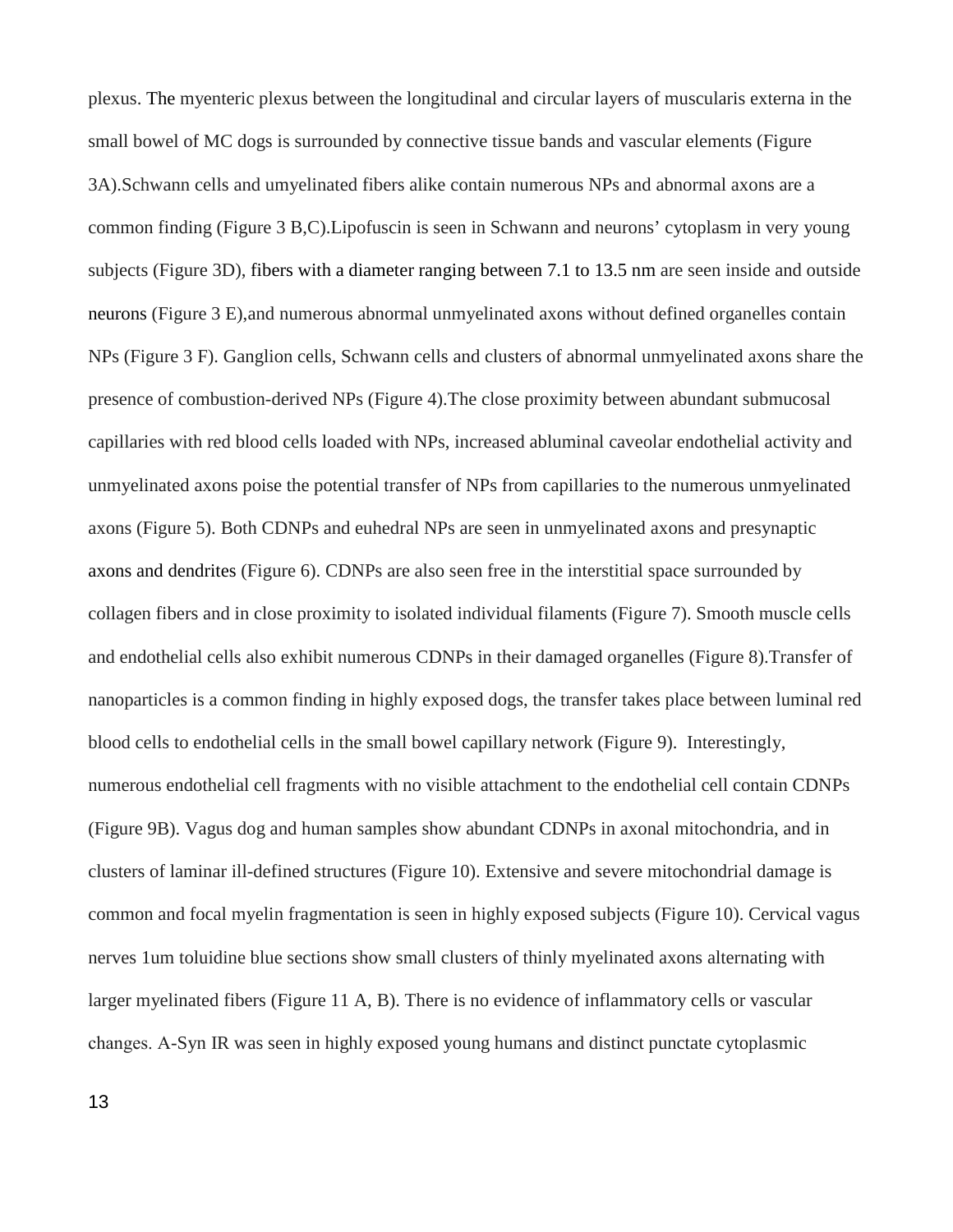plexus. The myenteric plexus between the longitudinal and circular layers of muscularis externa in the small bowel of MC dogs is surrounded by connective tissue bands and vascular elements (Figure 3A).Schwann cells and umyelinated fibers alike contain numerous NPs and abnormal axons are a common finding (Figure 3 B,C).Lipofuscin is seen in Schwann and neurons' cytoplasm in very young subjects (Figure 3D), fibers with a diameter ranging between 7.1 to 13.5 nm are seen inside and outside neurons (Figure 3 E),and numerous abnormal unmyelinated axons without defined organelles contain NPs (Figure 3 F). Ganglion cells, Schwann cells and clusters of abnormal unmyelinated axons share the presence of combustion-derived NPs (Figure 4).The close proximity between abundant submucosal capillaries with red blood cells loaded with NPs, increased abluminal caveolar endothelial activity and unmyelinated axons poise the potential transfer of NPs from capillaries to the numerous unmyelinated axons (Figure 5). Both CDNPs and euhedral NPs are seen in unmyelinated axons and presynaptic axons and dendrites (Figure 6). CDNPs are also seen free in the interstitial space surrounded by collagen fibers and in close proximity to isolated individual filaments (Figure 7). Smooth muscle cells and endothelial cells also exhibit numerous CDNPs in their damaged organelles (Figure 8).Transfer of nanoparticles is a common finding in highly exposed dogs, the transfer takes place between luminal red blood cells to endothelial cells in the small bowel capillary network (Figure 9). Interestingly, numerous endothelial cell fragments with no visible attachment to the endothelial cell contain CDNPs (Figure 9B). Vagus dog and human samples show abundant CDNPs in axonal mitochondria, and in clusters of laminar ill-defined structures (Figure 10). Extensive and severe mitochondrial damage is common and focal myelin fragmentation is seen in highly exposed subjects (Figure 10). Cervical vagus nerves 1um toluidine blue sections show small clusters of thinly myelinated axons alternating with larger myelinated fibers (Figure 11 A, B). There is no evidence of inflammatory cells or vascular changes. A-Syn IR was seen in highly exposed young humans and distinct punctate cytoplasmic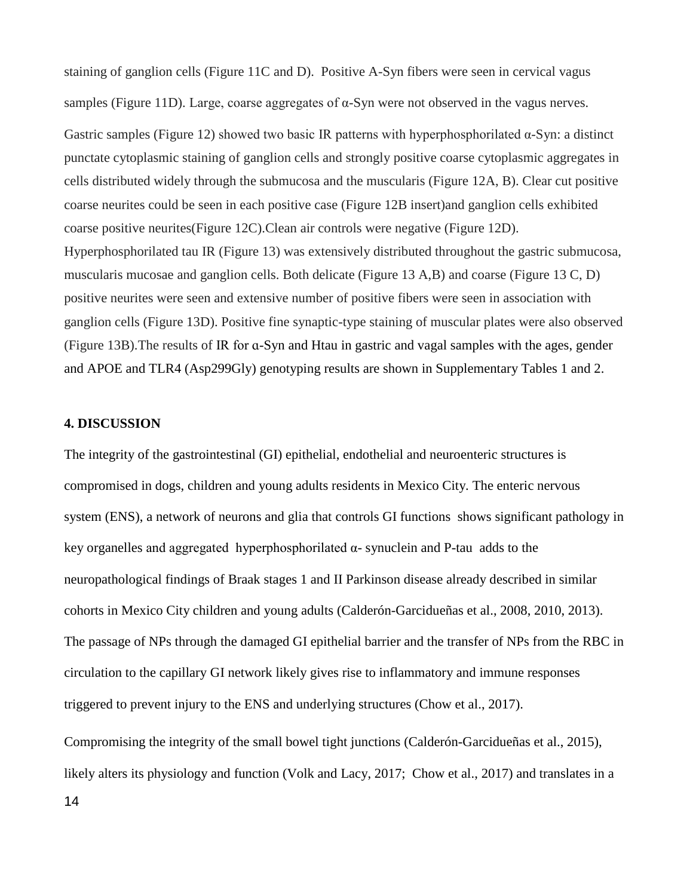staining of ganglion cells (Figure 11C and D). Positive A-Syn fibers were seen in cervical vagus samples (Figure 11D). Large, coarse aggregates of α-Syn were not observed in the vagus nerves.

Gastric samples (Figure 12) showed two basic IR patterns with hyperphosphorilated α-Syn: a distinct punctate cytoplasmic staining of ganglion cells and strongly positive coarse cytoplasmic aggregates in cells distributed widely through the submucosa and the muscularis (Figure 12A, B). Clear cut positive coarse neurites could be seen in each positive case (Figure 12B insert)and ganglion cells exhibited coarse positive neurites(Figure 12C).Clean air controls were negative (Figure 12D). Hyperphosphorilated tau IR (Figure 13) was extensively distributed throughout the gastric submucosa, muscularis mucosae and ganglion cells. Both delicate (Figure 13 A,B) and coarse (Figure 13 C, D) positive neurites were seen and extensive number of positive fibers were seen in association with ganglion cells (Figure 13D). Positive fine synaptic-type staining of muscular plates were also observed (Figure 13B).The results of IR for ɑ-Syn and Htau in gastric and vagal samples with the ages, gender and APOE and TLR4 (Asp299Gly) genotyping results are shown in Supplementary Tables 1 and 2.

## 4. DISCUSSION

The integrity of the gastrointestinal (GI) epithelial, endothelial and neuroenteric structures is compromised in dogs, children and young adults residents in Mexico City. The enteric nervous system (ENS), a network of neurons and glia that controls GI functions shows significant pathology in key organelles and aggregated hyperphosphorilated α- synuclein and P-tau adds to the neuropathological findings of Braak stages 1 and II Parkinson disease already described in similar cohorts in Mexico City children and young adults (Calderón-Garcidueñas et al., 2008, 2010, 2013). The passage of NPs through the damaged GI epithelial barrier and the transfer of NPs from the RBC in circulation to the capillary GI network likely gives rise to inflammatory and immune responses triggered to prevent injury to the ENS and underlying structures (Chow et al., 2017).

Compromising the integrity of the small bowel tight junctions (Calderón-Garcidueñas et al., 2015), likely alters its physiology and function (Volk and Lacy, 2017; Chow et al., 2017) and translates in a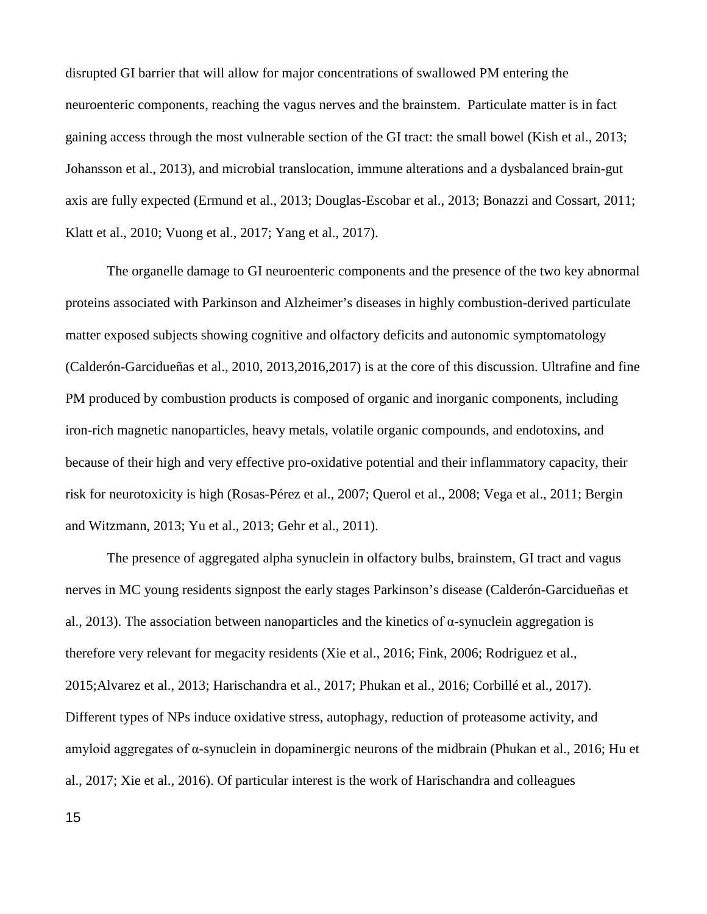disrupted GI barrier that will allow for major concentrations of swallowed PM entering the neuroenteric components, reaching the vagus nerves and the brainstem. Particulate matter is in fact gaining access through the most vulnerable section of the GI tract: the small bowel (Kish et al., 2013; Johansson et al., 2013), and microbial translocation, immune alterations and a dysbalanced brain-gut axis are fully expected (Ermund et al., 2013; Douglas-Escobar et al., 2013; Bonazzi and Cossart, 2011; Klatt et al., 2010; Vuong et al., 2017; Yang et al., 2017).

The organelle damage to GI neuroenteric components and the presence of the two key abnormal proteins associated with Parkinson and Alzheimer's diseases in highly combustion-derived particulate matter exposed subjects showing cognitive and olfactory deficits and autonomic symptomatology (Calderón-Garcidueñas et al., 2010, 2013,2016,2017) is at the core of this discussion. Ultrafine and fine PM produced by combustion products is composed of organic and inorganic components, including iron-rich magnetic nanoparticles, heavy metals, volatile organic compounds, and endotoxins, and because of their high and very effective pro-oxidative potential and their inflammatory capacity, their risk for neurotoxicity is high (Rosas-Pérez et al., 2007; Querol et al., 2008; Vega et al., 2011; Bergin and Witzmann, 2013; Yu et al., 2013; Gehr et al., 2011).

The presence of aggregated alpha synuclein in olfactory bulbs, brainstem, GI tract and vagus nerves in MC young residents signpost the early stages Parkinson's disease (Calderón-Garcidueñas et al., 2013). The association between nanoparticles and the kinetics of α-synuclein aggregation is therefore very relevant for megacity residents (Xie et al., 2016; Fink, 2006; Rodriguez et al., 2015;Alvarez et al., 2013; Harischandra et al., 2017; Phukan et al., 2016; Corbillé et al., 2017). Different types of NPs induce oxidative stress, autophagy, reduction of proteasome activity, and amyloid aggregates of α-synuclein in dopaminergic neurons of the midbrain (Phukan et al., 2016; Hu et al., 2017; Xie et al., 2016). Of particular interest is the work of Harischandra and colleagues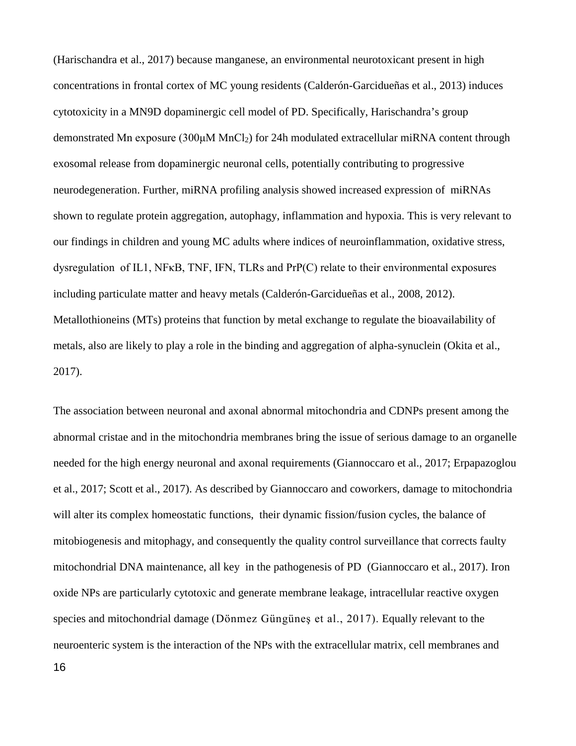(Harischandra et al., 2017) because manganese, an environmental neurotoxicant present in high concentrations in frontal cortex of MC young residents (Calderón-Garcidueñas et al., 2013) induces cytotoxicity in a MN9D dopaminergic cell model of PD. Specifically, Harischandra's group demonstrated Mn exposure (300μM $MnCl_2$) for 24h modulated extracellular miRNA content through exosomal release from dopaminergic neuronal cells, potentially contributing to progressive neurodegeneration. Further, miRNA profiling analysis showed increased expression of miRNAs shown to regulate protein aggregation, autophagy, inflammation and hypoxia. This is very relevant to our findings in children and young MC adults where indices of neuroinflammation, oxidative stress, dysregulation of IL1, NFκB, TNF, IFN, TLRs and PrP(C) relate to their environmental exposures including particulate matter and heavy metals (Calderón-Garcidueñas et al., 2008, 2012). Metallothioneins (MTs) proteins that function by metal exchange to regulate the bioavailability of metals, also are likely to play a role in the binding and aggregation of alpha-synuclein (Okita et al., 2017).

The association between neuronal and axonal abnormal mitochondria and CDNPs present among the abnormal cristae and in the mitochondria membranes bring the issue of serious damage to an organelle needed for the high energy neuronal and axonal requirements (Giannoccaro et al., 2017; Erpapazoglou et al., 2017; Scott et al., 2017). As described by Giannoccaro and coworkers, damage to mitochondria will alter its complex homeostatic functions, their dynamic fission/fusion cycles, the balance of mitobiogenesis and mitophagy, and consequently the quality control surveillance that corrects faulty mitochondrial DNA maintenance, all key in the pathogenesis of PD (Giannoccaro et al., 2017). Iron oxide NPs are particularly cytotoxic and generate membrane leakage, intracellular reactive oxygen species and mitochondrial damage (Dönmez Güngüneş et al., 2017). Equally relevant to the neuroenteric system is the interaction of the NPs with the extracellular matrix, cell membranes and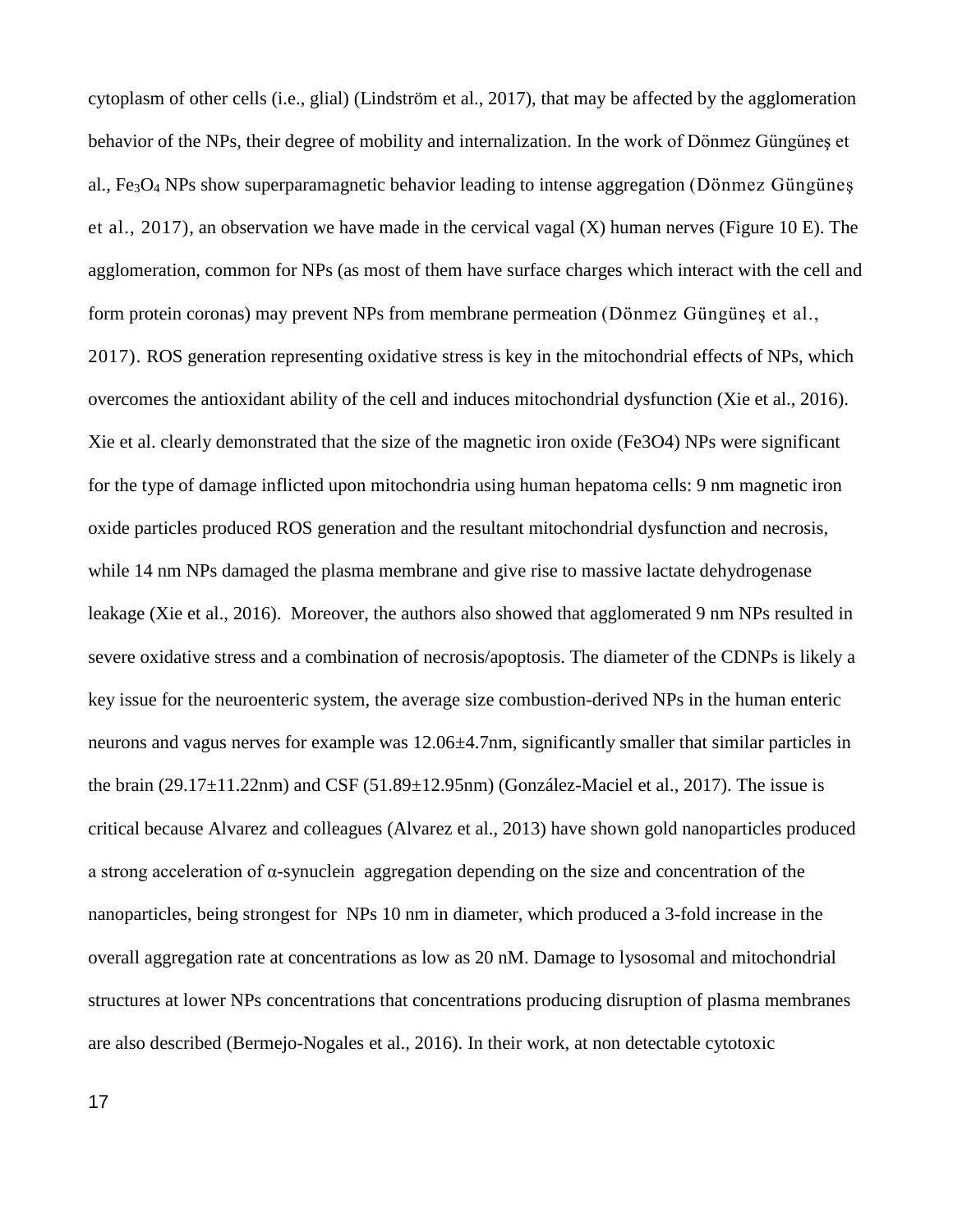cytoplasm of other cells (i.e., glial) (Lindström et al., 2017), that may be affected by the agglomeration behavior of the NPs, their degree of mobility and internalization. In the work of Dönmez Güngüneş et al., $Fe_3O_4$ NPs show superparamagnetic behavior leading to intense aggregation (Dönmez Güngüneş et al., 2017), an observation we have made in the cervical vagal (X) human nerves (Figure 10 E). The agglomeration, common for NPs (as most of them have surface charges which interact with the cell and form protein coronas) may prevent NPs from membrane permeation (Dönmez Güngüneş et al., 2017). ROS generation representing oxidative stress is key in the mitochondrial effects of NPs, which overcomes the antioxidant ability of the cell and induces mitochondrial dysfunction (Xie et al., 2016). Xie et al. clearly demonstrated that the size of the magnetic iron oxide ($Fe3O4$) NPs were significant for the type of damage inflicted upon mitochondria using human hepatoma cells: 9 nm magnetic iron oxide particles produced ROS generation and the resultant mitochondrial dysfunction and necrosis, while 14 nm NPs damaged the plasma membrane and give rise to massive lactate dehydrogenase leakage (Xie et al., 2016). Moreover, the authors also showed that agglomerated 9 nm NPs resulted in severe oxidative stress and a combination of necrosis/apoptosis. The diameter of the CDNPs is likely a key issue for the neuroenteric system, the average size combustion-derived NPs in the human enteric neurons and vagus nerves for example was 12.06±4.7nm, significantly smaller that similar particles in the brain (29.17±11.22nm) and CSF (51.89±12.95nm) (González-Maciel et al., 2017). The issue is critical because Alvarez and colleagues (Alvarez et al., 2013) have shown gold nanoparticles produced a strong acceleration of α-synuclein aggregation depending on the size and concentration of the nanoparticles, being strongest for NPs 10 nm in diameter, which produced a 3-fold increase in the overall aggregation rate at concentrations as low as 20 nM. Damage to lysosomal and mitochondrial structures at lower NPs concentrations that concentrations producing disruption of plasma membranes are also described (Bermejo-Nogales et al., 2016). In their work, at non detectable cytotoxic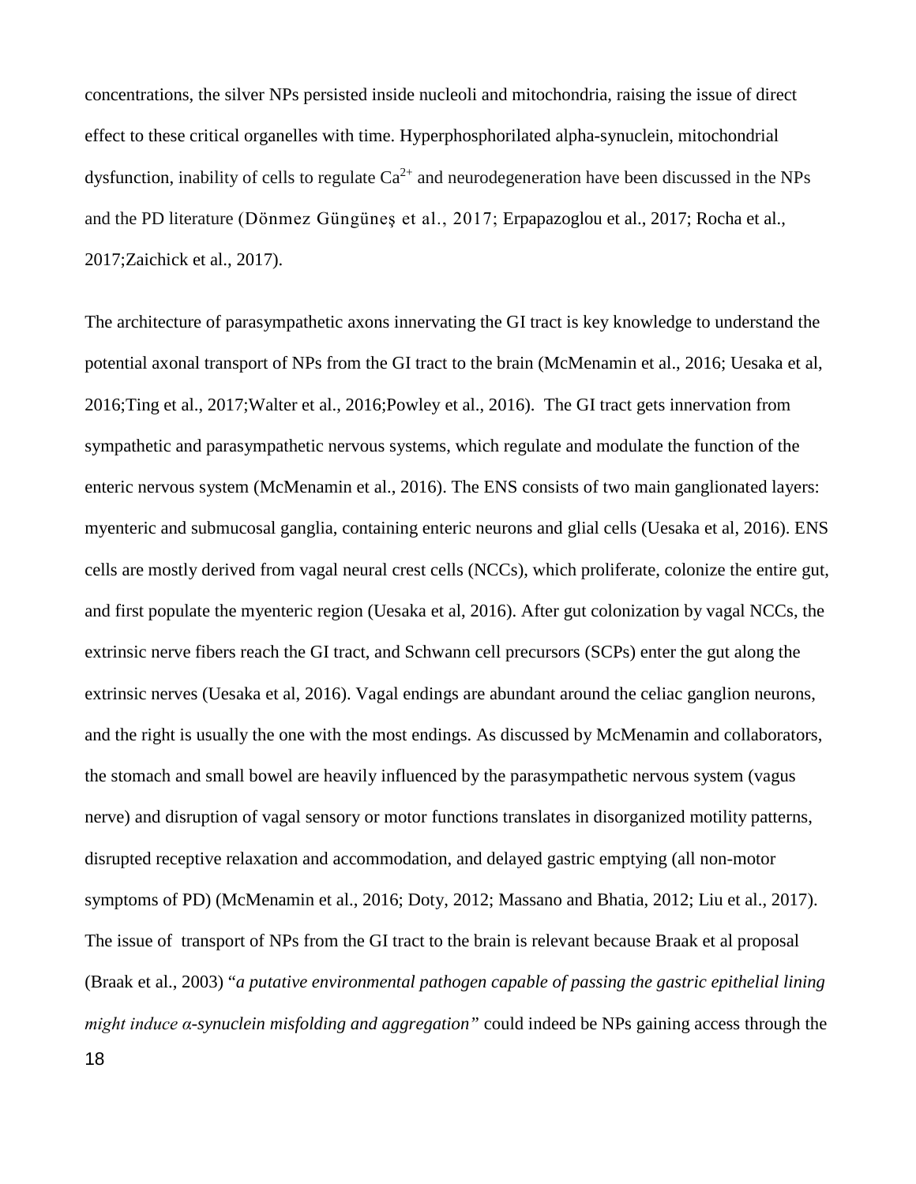concentrations, the silver NPs persisted inside nucleoli and mitochondria, raising the issue of direct effect to these critical organelles with time. Hyperphosphorilated alpha-synuclein, mitochondrial dysfunction, inability of cells to regulate $Ca^{2+}$ and neurodegeneration have been discussed in the NPs and the PD literature (Dönmez Güngüneş et al., 2017; Erpapazoglou et al., 2017; Rocha et al., 2017;Zaichick et al., 2017).

The architecture of parasympathetic axons innervating the GI tract is key knowledge to understand the potential axonal transport of NPs from the GI tract to the brain (McMenamin et al., 2016; Uesaka et al, 2016;Ting et al., 2017;Walter et al., 2016;Powley et al., 2016). The GI tract gets innervation from sympathetic and parasympathetic nervous systems, which regulate and modulate the function of the enteric nervous system (McMenamin et al., 2016). The ENS consists of two main ganglionated layers: myenteric and submucosal ganglia, containing enteric neurons and glial cells (Uesaka et al, 2016). ENS cells are mostly derived from vagal neural crest cells (NCCs), which proliferate, colonize the entire gut, and first populate the myenteric region (Uesaka et al, 2016). After gut colonization by vagal NCCs, the extrinsic nerve fibers reach the GI tract, and Schwann cell precursors (SCPs) enter the gut along the extrinsic nerves (Uesaka et al, 2016). Vagal endings are abundant around the celiac ganglion neurons, and the right is usually the one with the most endings. As discussed by McMenamin and collaborators, the stomach and small bowel are heavily influenced by the parasympathetic nervous system (vagus nerve) and disruption of vagal sensory or motor functions translates in disorganized motility patterns, disrupted receptive relaxation and accommodation, and delayed gastric emptying (all non-motor symptoms of PD) (McMenamin et al., 2016; Doty, 2012; Massano and Bhatia, 2012; Liu et al., 2017). The issue of transport of NPs from the GI tract to the brain is relevant because Braak et al proposal (Braak et al., 2003) "*a putative environmental pathogen capable of passing the gastric epithelial lining might induce α-synuclein misfolding and aggregation*" could indeed be NPs gaining access through the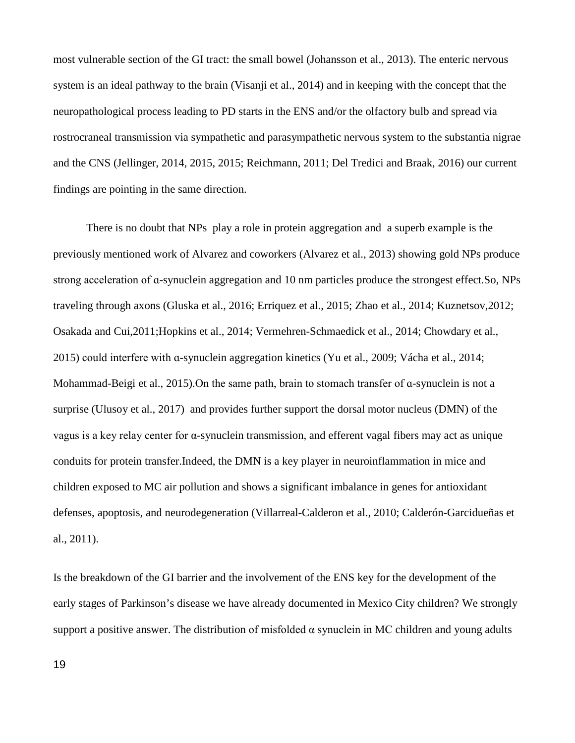most vulnerable section of the GI tract: the small bowel (Johansson et al., 2013). The enteric nervous system is an ideal pathway to the brain (Visanji et al., 2014) and in keeping with the concept that the neuropathological process leading to PD starts in the ENS and/or the olfactory bulb and spread via rostrocraneal transmission via sympathetic and parasympathetic nervous system to the substantia nigrae and the CNS (Jellinger, 2014, 2015, 2015; Reichmann, 2011; Del Tredici and Braak, 2016) our current findings are pointing in the same direction.

There is no doubt that NPs play a role in protein aggregation and a superb example is the previously mentioned work of Alvarez and coworkers (Alvarez et al., 2013) showing gold NPs produce strong acceleration of ɑ-synuclein aggregation and 10 nm particles produce the strongest effect.So, NPs traveling through axons (Gluska et al., 2016; Erriquez et al., 2015; Zhao et al., 2014; Kuznetsov,2012; Osakada and Cui,2011;Hopkins et al., 2014; Vermehren-Schmaedick et al., 2014; Chowdary et al., 2015) could interfere with ɑ-synuclein aggregation kinetics (Yu et al., 2009; Vácha et al., 2014; Mohammad-Beigi et al., 2015).On the same path, brain to stomach transfer of ɑ-synuclein is not a surprise (Ulusoy et al., 2017) and provides further support the dorsal motor nucleus (DMN) of the vagus is a key relay center for α-synuclein transmission, and efferent vagal fibers may act as unique conduits for protein transfer.Indeed, the DMN is a key player in neuroinflammation in mice and children exposed to MC air pollution and shows a significant imbalance in genes for antioxidant defenses, apoptosis, and neurodegeneration (Villarreal-Calderon et al., 2010; Calderón-Garcidueñas et al., 2011).

Is the breakdown of the GI barrier and the involvement of the ENS key for the development of the early stages of Parkinson's disease we have already documented in Mexico City children? We strongly support a positive answer. The distribution of misfolded α synuclein in MC children and young adults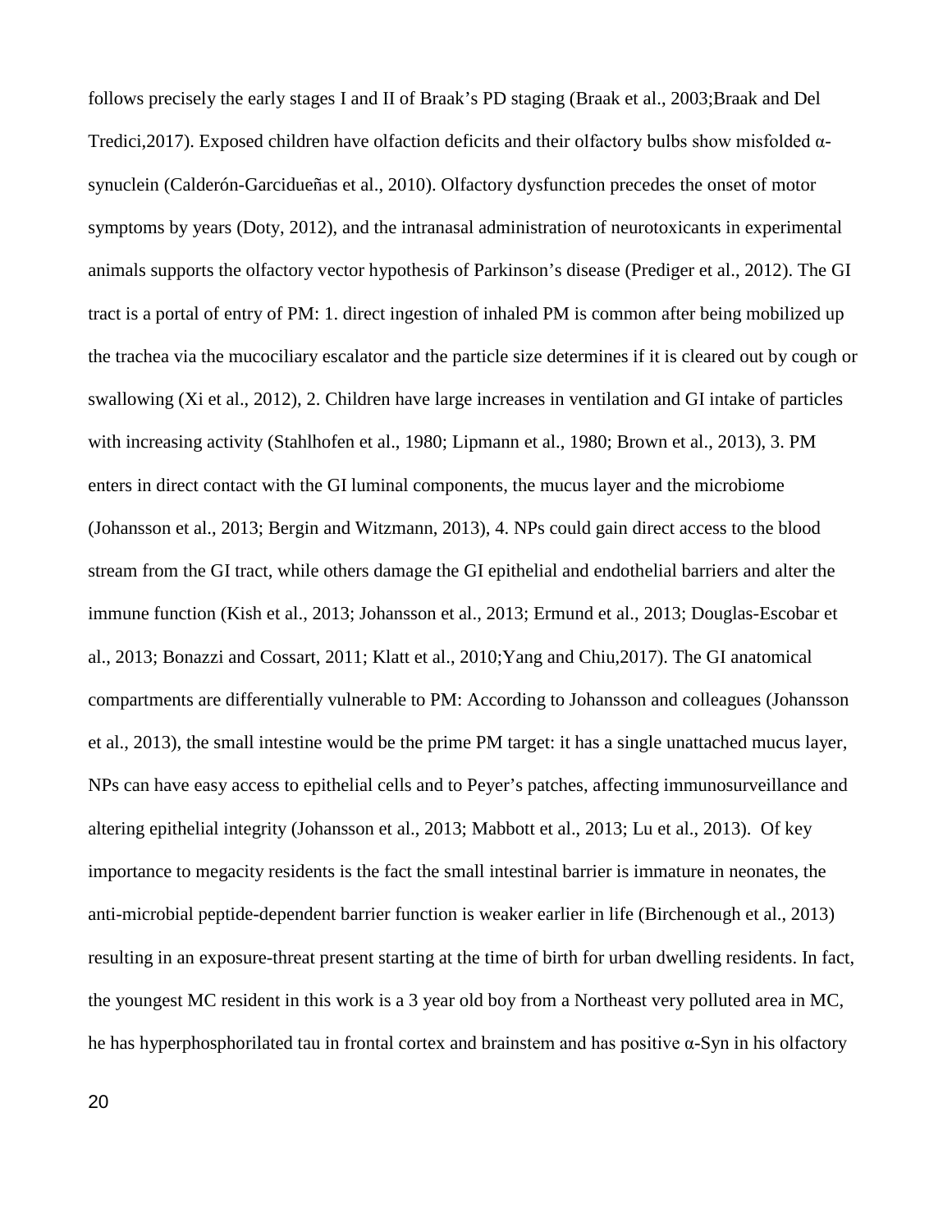follows precisely the early stages I and II of Braak's PD staging (Braak et al., 2003;Braak and Del Tredici,2017). Exposed children have olfaction deficits and their olfactory bulbs show misfolded α-synuclein (Calderón-Garcidueñas et al., 2010). Olfactory dysfunction precedes the onset of motor symptoms by years (Doty, 2012), and the intranasal administration of neurotoxicants in experimental animals supports the olfactory vector hypothesis of Parkinson's disease (Prediger et al., 2012). The GI tract is a portal of entry of PM: 1. direct ingestion of inhaled PM is common after being mobilized up the trachea via the mucociliary escalator and the particle size determines if it is cleared out by cough or swallowing (Xi et al., 2012), 2. Children have large increases in ventilation and GI intake of particles with increasing activity (Stahlhofen et al., 1980; Lipmann et al., 1980; Brown et al., 2013), 3. PM enters in direct contact with the GI luminal components, the mucus layer and the microbiome (Johansson et al., 2013; Bergin and Witzmann, 2013), 4. NPs could gain direct access to the blood stream from the GI tract, while others damage the GI epithelial and endothelial barriers and alter the immune function (Kish et al., 2013; Johansson et al., 2013; Ermund et al., 2013; Douglas-Escobar et al., 2013; Bonazzi and Cossart, 2011; Klatt et al., 2010;Yang and Chiu,2017). The GI anatomical compartments are differentially vulnerable to PM: According to Johansson and colleagues (Johansson et al., 2013), the small intestine would be the prime PM target: it has a single unattached mucus layer, NPs can have easy access to epithelial cells and to Peyer's patches, affecting immunosurveillance and altering epithelial integrity (Johansson et al., 2013; Mabbott et al., 2013; Lu et al., 2013). Of key importance to megacity residents is the fact the small intestinal barrier is immature in neonates, the anti-microbial peptide-dependent barrier function is weaker earlier in life (Birchenough et al., 2013) resulting in an exposure-threat present starting at the time of birth for urban dwelling residents. In fact, the youngest MC resident in this work is a 3 year old boy from a Northeast very polluted area in MC, he has hyperphosphorilated tau in frontal cortex and brainstem and has positive α-Syn in his olfactory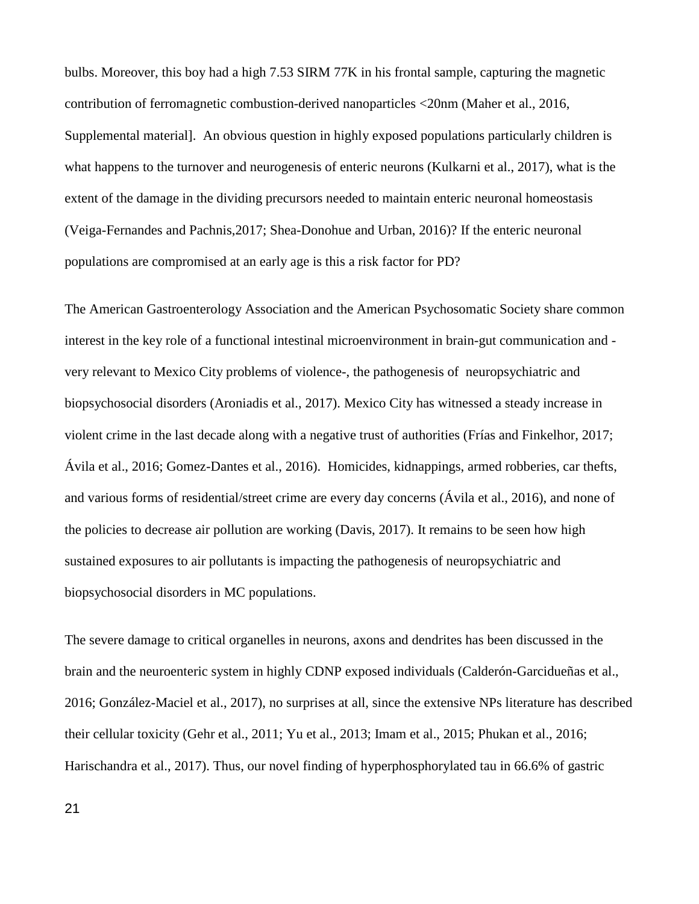bulbs. Moreover, this boy had a high 7.53 SIRM 77K in his frontal sample, capturing the magnetic contribution of ferromagnetic combustion-derived nanoparticles <20nm (Maher et al., 2016, Supplemental material]. An obvious question in highly exposed populations particularly children is what happens to the turnover and neurogenesis of enteric neurons (Kulkarni et al., 2017), what is the extent of the damage in the dividing precursors needed to maintain enteric neuronal homeostasis (Veiga-Fernandes and Pachnis,2017; Shea-Donohue and Urban, 2016)? If the enteric neuronal populations are compromised at an early age is this a risk factor for PD?

The American Gastroenterology Association and the American Psychosomatic Society share common interest in the key role of a functional intestinal microenvironment in brain-gut communication and -very relevant to Mexico City problems of violence-, the pathogenesis of neuropsychiatric and biopsychosocial disorders (Aroniadis et al., 2017). Mexico City has witnessed a steady increase in violent crime in the last decade along with a negative trust of authorities (Frías and Finkelhor, 2017; Ávila et al., 2016; Gomez-Dantes et al., 2016). Homicides, kidnappings, armed robberies, car thefts, and various forms of residential/street crime are every day concerns (Ávila et al., 2016), and none of the policies to decrease air pollution are working (Davis, 2017). It remains to be seen how high sustained exposures to air pollutants is impacting the pathogenesis of neuropsychiatric and biopsychosocial disorders in MC populations.

The severe damage to critical organelles in neurons, axons and dendrites has been discussed in the brain and the neuroenteric system in highly CDNP exposed individuals (Calderón-Garcidueñas et al., 2016; González-Maciel et al., 2017), no surprises at all, since the extensive NPs literature has described their cellular toxicity (Gehr et al., 2011; Yu et al., 2013; Imam et al., 2015; Phukan et al., 2016; Harischandra et al., 2017). Thus, our novel finding of hyperphosphorylated tau in 66.6% of gastric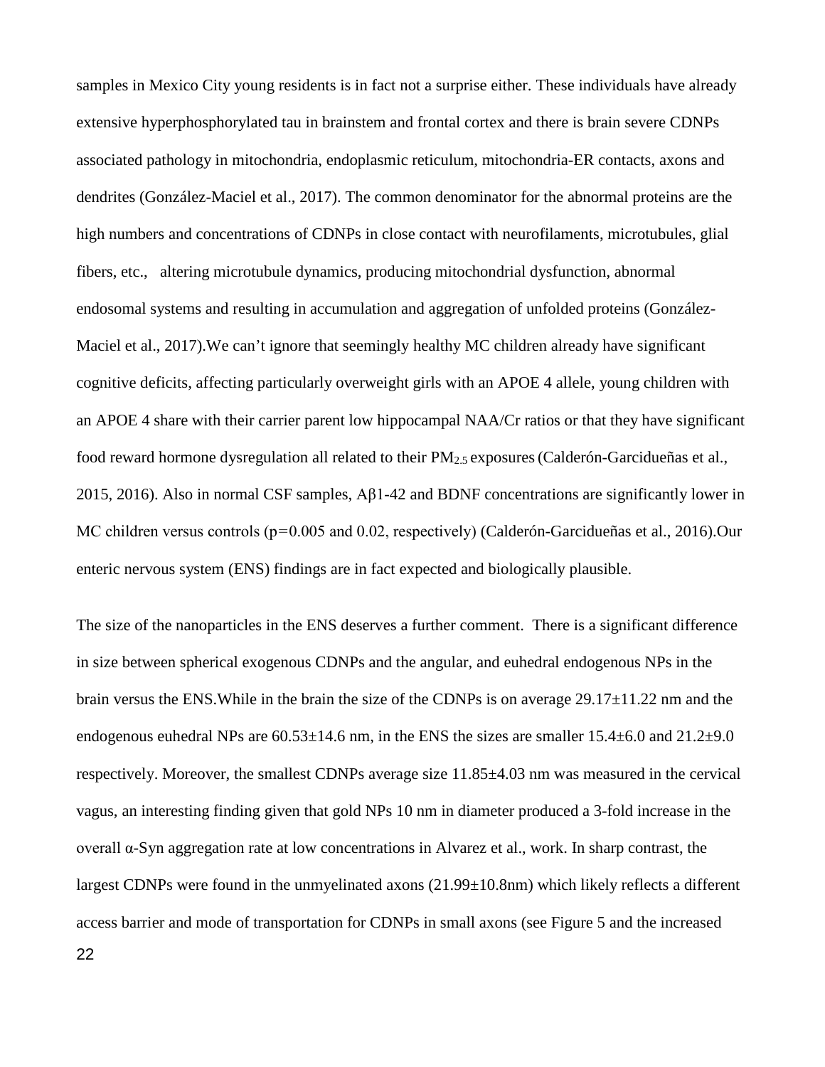samples in Mexico City young residents is in fact not a surprise either. These individuals have already extensive hyperphosphorylated tau in brainstem and frontal cortex and there is brain severe CDNPs associated pathology in mitochondria, endoplasmic reticulum, mitochondria-ER contacts, axons and dendrites (González-Maciel et al., 2017). The common denominator for the abnormal proteins are the high numbers and concentrations of CDNPs in close contact with neurofilaments, microtubules, glial fibers, etc., altering microtubule dynamics, producing mitochondrial dysfunction, abnormal endosomal systems and resulting in accumulation and aggregation of unfolded proteins (González-Maciel et al., 2017).We can't ignore that seemingly healthy MC children already have significant cognitive deficits, affecting particularly overweight girls with an APOE 4 allele, young children with an APOE 4 share with their carrier parent low hippocampal NAA/Cr ratios or that they have significant food reward hormone dysregulation all related to their $PM_{2.5}$ exposures (Calderón-Garcidueñas et al., 2015, 2016). Also in normal CSF samples, Aβ1-42 and BDNF concentrations are significantly lower in MC children versus controls ($p=0.005$ and 0.02, respectively) (Calderón-Garcidueñas et al., 2016).Our enteric nervous system (ENS) findings are in fact expected and biologically plausible.

The size of the nanoparticles in the ENS deserves a further comment. There is a significant difference in size between spherical exogenous CDNPs and the angular, and euhedral endogenous NPs in the brain versus the ENS.While in the brain the size of the CDNPs is on average $29.17\pm11.22$ nm and the endogenous euhedral NPs are $60.53\pm14.6$ nm, in the ENS the sizes are smaller $15.4\pm6.0$ and $21.2\pm9.0$ respectively. Moreover, the smallest CDNPs average size $11.85\pm4.03$ nm was measured in the cervical vagus, an interesting finding given that gold NPs 10 nm in diameter produced a 3-fold increase in the overall α-Syn aggregation rate at low concentrations in Alvarez et al., work. In sharp contrast, the largest CDNPs were found in the unmyelinated axons ($21.99\pm10.8$nm) which likely reflects a different access barrier and mode of transportation for CDNPs in small axons (see Figure 5 and the increased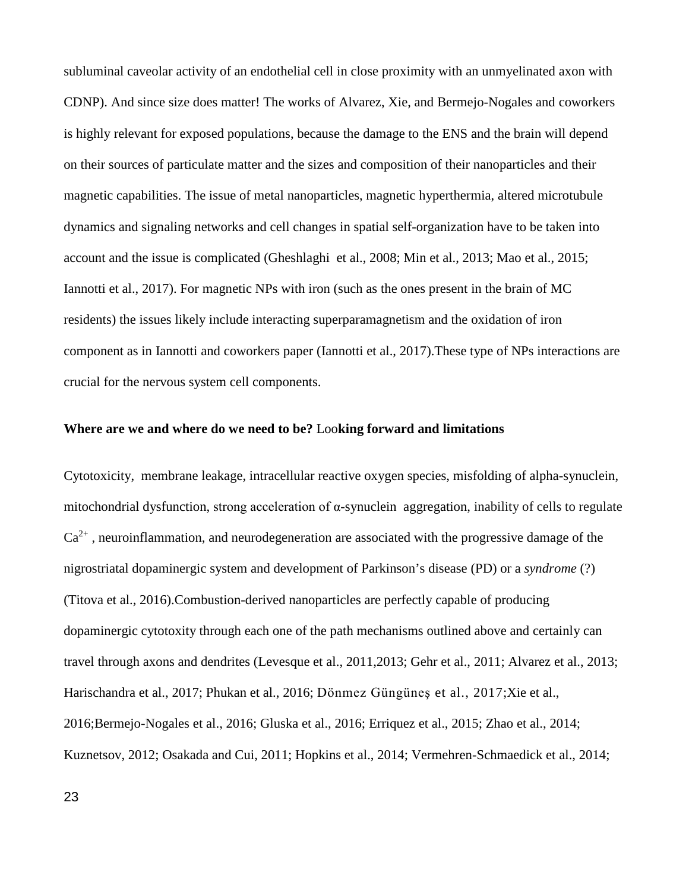subluminal caveolar activity of an endothelial cell in close proximity with an unmyelinated axon with CDNP). And since size does matter! The works of Alvarez, Xie, and Bermejo-Nogales and coworkers is highly relevant for exposed populations, because the damage to the ENS and the brain will depend on their sources of particulate matter and the sizes and composition of their nanoparticles and their magnetic capabilities. The issue of metal nanoparticles, magnetic hyperthermia, altered microtubule dynamics and signaling networks and cell changes in spatial self-organization have to be taken into account and the issue is complicated (Gheshlaghi et al., 2008; Min et al., 2013; Mao et al., 2015; Iannotti et al., 2017). For magnetic NPs with iron (such as the ones present in the brain of MC residents) the issues likely include interacting superparamagnetism and the oxidation of iron component as in Iannotti and coworkers paper (Iannotti et al., 2017).These type of NPs interactions are crucial for the nervous system cell components.

**Where are we and where do we need to be?** Loo**king forward and limitations**

Cytotoxicity, membrane leakage, intracellular reactive oxygen species, misfolding of alpha-synuclein, mitochondrial dysfunction, strong acceleration of α-synuclein aggregation, inability of cells to regulate $Ca^{2+}$ , neuroinflammation, and neurodegeneration are associated with the progressive damage of the nigrostriatal dopaminergic system and development of Parkinson's disease (PD) or a *syndrome* (?) (Titova et al., 2016).Combustion-derived nanoparticles are perfectly capable of producing dopaminergic cytotoxity through each one of the path mechanisms outlined above and certainly can travel through axons and dendrites (Levesque et al., 2011,2013; Gehr et al., 2011; Alvarez et al., 2013; Harischandra et al., 2017; Phukan et al., 2016; Dönmez Güngüneş et al., 2017;Xie et al., 2016;Bermejo-Nogales et al., 2016; Gluska et al., 2016; Erriquez et al., 2015; Zhao et al., 2014; Kuznetsov, 2012; Osakada and Cui, 2011; Hopkins et al., 2014; Vermehren-Schmaedick et al., 2014;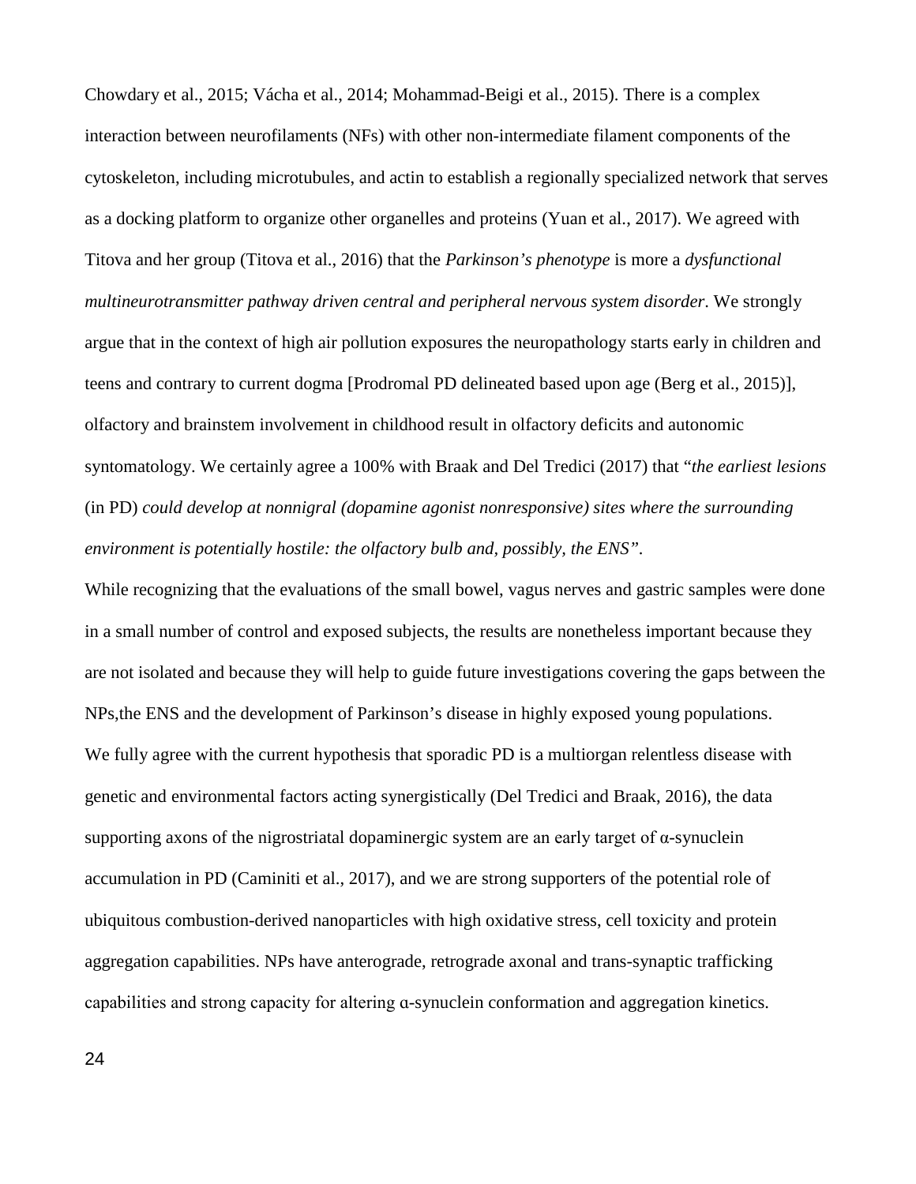Chowdary et al., 2015; Vácha et al., 2014; Mohammad-Beigi et al., 2015). There is a complex interaction between neurofilaments (NFs) with other non-intermediate filament components of the cytoskeleton, including microtubules, and actin to establish a regionally specialized network that serves as a docking platform to organize other organelles and proteins (Yuan et al., 2017). We agreed with Titova and her group (Titova et al., 2016) that the *Parkinson's phenotype* is more a *dysfunctional multineurotransmitter pathway driven central and peripheral nervous system disorder*. We strongly argue that in the context of high air pollution exposures the neuropathology starts early in children and teens and contrary to current dogma [Prodromal PD delineated based upon age (Berg et al., 2015)], olfactory and brainstem involvement in childhood result in olfactory deficits and autonomic syntomatology. We certainly agree a 100% with Braak and Del Tredici (2017) that "*the earliest lesions* (in PD) *could develop at nonnigral (dopamine agonist nonresponsive) sites where the surrounding environment is potentially hostile: the olfactory bulb and, possibly, the ENS"*.

While recognizing that the evaluations of the small bowel, vagus nerves and gastric samples were done in a small number of control and exposed subjects, the results are nonetheless important because they are not isolated and because they will help to guide future investigations covering the gaps between the NPs,the ENS and the development of Parkinson's disease in highly exposed young populations.

We fully agree with the current hypothesis that sporadic PD is a multiorgan relentless disease with genetic and environmental factors acting synergistically (Del Tredici and Braak, 2016), the data supporting axons of the nigrostriatal dopaminergic system are an early target of α-synuclein accumulation in PD (Caminiti et al., 2017), and we are strong supporters of the potential role of ubiquitous combustion-derived nanoparticles with high oxidative stress, cell toxicity and protein aggregation capabilities. NPs have anterograde, retrograde axonal and trans-synaptic trafficking capabilities and strong capacity for altering ɑ-synuclein conformation and aggregation kinetics.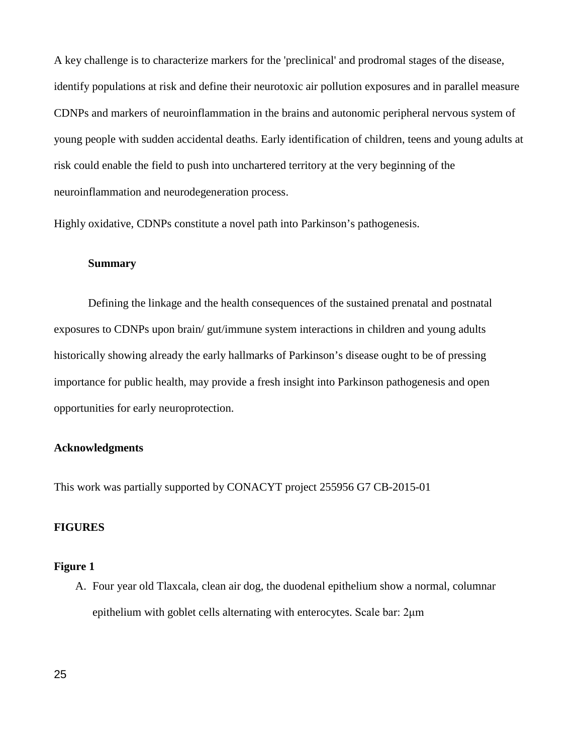A key challenge is to characterize markers for the 'preclinical' and prodromal stages of the disease, identify populations at risk and define their neurotoxic air pollution exposures and in parallel measure CDNPs and markers of neuroinflammation in the brains and autonomic peripheral nervous system of young people with sudden accidental deaths. Early identification of children, teens and young adults at risk could enable the field to push into unchartered territory at the very beginning of the neuroinflammation and neurodegeneration process.

Highly oxidative, CDNPs constitute a novel path into Parkinson's pathogenesis.

## Summary

Defining the linkage and the health consequences of the sustained prenatal and postnatal exposures to CDNPs upon brain/ gut/immune system interactions in children and young adults historically showing already the early hallmarks of Parkinson's disease ought to be of pressing importance for public health, may provide a fresh insight into Parkinson pathogenesis and open opportunities for early neuroprotection.

## Acknowledgments

This work was partially supported by CONACYT project 255956 G7 CB-2015-01

## FIGURES

### Figure 1

A. Four year old Tlaxcala, clean air dog, the duodenal epithelium show a normal, columnar epithelium with goblet cells alternating with enterocytes. Scale bar: 2μm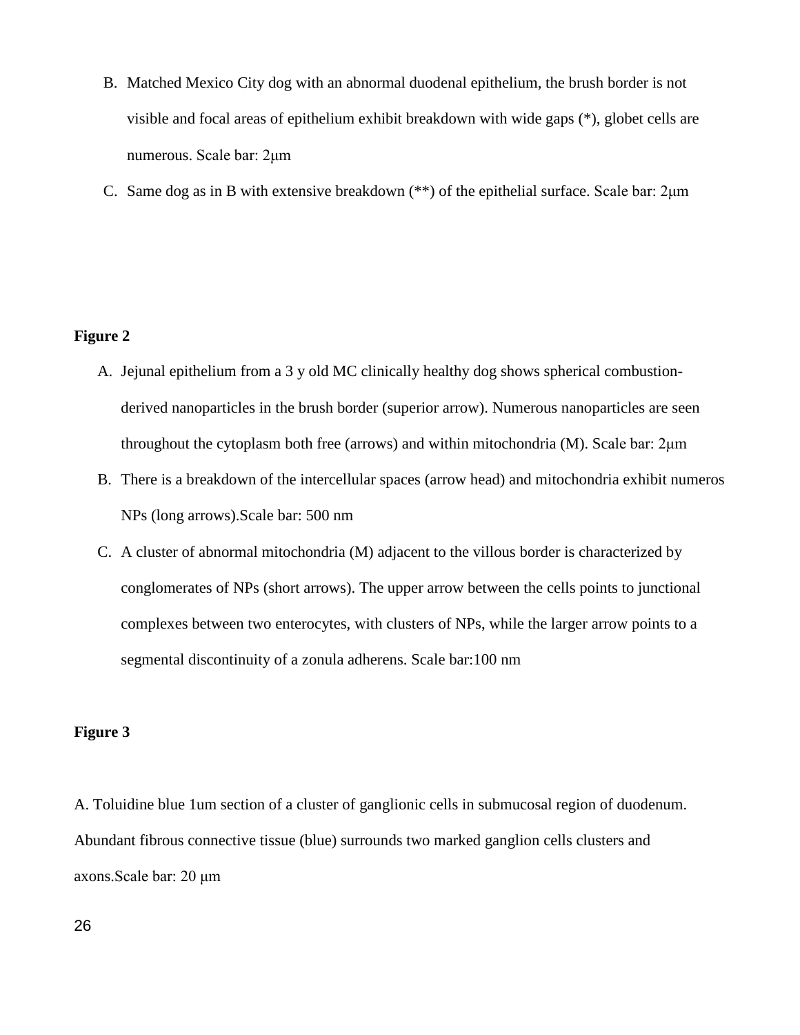B. Matched Mexico City dog with an abnormal duodenal epithelium, the brush border is not visible and focal areas of epithelium exhibit breakdown with wide gaps (*), globet cells are numerous. Scale bar: 2μm

C. Same dog as in B with extensive breakdown (**) of the epithelial surface. Scale bar: 2μm

**Figure 2**

A. Jejunal epithelium from a 3 y old MC clinically healthy dog shows spherical combustion-derived nanoparticles in the brush border (superior arrow). Numerous nanoparticles are seen throughout the cytoplasm both free (arrows) and within mitochondria (M). Scale bar: 2μm

B. There is a breakdown of the intercellular spaces (arrow head) and mitochondria exhibit numeros NPs (long arrows).Scale bar: 500 nm

C. A cluster of abnormal mitochondria (M) adjacent to the villous border is characterized by conglomerates of NPs (short arrows). The upper arrow between the cells points to junctional complexes between two enterocytes, with clusters of NPs, while the larger arrow points to a segmental discontinuity of a zonula adherens. Scale bar:100 nm

**Figure 3**

A. Toluidine blue 1um section of a cluster of ganglionic cells in submucosal region of duodenum. Abundant fibrous connective tissue (blue) surrounds two marked ganglion cells clusters and axons.Scale bar: 20 μm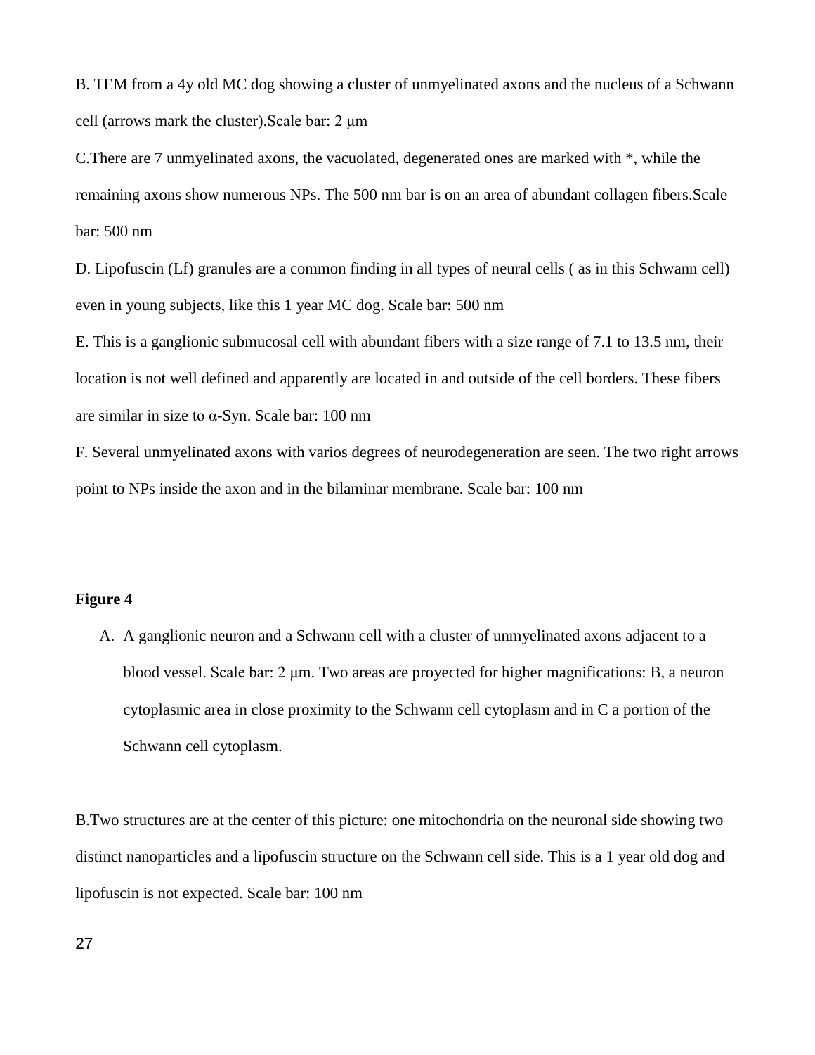B. TEM from a 4y old MC dog showing a cluster of unmyelinated axons and the nucleus of a Schwann cell (arrows mark the cluster).Scale bar: 2 μm

C.There are 7 unmyelinated axons, the vacuolated, degenerated ones are marked with *, while the remaining axons show numerous NPs. The 500 nm bar is on an area of abundant collagen fibers.Scale bar: 500 nm

D. Lipofuscin (Lf) granules are a common finding in all types of neural cells ( as in this Schwann cell) even in young subjects, like this 1 year MC dog. Scale bar: 500 nm

E. This is a ganglionic submucosal cell with abundant fibers with a size range of 7.1 to 13.5 nm, their location is not well defined and apparently are located in and outside of the cell borders. These fibers are similar in size to α-Syn. Scale bar: 100 nm

F. Several unmyelinated axons with varios degrees of neurodegeneration are seen. The two right arrows point to NPs inside the axon and in the bilaminar membrane. Scale bar: 100 nm

**Figure 4**

A. A ganglionic neuron and a Schwann cell with a cluster of unmyelinated axons adjacent to a blood vessel. Scale bar: 2 μm. Two areas are proyected for higher magnifications: B, a neuron cytoplasmic area in close proximity to the Schwann cell cytoplasm and in C a portion of the Schwann cell cytoplasm.

B.Two structures are at the center of this picture: one mitochondria on the neuronal side showing two distinct nanoparticles and a lipofuscin structure on the Schwann cell side. This is a 1 year old dog and lipofuscin is not expected. Scale bar: 100 nm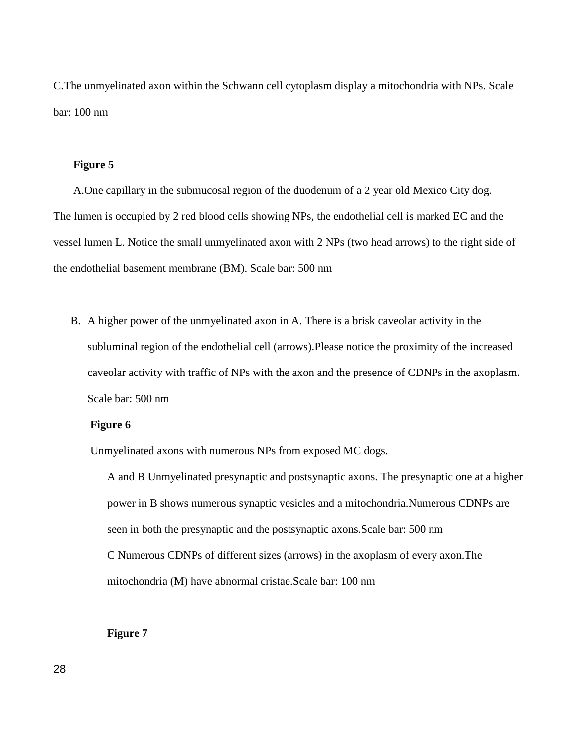C.The unmyelinated axon within the Schwann cell cytoplasm display a mitochondria with NPs. Scale bar: 100 nm

**Figure 5**

A.One capillary in the submucosal region of the duodenum of a 2 year old Mexico City dog. The lumen is occupied by 2 red blood cells showing NPs, the endothelial cell is marked EC and the vessel lumen L. Notice the small unmyelinated axon with 2 NPs (two head arrows) to the right side of the endothelial basement membrane (BM). Scale bar: 500 nm

B. A higher power of the unmyelinated axon in A. There is a brisk caveolar activity in the subluminal region of the endothelial cell (arrows).Please notice the proximity of the increased caveolar activity with traffic of NPs with the axon and the presence of CDNPs in the axoplasm. Scale bar: 500 nm

**Figure 6**

Unmyelinated axons with numerous NPs from exposed MC dogs.

A and B Unmyelinated presynaptic and postsynaptic axons. The presynaptic one at a higher power in B shows numerous synaptic vesicles and a mitochondria.Numerous CDNPs are seen in both the presynaptic and the postsynaptic axons.Scale bar: 500 nm

C Numerous CDNPs of different sizes (arrows) in the axoplasm of every axon.The mitochondria (M) have abnormal cristae.Scale bar: 100 nm

**Figure 7**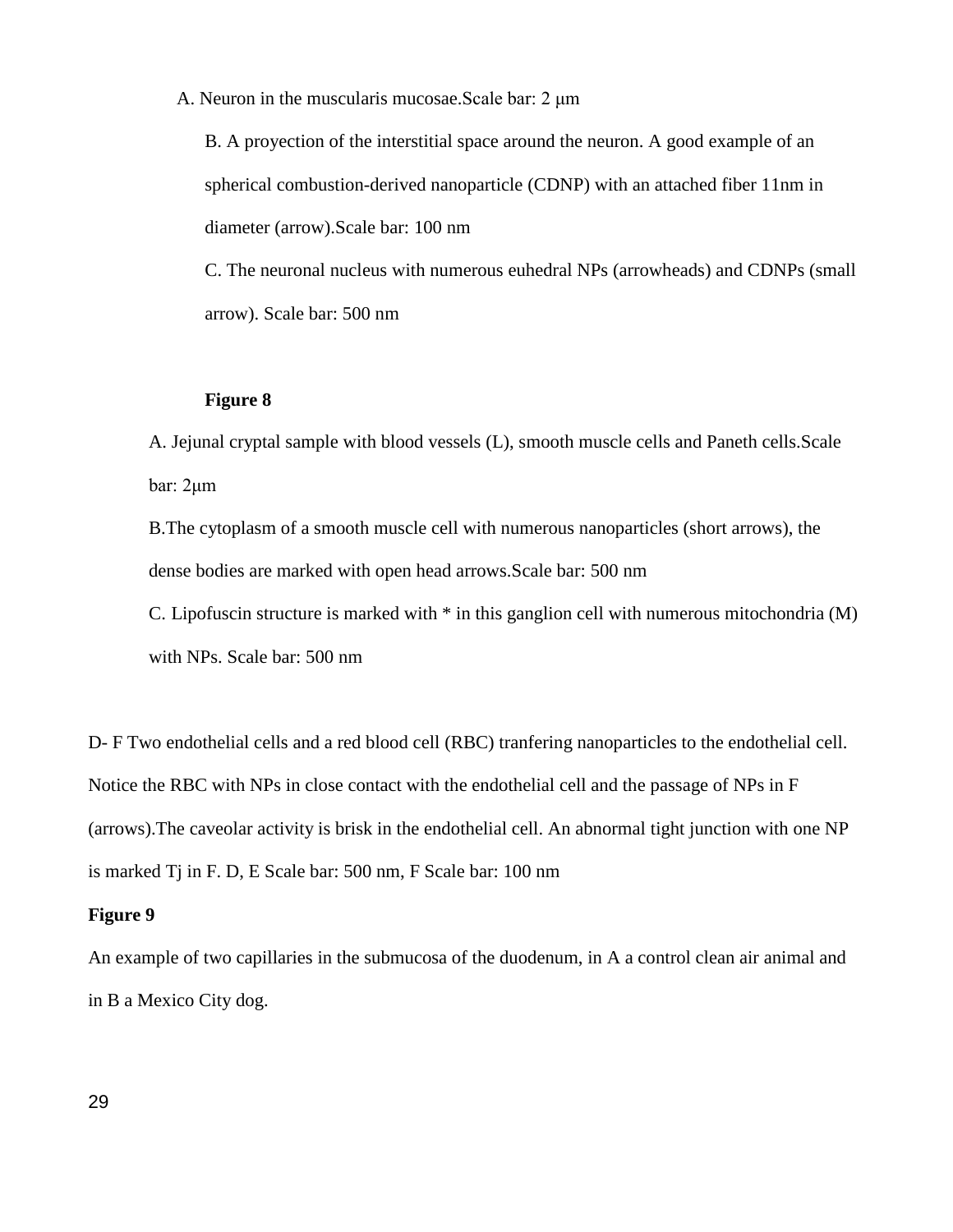A. Neuron in the muscularis mucosae.Scale bar: 2 μm

B. A proyection of the interstitial space around the neuron. A good example of an spherical combustion-derived nanoparticle (CDNP) with an attached fiber 11nm in diameter (arrow).Scale bar: 100 nm

C. The neuronal nucleus with numerous euhedral NPs (arrowheads) and CDNPs (small arrow). Scale bar: 500 nm

**Figure 8**

A. Jejunal cryptal sample with blood vessels (L), smooth muscle cells and Paneth cells.Scale bar: 2μm

B.The cytoplasm of a smooth muscle cell with numerous nanoparticles (short arrows), the dense bodies are marked with open head arrows.Scale bar: 500 nm

C. Lipofuscin structure is marked with * in this ganglion cell with numerous mitochondria (M) with NPs. Scale bar: 500 nm

D- F Two endothelial cells and a red blood cell (RBC) tranfering nanoparticles to the endothelial cell. Notice the RBC with NPs in close contact with the endothelial cell and the passage of NPs in F (arrows).The caveolar activity is brisk in the endothelial cell. An abnormal tight junction with one NP is marked Tj in F. D, E Scale bar: 500 nm, F Scale bar: 100 nm

**Figure 9**

An example of two capillaries in the submucosa of the duodenum, in A a control clean air animal and in B a Mexico City dog.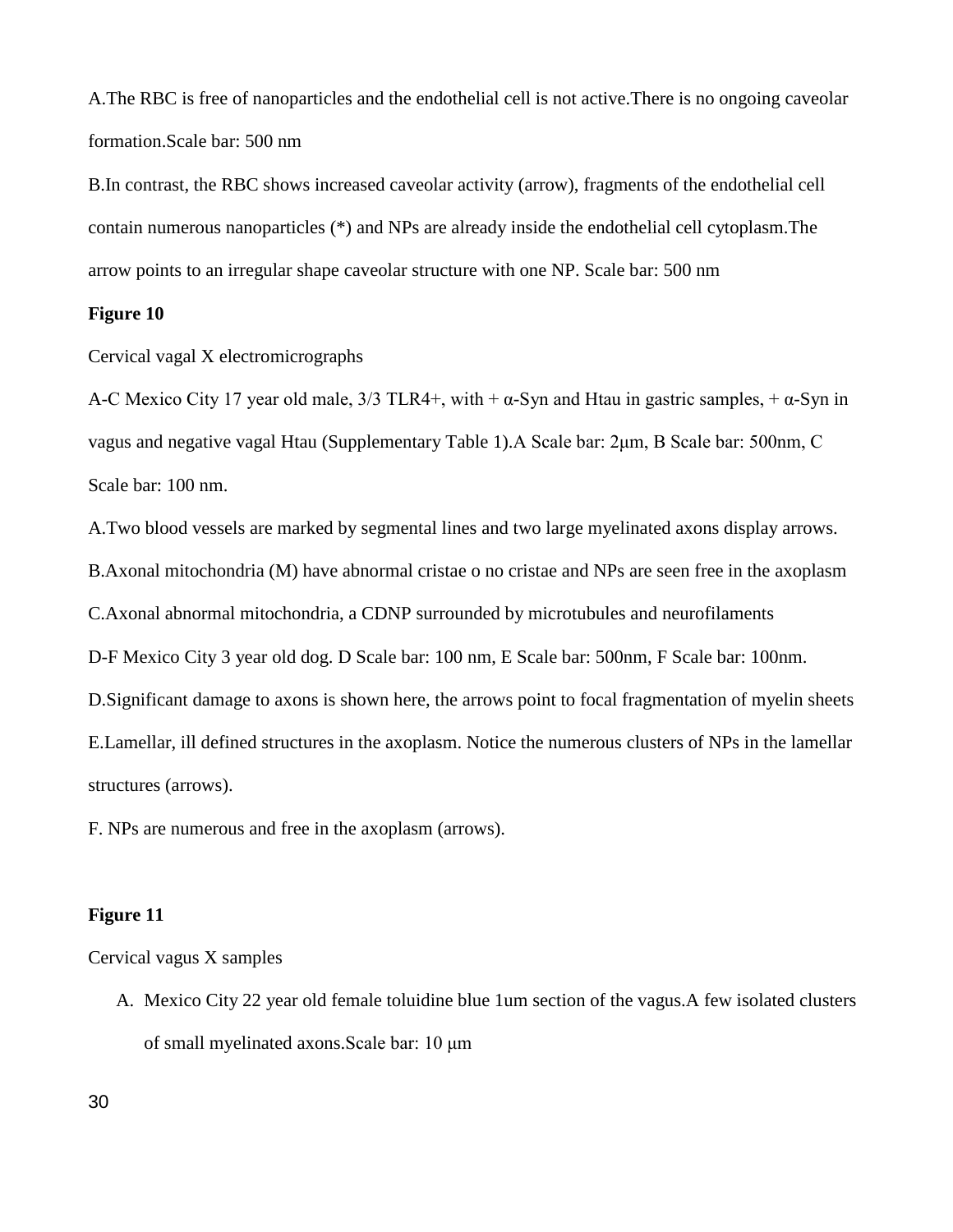A.The RBC is free of nanoparticles and the endothelial cell is not active.There is no ongoing caveolar formation.Scale bar: 500 nm

B.In contrast, the RBC shows increased caveolar activity (arrow), fragments of the endothelial cell contain numerous nanoparticles (*) and NPs are already inside the endothelial cell cytoplasm.The arrow points to an irregular shape caveolar structure with one NP. Scale bar: 500 nm

**Figure 10**

Cervical vagal X electromicrographs

A-C Mexico City 17 year old male, 3/3 TLR4+, with + α-Syn and Htau in gastric samples, + α-Syn in vagus and negative vagal Htau (Supplementary Table 1).A Scale bar: 2μm, B Scale bar: 500nm, C Scale bar: 100 nm.

A.Two blood vessels are marked by segmental lines and two large myelinated axons display arrows.

B.Axonal mitochondria (M) have abnormal cristae o no cristae and NPs are seen free in the axoplasm

C.Axonal abnormal mitochondria, a CDNP surrounded by microtubules and neurofilaments

D-F Mexico City 3 year old dog. D Scale bar: 100 nm, E Scale bar: 500nm, F Scale bar: 100nm.

D.Significant damage to axons is shown here, the arrows point to focal fragmentation of myelin sheets

E.Lamellar, ill defined structures in the axoplasm. Notice the numerous clusters of NPs in the lamellar structures (arrows).

F. NPs are numerous and free in the axoplasm (arrows).

**Figure 11**

Cervical vagus X samples

A. Mexico City 22 year old female toluidine blue 1um section of the vagus.A few isolated clusters of small myelinated axons.Scale bar: 10 μm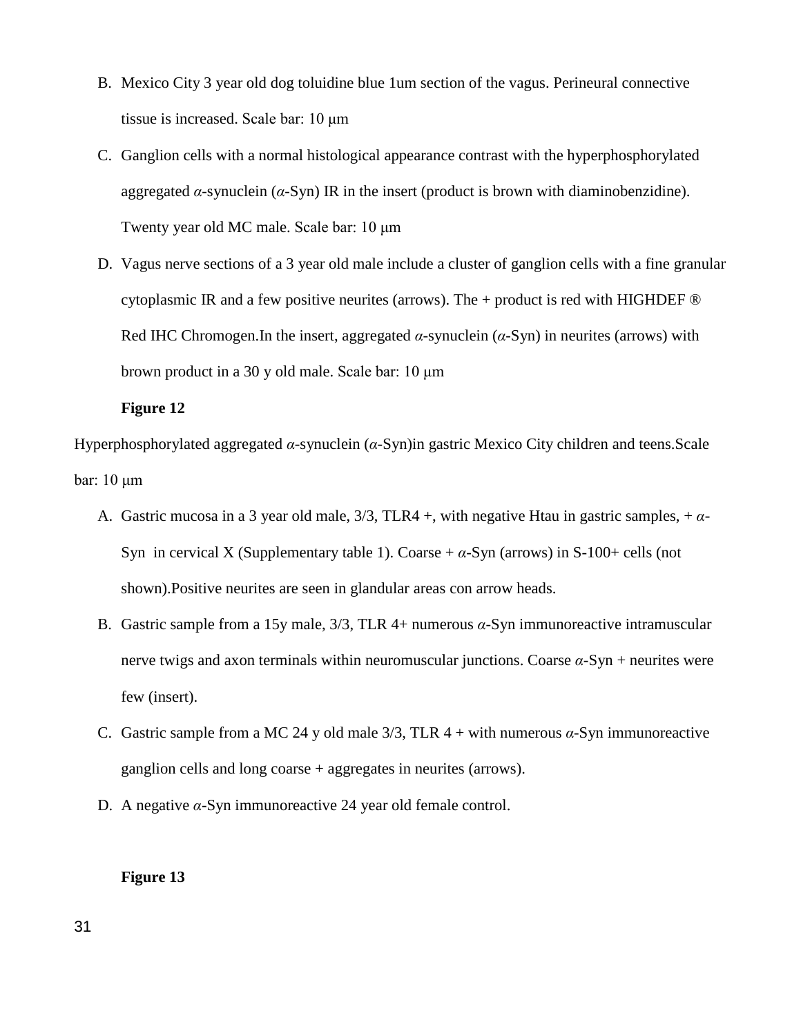B. Mexico City 3 year old dog toluidine blue 1um section of the vagus. Perineural connective tissue is increased. Scale bar: 10 μm

C. Ganglion cells with a normal histological appearance contrast with the hyperphosphorylated aggregated *α*-synuclein (*α*-Syn) IR in the insert (product is brown with diaminobenzidine). Twenty year old MC male. Scale bar: 10 μm

D. Vagus nerve sections of a 3 year old male include a cluster of ganglion cells with a fine granular cytoplasmic IR and a few positive neurites (arrows). The + product is red with HIGHDEF ® Red IHC Chromogen.In the insert, aggregated *α*-synuclein (*α*-Syn) in neurites (arrows) with brown product in a 30 y old male. Scale bar: 10 μm

**Figure 12**

Hyperphosphorylated aggregated *α*-synuclein (*α*-Syn)in gastric Mexico City children and teens.Scale bar: 10 μm

A. Gastric mucosa in a 3 year old male, 3/3, TLR4 +, with negative Htau in gastric samples, + *α*-Syn in cervical X (Supplementary table 1). Coarse + *α*-Syn (arrows) in S-100+ cells (not shown).Positive neurites are seen in glandular areas con arrow heads.

B. Gastric sample from a 15y male, 3/3, TLR 4+ numerous *α*-Syn immunoreactive intramuscular nerve twigs and axon terminals within neuromuscular junctions. Coarse *α*-Syn + neurites were few (insert).

C. Gastric sample from a MC 24 y old male 3/3, TLR 4 + with numerous *α*-Syn immunoreactive ganglion cells and long coarse + aggregates in neurites (arrows).

D. A negative *α*-Syn immunoreactive 24 year old female control.

**Figure 13**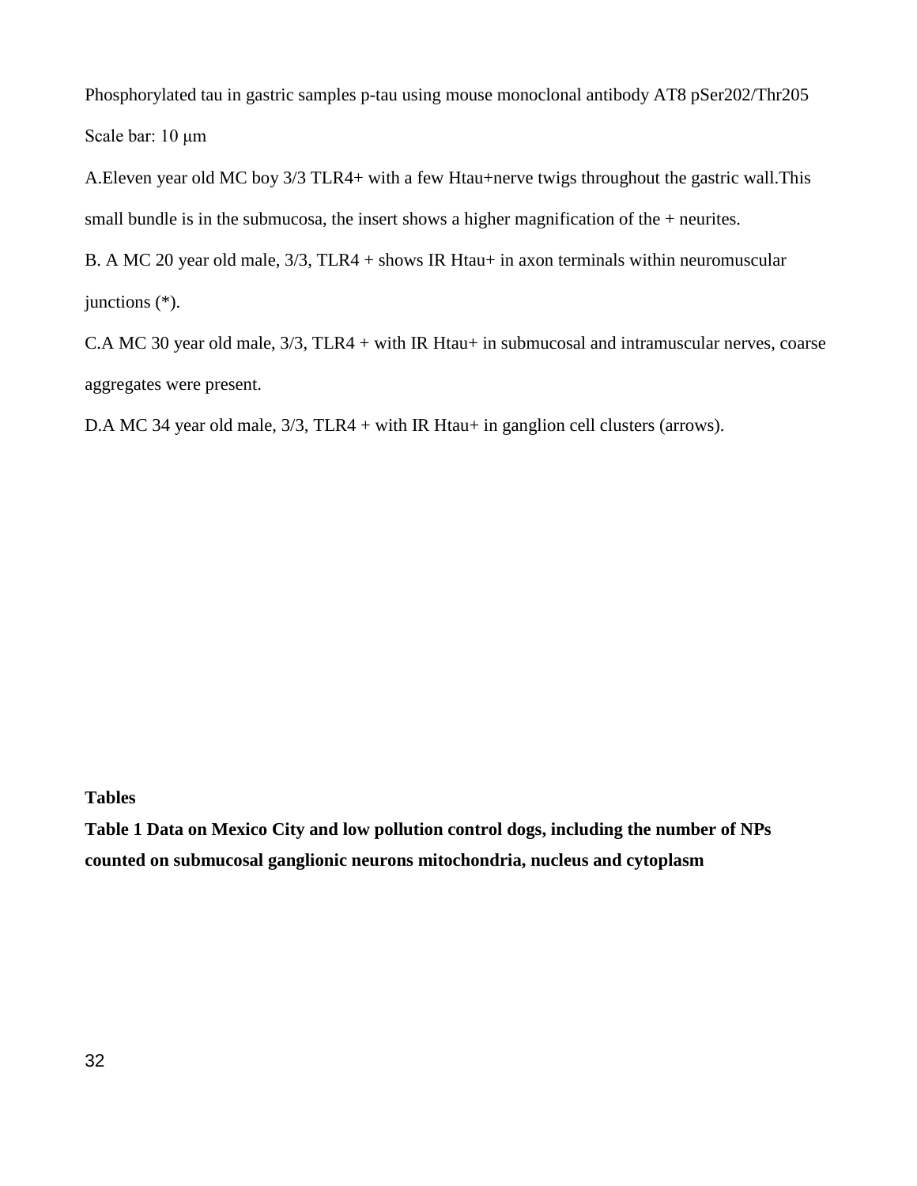Phosphorylated tau in gastric samples p-tau using mouse monoclonal antibody AT8 pSer202/Thr205

Scale bar: 10 μm

A.Eleven year old MC boy 3/3 TLR4+ with a few Htau+nerve twigs throughout the gastric wall.This small bundle is in the submucosa, the insert shows a higher magnification of the + neurites.

B. A MC 20 year old male, 3/3, TLR4 + shows IR Htau+ in axon terminals within neuromuscular junctions (*).

C.A MC 30 year old male, 3/3, TLR4 + with IR Htau+ in submucosal and intramuscular nerves, coarse aggregates were present.

D.A MC 34 year old male, 3/3, TLR4 + with IR Htau+ in ganglion cell clusters (arrows).

**Tables**

**Table 1 Data on Mexico City and low pollution control dogs, including the number of NPs counted on submucosal ganglionic neurons mitochondria, nucleus and cytoplasm**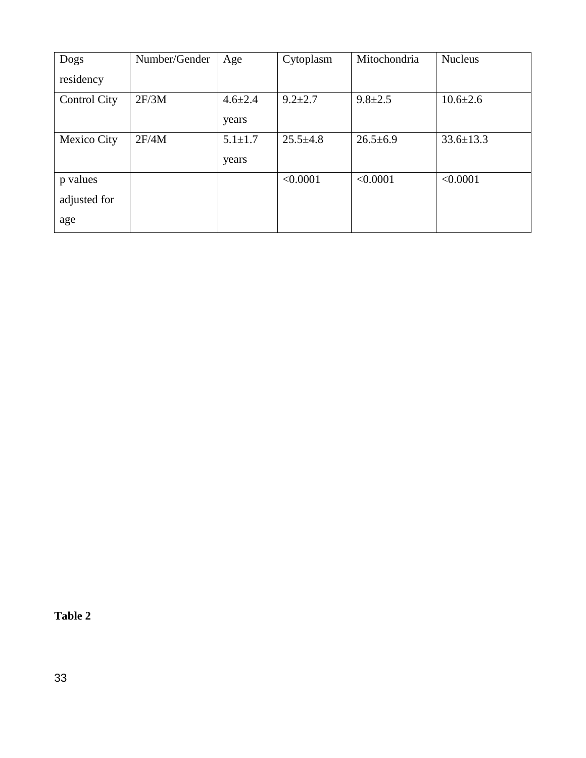| Dogs residency | Number/Gender | Age | Cytoplasm | Mitochondria | Nucleus |
|---|---|---|---|---|---|
| Control City | 2F/3M | 4.6±2.4 years | 9.2±2.7 | 9.8±2.5 | 10.6±2.6 |
| Mexico City | 2F/4M | 5.1±1.7 years | 25.5±4.8 | 26.5±6.9 | 33.6±13.3 |
| p values adjusted for age | | | <0.0001 | <0.0001 | <0.0001 |

**Table 2**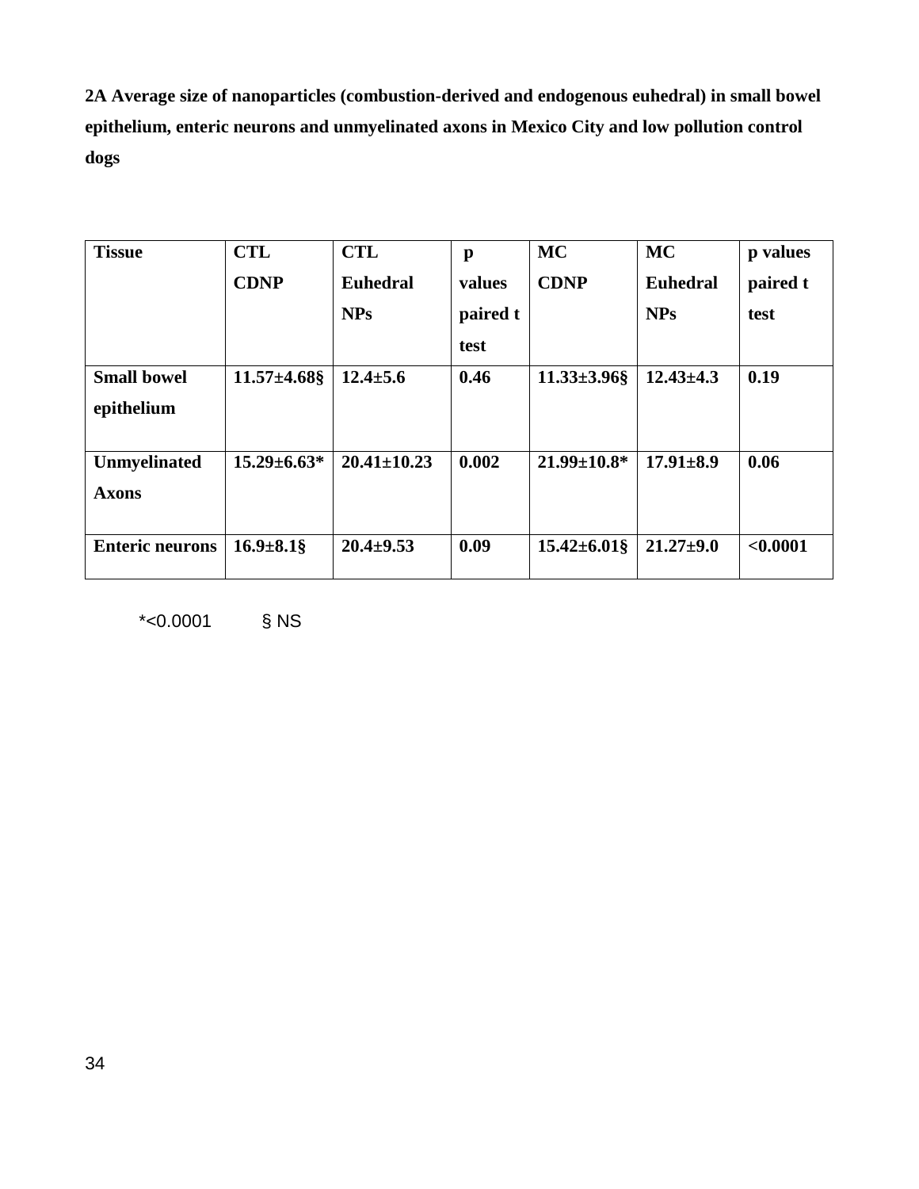**2A Average size of nanoparticles (combustion-derived and endogenous euhedral) in small bowel epithelium, enteric neurons and unmyelinated axons in Mexico City and low pollution control dogs**

| Tissue | CTL CDNP | CTL Euhedral NPs | p values paired t test | MC CDNP | MC Euhedral NPs | p values paired t test |
|---|---|---|---|---|---|---|
| **Small bowel epithelium** | **11.57±4.68§** | **12.4±5.6** | **0.46** | **11.33±3.96§** | **12.43±4.3** | **0.19** |
| **Unmyelinated Axons** | **15.29±6.63*** | **20.41±10.23** | **0.002** | **21.99±10.8*** | **17.91±8.9** | **0.06** |
| **Enteric neurons** | **16.9±8.1§** | **20.4±9.53** | **0.09** | **15.42±6.01§** | **21.27±9.0** | **<0.0001** |

*<0.0001 § NS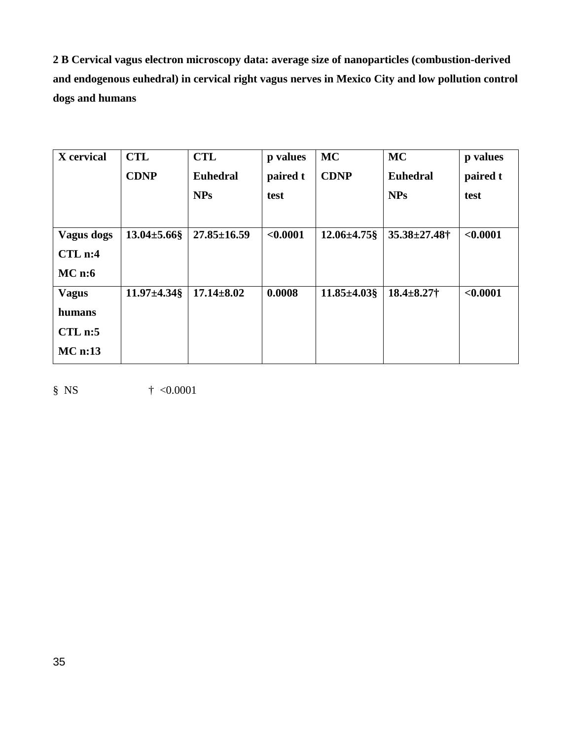**2 B Cervical vagus electron microscopy data: average size of nanoparticles (combustion-derived and endogenous euhedral) in cervical right vagus nerves in Mexico City and low pollution control dogs and humans**

| X cervical | CTL CDNP | CTL Euhedral NPs | p values paired t test | MC CDNP | MC Euhedral NPs | p values paired t test |
|---|---|---|---|---|---|---|
| **Vagus dogs CTL n:4 MC n:6** | **13.04±5.66§** | **27.85±16.59** | **<0.0001** | **12.06±4.75§** | **35.38±27.48†** | **<0.0001** |
| **Vagus humans CTL n:5 MC n:13** | **11.97±4.34§** | **17.14±8.02** | **0.0008** | **11.85±4.03§** | **18.4±8.27†** | **<0.0001** |

§ NS    † <0.0001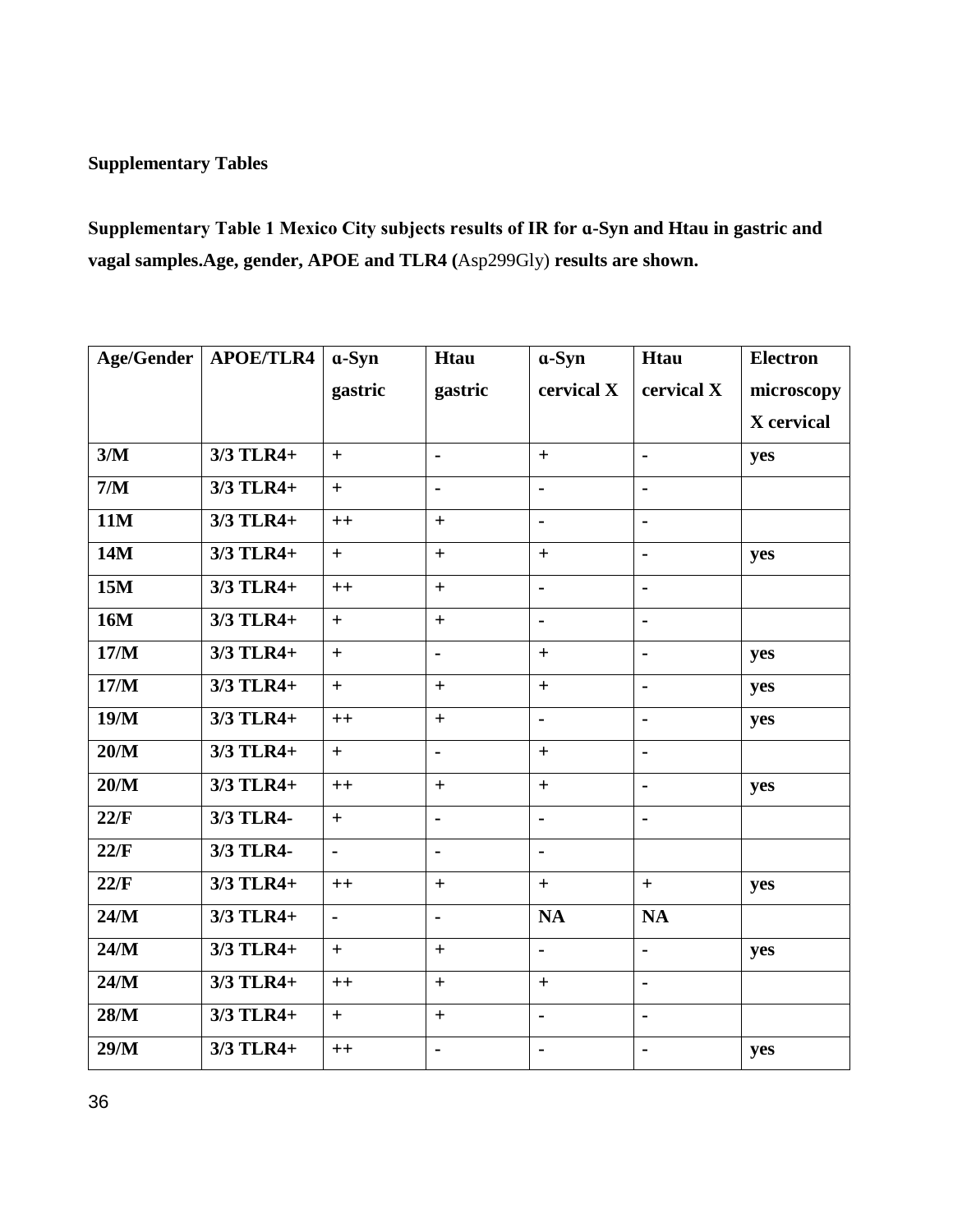**Supplementary Tables**

**Supplementary Table 1 Mexico City subjects results of IR for α-Syn and Htau in gastric and vagal samples.Age, gender, APOE and TLR4 (**Asp299Gly) **results are shown.**

| Age/Gender | APOE/TLR4 | α-Syn gastric | Htau gastric | α-Syn cervical X | Htau cervical X | Electron microscopy X cervical |
|---|---|---|---|---|---|---|
| 3/M | 3/3 TLR4+ | + | - | + | - | yes |
| 7/M | 3/3 TLR4+ | + | - | - | - | |
| 11M | 3/3 TLR4+ | ++ | + | - | - | |
| 14M | 3/3 TLR4+ | + | + | + | - | yes |
| 15M | 3/3 TLR4+ | ++ | + | - | - | |
| 16M | 3/3 TLR4+ | + | + | - | - | |
| 17/M | 3/3 TLR4+ | + | - | + | - | yes |
| 17/M | 3/3 TLR4+ | + | + | + | - | yes |
| 19/M | 3/3 TLR4+ | ++ | + | - | - | yes |
| 20/M | 3/3 TLR4+ | + | - | + | - | |
| 20/M | 3/3 TLR4+ | ++ | + | + | - | yes |
| 22/F | 3/3 TLR4- | + | - | - | - | |
| 22/F | 3/3 TLR4- | - | - | - | | |
| 22/F | 3/3 TLR4+ | ++ | + | + | + | yes |
| 24/M | 3/3 TLR4+ | - | - | NA | NA | |
| 24/M | 3/3 TLR4+ | + | + | - | - | yes |
| 24/M | 3/3 TLR4+ | ++ | + | + | - | |
| 28/M | 3/3 TLR4+ | + | + | - | - | |
| 29/M | 3/3 TLR4+ | ++ | - | - | - | yes |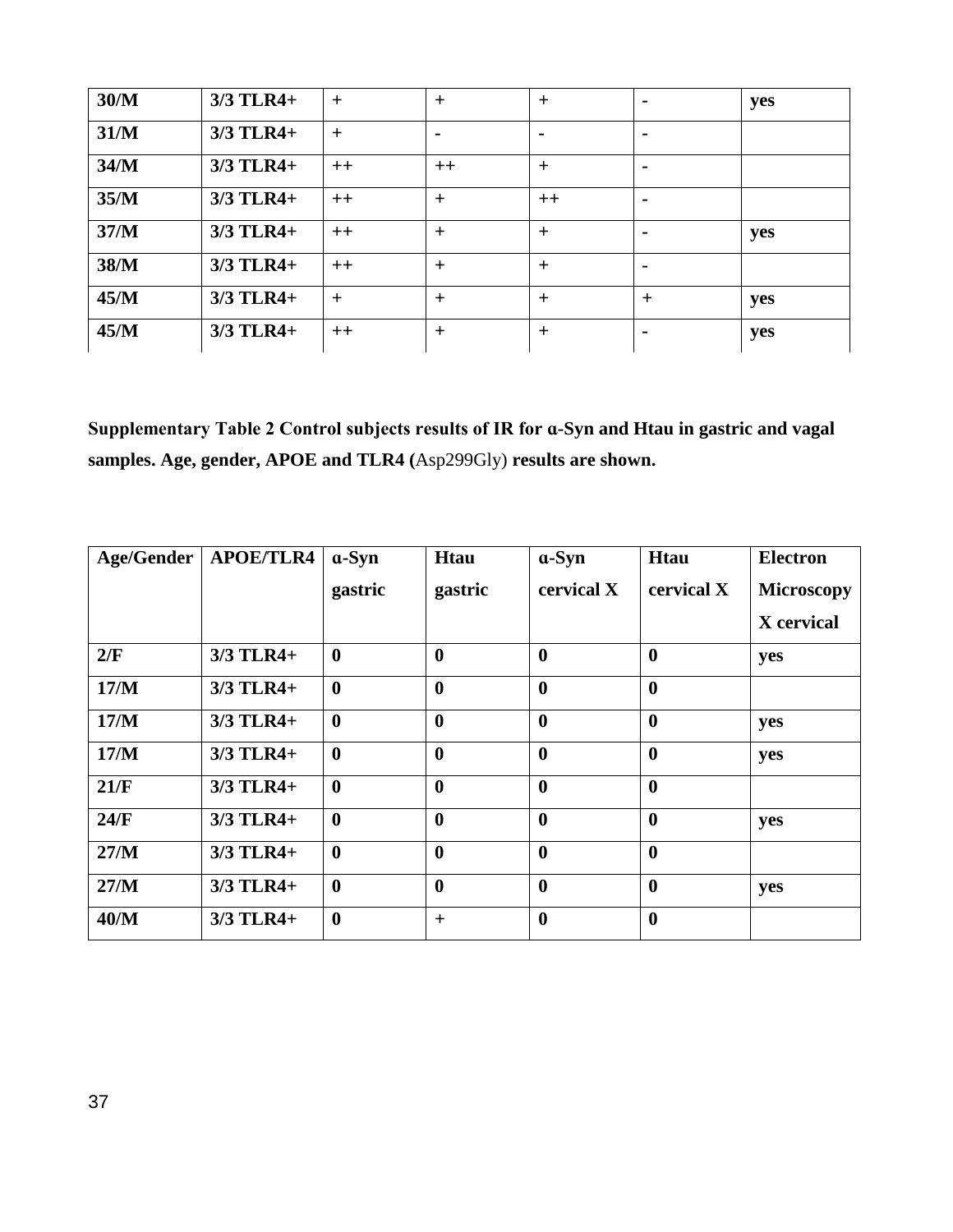| 30/M | 3/3 TLR4+ | + | + | + | - | yes |
|---|---|---|---|---|---|---|
| 31/M | 3/3 TLR4+ | + | - | - | - | |
| 34/M | 3/3 TLR4+ | ++ | ++ | + | - | |
| 35/M | 3/3 TLR4+ | ++ | + | ++ | - | |
| 37/M | 3/3 TLR4+ | ++ | + | + | - | yes |
| 38/M | 3/3 TLR4+ | ++ | + | + | - | |
| 45/M | 3/3 TLR4+ | + | + | + | + | yes |
| 45/M | 3/3 TLR4+ | ++ | + | + | - | yes |

**Supplementary Table 2 Control subjects results of IR for α-Syn and Htau in gastric and vagal samples. Age, gender, APOE and TLR4 (**Asp299Gly**) results are shown.**

| Age/Gender | APOE/TLR4 | α-Syn gastric | Htau gastric | α-Syn cervical X | Htau cervical X | Electron Microscopy X cervical |
|---|---|---|---|---|---|---|
| 2/F | 3/3 TLR4+ | 0 | 0 | 0 | 0 | yes |
| 17/M | 3/3 TLR4+ | 0 | 0 | 0 | 0 | |
| 17/M | 3/3 TLR4+ | 0 | 0 | 0 | 0 | yes |
| 17/M | 3/3 TLR4+ | 0 | 0 | 0 | 0 | yes |
| 21/F | 3/3 TLR4+ | 0 | 0 | 0 | 0 | |
| 24/F | 3/3 TLR4+ | 0 | 0 | 0 | 0 | yes |
| 27/M | 3/3 TLR4+ | 0 | 0 | 0 | 0 | |
| 27/M | 3/3 TLR4+ | 0 | 0 | 0 | 0 | yes |
| 40/M | 3/3 TLR4+ | 0 | + | 0 | 0 | |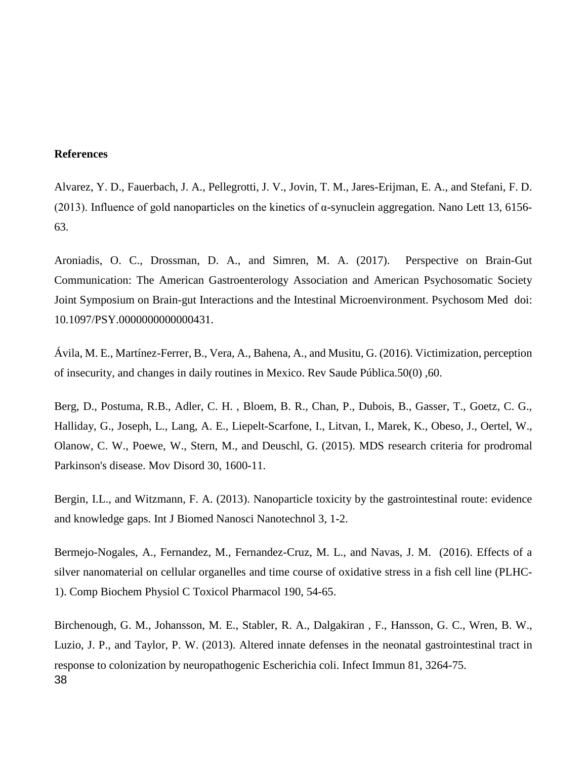**References**

Alvarez, Y. D., Fauerbach, J. A., Pellegrotti, J. V., Jovin, T. M., Jares-Erijman, E. A., and Stefani, F. D. (2013). Influence of gold nanoparticles on the kinetics of α-synuclein aggregation. Nano Lett 13, 6156-63.

Aroniadis, O. C., Drossman, D. A., and Simren, M. A. (2017). Perspective on Brain-Gut Communication: The American Gastroenterology Association and American Psychosomatic Society Joint Symposium on Brain-gut Interactions and the Intestinal Microenvironment. Psychosom Med doi: 10.1097/PSY.0000000000000431.

Ávila, M. E., Martínez-Ferrer, B., Vera, A., Bahena, A., and Musitu, G. (2016). Victimization, perception of insecurity, and changes in daily routines in Mexico. Rev Saude Pública.50(0) ,60.

Berg, D., Postuma, R.B., Adler, C. H. , Bloem, B. R., Chan, P., Dubois, B., Gasser, T., Goetz, C. G., Halliday, G., Joseph, L., Lang, A. E., Liepelt-Scarfone, I., Litvan, I., Marek, K., Obeso, J., Oertel, W., Olanow, C. W., Poewe, W., Stern, M., and Deuschl, G. (2015). MDS research criteria for prodromal Parkinson's disease. Mov Disord 30, 1600-11.

Bergin, I.L., and Witzmann, F. A. (2013). Nanoparticle toxicity by the gastrointestinal route: evidence and knowledge gaps. Int J Biomed Nanosci Nanotechnol 3, 1-2.

Bermejo-Nogales, A., Fernandez, M., Fernandez-Cruz, M. L., and Navas, J. M. (2016). Effects of a silver nanomaterial on cellular organelles and time course of oxidative stress in a fish cell line (PLHC-1). Comp Biochem Physiol C Toxicol Pharmacol 190, 54-65.

Birchenough, G. M., Johansson, M. E., Stabler, R. A., Dalgakiran , F., Hansson, G. C., Wren, B. W., Luzio, J. P., and Taylor, P. W. (2013). Altered innate defenses in the neonatal gastrointestinal tract in response to colonization by neuropathogenic Escherichia coli. Infect Immun 81, 3264-75.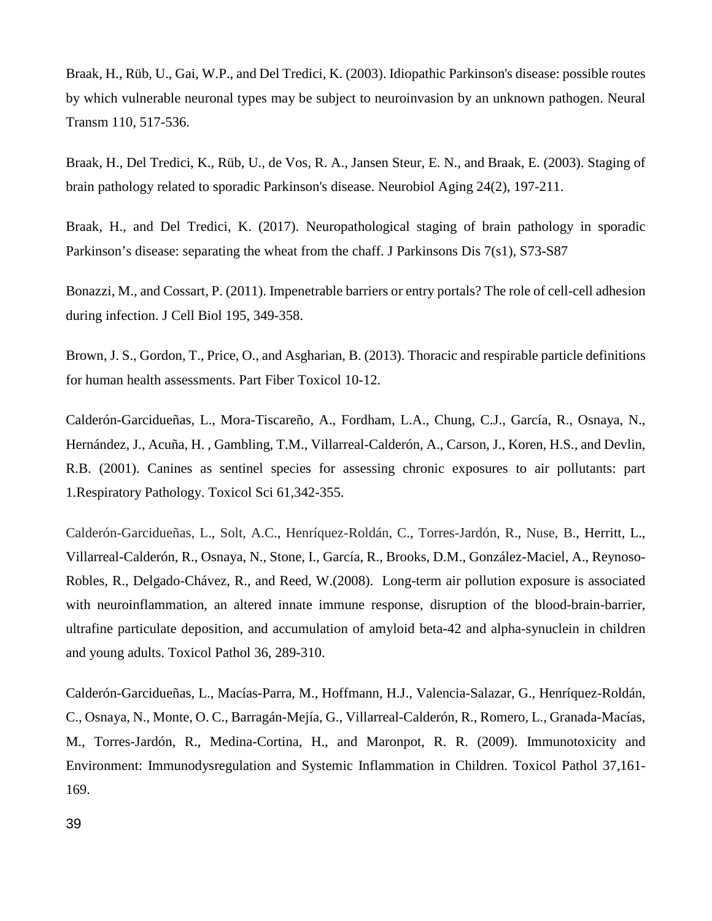Braak, H., Rüb, U., Gai, W.P., and Del Tredici, K. (2003). Idiopathic Parkinson's disease: possible routes by which vulnerable neuronal types may be subject to neuroinvasion by an unknown pathogen. Neural Transm 110, 517-536.

Braak, H., Del Tredici, K., Rüb, U., de Vos, R. A., Jansen Steur, E. N., and Braak, E. (2003). Staging of brain pathology related to sporadic Parkinson's disease. Neurobiol Aging 24(2), 197-211.

Braak, H., and Del Tredici, K. (2017). Neuropathological staging of brain pathology in sporadic Parkinson's disease: separating the wheat from the chaff. J Parkinsons Dis 7(s1), S73-S87

Bonazzi, M., and Cossart, P. (2011). Impenetrable barriers or entry portals? The role of cell-cell adhesion during infection. J Cell Biol 195, 349-358.

Brown, J. S., Gordon, T., Price, O., and Asgharian, B. (2013). Thoracic and respirable particle definitions for human health assessments. Part Fiber Toxicol 10-12.

Calderón-Garcidueñas, L., Mora-Tiscareño, A., Fordham, L.A., Chung, C.J., García, R., Osnaya, N., Hernández, J., Acuña, H. , Gambling, T.M., Villarreal-Calderón, A., Carson, J., Koren, H.S., and Devlin, R.B. (2001). Canines as sentinel species for assessing chronic exposures to air pollutants: part 1.Respiratory Pathology. Toxicol Sci 61,342-355.

Calderón-Garcidueñas, L., Solt, A.C., Henríquez-Roldán, C., Torres-Jardón, R., Nuse, B., Herritt, L., Villarreal-Calderón, R., Osnaya, N., Stone, I., García, R., Brooks, D.M., González-Maciel, A., Reynoso-Robles, R., Delgado-Chávez, R., and Reed, W.(2008). Long-term air pollution exposure is associated with neuroinflammation, an altered innate immune response, disruption of the blood-brain-barrier, ultrafine particulate deposition, and accumulation of amyloid beta-42 and alpha-synuclein in children and young adults. Toxicol Pathol 36, 289-310.

Calderón-Garcidueñas, L., Macías-Parra, M., Hoffmann, H.J., Valencia-Salazar, G., Henríquez-Roldán, C., Osnaya, N., Monte, O. C., Barragán-Mejía, G., Villarreal-Calderón, R., Romero, L., Granada-Macías, M., Torres-Jardón, R., Medina-Cortina, H., and Maronpot, R. R. (2009). Immunotoxicity and Environment: Immunodysregulation and Systemic Inflammation in Children. Toxicol Pathol 37,161-169.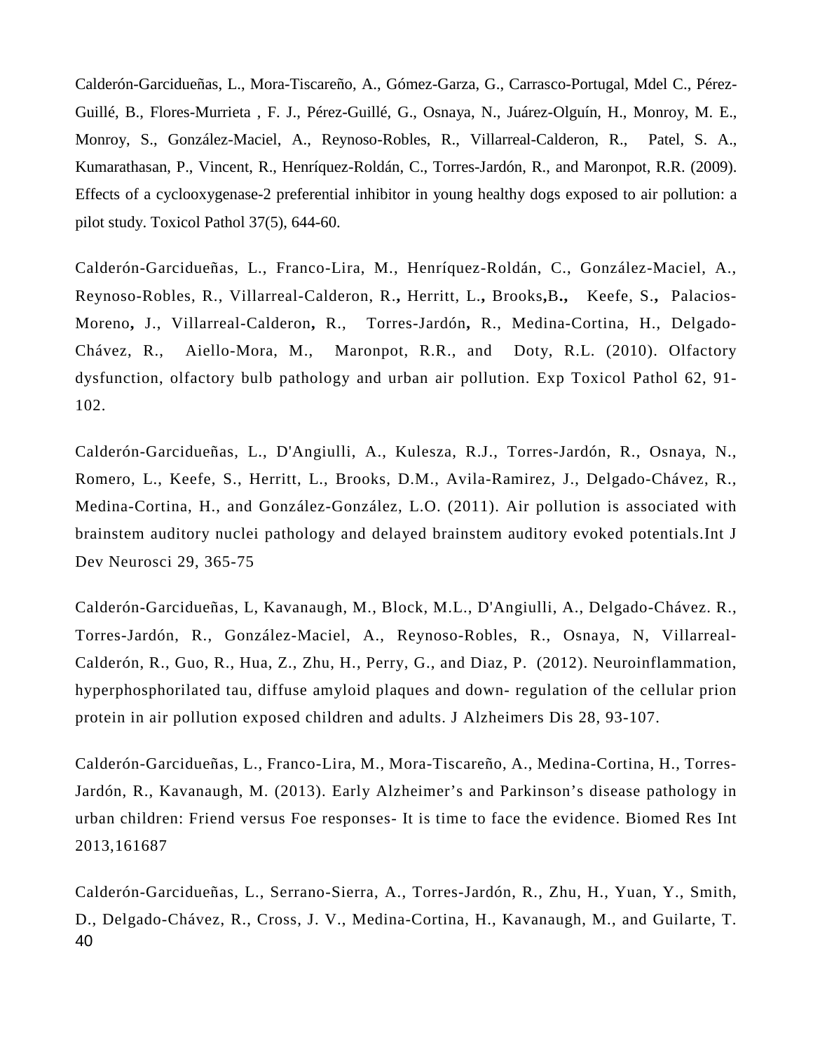Calderón-Garcidueñas, L., Mora-Tiscareño, A., Gómez-Garza, G., Carrasco-Portugal, Mdel C., Pérez-Guillé, B., Flores-Murrieta , F. J., Pérez-Guillé, G., Osnaya, N., Juárez-Olguín, H., Monroy, M. E., Monroy, S., González-Maciel, A., Reynoso-Robles, R., Villarreal-Calderon, R., Patel, S. A., Kumarathasan, P., Vincent, R., Henríquez-Roldán, C., Torres-Jardón, R., and Maronpot, R.R. (2009). Effects of a cyclooxygenase-2 preferential inhibitor in young healthy dogs exposed to air pollution: a pilot study. Toxicol Pathol 37(5), 644-60.

Calderón-Garcidueñas, L., Franco-Lira, M., Henríquez-Roldán, C., González-Maciel, A., Reynoso-Robles, R., Villarreal-Calderon, R., Herritt, L., Brooks, B., Keefe, S., Palacios-Moreno, J., Villarreal-Calderon, R., Torres-Jardón, R., Medina-Cortina, H., Delgado-Chávez, R., Aiello-Mora, M., Maronpot, R.R., and Doty, R.L. (2010). Olfactory dysfunction, olfactory bulb pathology and urban air pollution. Exp Toxicol Pathol 62, 91-102.

Calderón-Garcidueñas, L., D'Angiulli, A., Kulesza, R.J., Torres-Jardón, R., Osnaya, N., Romero, L., Keefe, S., Herritt, L., Brooks, D.M., Avila-Ramirez, J., Delgado-Chávez, R., Medina-Cortina, H., and González-González, L.O. (2011). Air pollution is associated with brainstem auditory nuclei pathology and delayed brainstem auditory evoked potentials.Int J Dev Neurosci 29, 365-75

Calderón-Garcidueñas, L, Kavanaugh, M., Block, M.L., D'Angiulli, A., Delgado-Chávez. R., Torres-Jardón, R., González-Maciel, A., Reynoso-Robles, R., Osnaya, N, Villarreal-Calderón, R., Guo, R., Hua, Z., Zhu, H., Perry, G., and Diaz, P. (2012). Neuroinflammation, hyperphosphorilated tau, diffuse amyloid plaques and down- regulation of the cellular prion protein in air pollution exposed children and adults. J Alzheimers Dis 28, 93-107.

Calderón-Garcidueñas, L., Franco-Lira, M., Mora-Tiscareño, A., Medina-Cortina, H., Torres-Jardón, R., Kavanaugh, M. (2013). Early Alzheimer's and Parkinson's disease pathology in urban children: Friend versus Foe responses- It is time to face the evidence. Biomed Res Int 2013,161687

Calderón-Garcidueñas, L., Serrano-Sierra, A., Torres-Jardón, R., Zhu, H., Yuan, Y., Smith, D., Delgado-Chávez, R., Cross, J. V., Medina-Cortina, H., Kavanaugh, M., and Guilarte, T.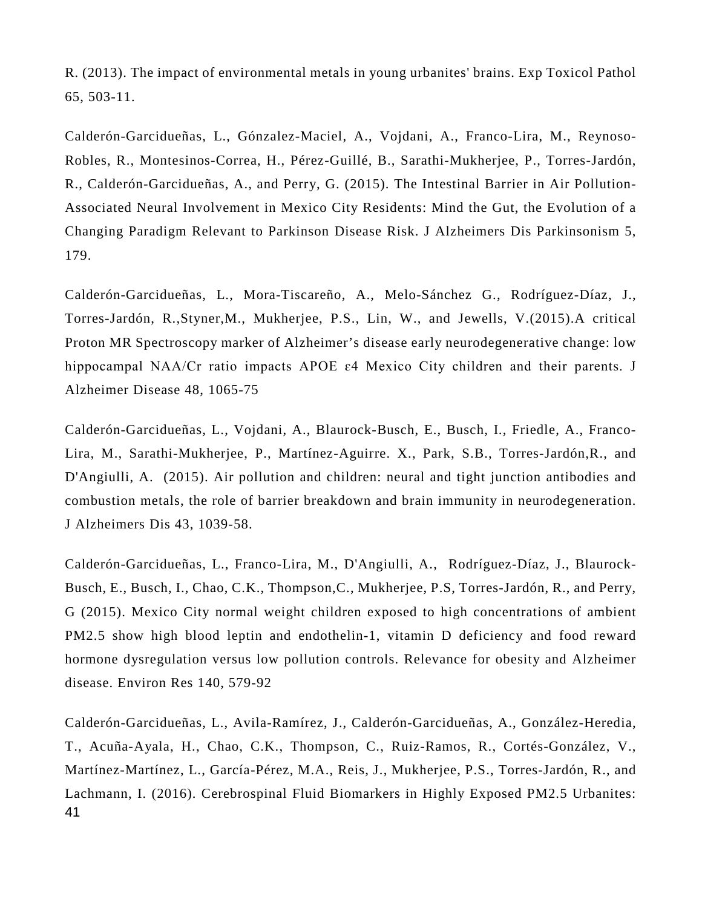R. (2013). The impact of environmental metals in young urbanites' brains. Exp Toxicol Pathol 65, 503-11.

Calderón-Garcidueñas, L., Gónzalez-Maciel, A., Vojdani, A., Franco-Lira, M., Reynoso-Robles, R., Montesinos-Correa, H., Pérez-Guillé, B., Sarathi-Mukherjee, P., Torres-Jardón, R., Calderón-Garcidueñas, A., and Perry, G. (2015). The Intestinal Barrier in Air Pollution-Associated Neural Involvement in Mexico City Residents: Mind the Gut, the Evolution of a Changing Paradigm Relevant to Parkinson Disease Risk. J Alzheimers Dis Parkinsonism 5, 179.

Calderón-Garcidueñas, L., Mora-Tiscareño, A., Melo-Sánchez G., Rodríguez-Díaz, J., Torres-Jardón, R.,Styner,M., Mukherjee, P.S., Lin, W., and Jewells, V.(2015).A critical Proton MR Spectroscopy marker of Alzheimer's disease early neurodegenerative change: low hippocampal NAA/Cr ratio impacts APOE ε4 Mexico City children and their parents. J Alzheimer Disease 48, 1065-75

Calderón-Garcidueñas, L., Vojdani, A., Blaurock-Busch, E., Busch, I., Friedle, A., Franco-Lira, M., Sarathi-Mukherjee, P., Martínez-Aguirre. X., Park, S.B., Torres-Jardón,R., and D'Angiulli, A. (2015). Air pollution and children: neural and tight junction antibodies and combustion metals, the role of barrier breakdown and brain immunity in neurodegeneration. J Alzheimers Dis 43, 1039-58.

Calderón-Garcidueñas, L., Franco-Lira, M., D'Angiulli, A., Rodríguez-Díaz, J., Blaurock-Busch, E., Busch, I., Chao, C.K., Thompson,C., Mukherjee, P.S, Torres-Jardón, R., and Perry, G (2015). Mexico City normal weight children exposed to high concentrations of ambient PM2.5 show high blood leptin and endothelin-1, vitamin D deficiency and food reward hormone dysregulation versus low pollution controls. Relevance for obesity and Alzheimer disease. Environ Res 140, 579-92

Calderón-Garcidueñas, L., Avila-Ramírez, J., Calderón-Garcidueñas, A., González-Heredia, T., Acuña-Ayala, H., Chao, C.K., Thompson, C., Ruiz-Ramos, R., Cortés-González, V., Martínez-Martínez, L., García-Pérez, M.A., Reis, J., Mukherjee, P.S., Torres-Jardón, R., and Lachmann, I. (2016). Cerebrospinal Fluid Biomarkers in Highly Exposed PM2.5 Urbanites: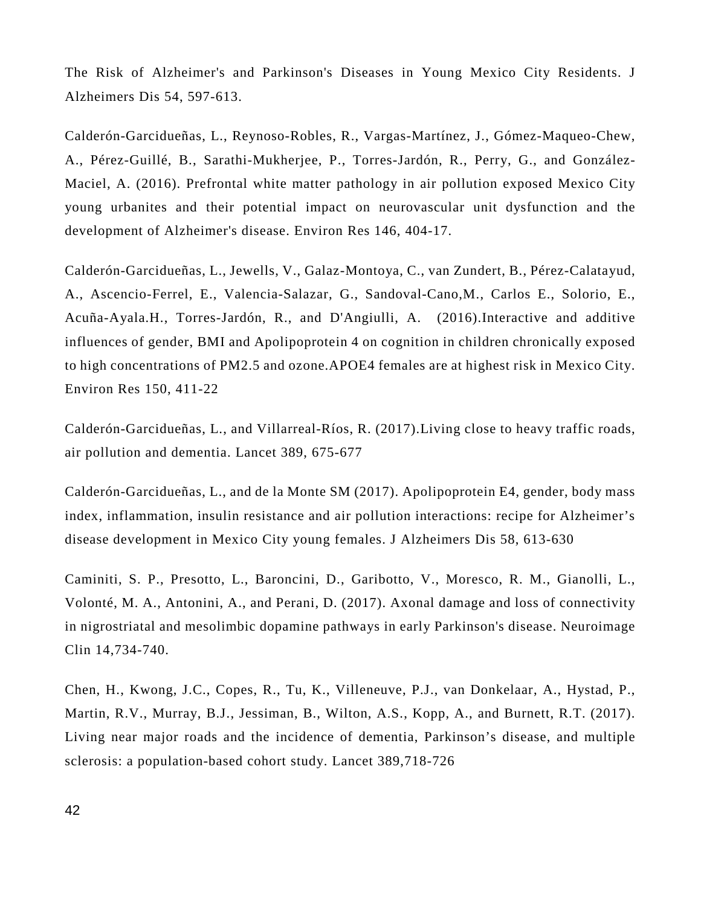The Risk of Alzheimer's and Parkinson's Diseases in Young Mexico City Residents. J Alzheimers Dis 54, 597-613.

Calderón-Garcidueñas, L., Reynoso-Robles, R., Vargas-Martínez, J., Gómez-Maqueo-Chew, A., Pérez-Guillé, B., Sarathi-Mukherjee, P., Torres-Jardón, R., Perry, G., and González-Maciel, A. (2016). Prefrontal white matter pathology in air pollution exposed Mexico City young urbanites and their potential impact on neurovascular unit dysfunction and the development of Alzheimer's disease. Environ Res 146, 404-17.

Calderón-Garcidueñas, L., Jewells, V., Galaz-Montoya, C., van Zundert, B., Pérez-Calatayud, A., Ascencio-Ferrel, E., Valencia-Salazar, G., Sandoval-Cano,M., Carlos E., Solorio, E., Acuña-Ayala.H., Torres-Jardón, R., and D'Angiulli, A. (2016).Interactive and additive influences of gender, BMI and Apolipoprotein 4 on cognition in children chronically exposed to high concentrations of PM2.5 and ozone.APOE4 females are at highest risk in Mexico City. Environ Res 150, 411-22

Calderón-Garcidueñas, L., and Villarreal-Ríos, R. (2017).Living close to heavy traffic roads, air pollution and dementia. Lancet 389, 675-677

Calderón-Garcidueñas, L., and de la Monte SM (2017). Apolipoprotein E4, gender, body mass index, inflammation, insulin resistance and air pollution interactions: recipe for Alzheimer's disease development in Mexico City young females. J Alzheimers Dis 58, 613-630

Caminiti, S. P., Presotto, L., Baroncini, D., Garibotto, V., Moresco, R. M., Gianolli, L., Volonté, M. A., Antonini, A., and Perani, D. (2017). Axonal damage and loss of connectivity in nigrostriatal and mesolimbic dopamine pathways in early Parkinson's disease. Neuroimage Clin 14,734-740.

Chen, H., Kwong, J.C., Copes, R., Tu, K., Villeneuve, P.J., van Donkelaar, A., Hystad, P., Martin, R.V., Murray, B.J., Jessiman, B., Wilton, A.S., Kopp, A., and Burnett, R.T. (2017). Living near major roads and the incidence of dementia, Parkinson's disease, and multiple sclerosis: a population-based cohort study. Lancet 389,718-726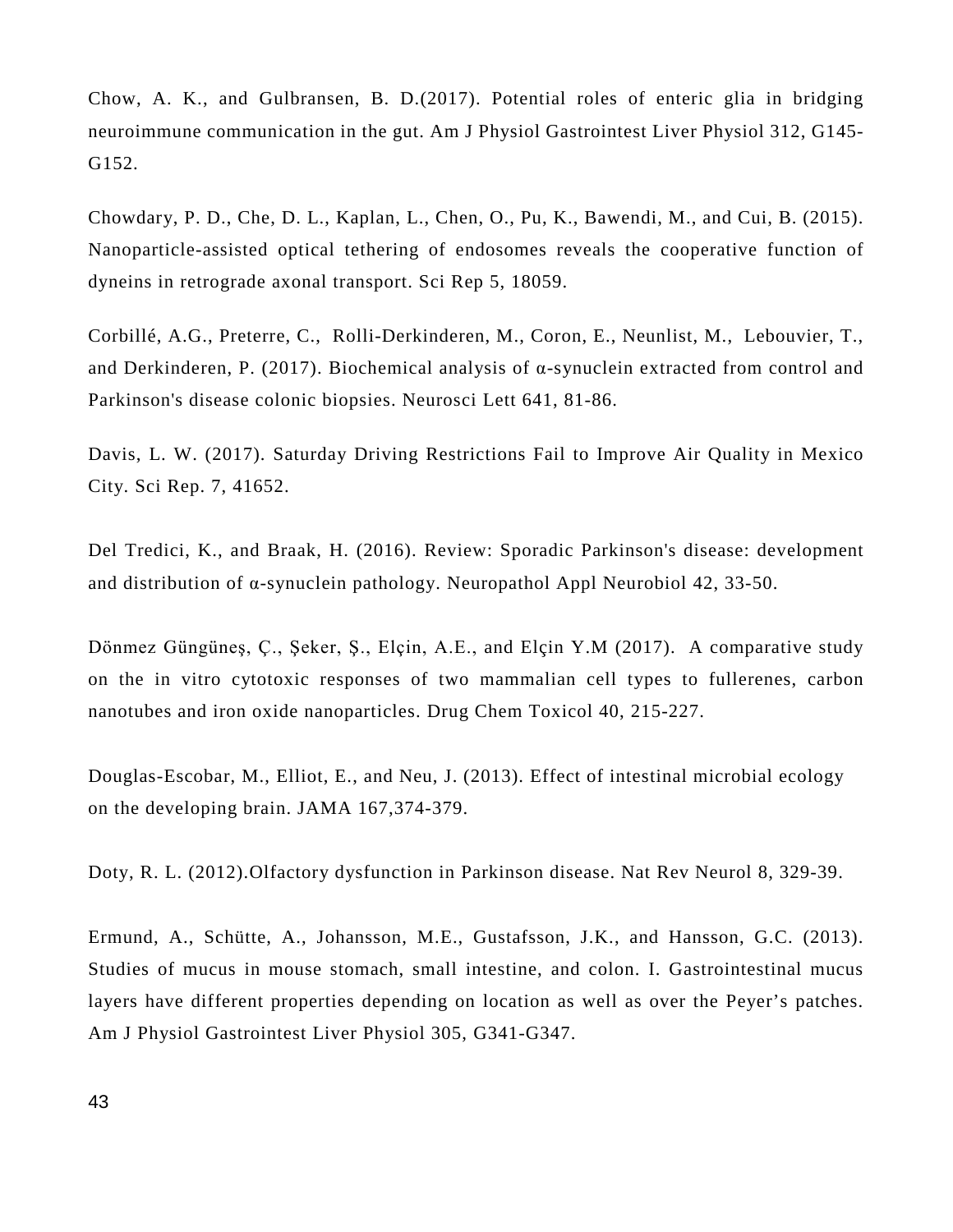Chow, A. K., and Gulbransen, B. D.(2017). Potential roles of enteric glia in bridging neuroimmune communication in the gut. Am J Physiol Gastrointest Liver Physiol 312, G145-G152.

Chowdary, P. D., Che, D. L., Kaplan, L., Chen, O., Pu, K., Bawendi, M., and Cui, B. (2015). Nanoparticle-assisted optical tethering of endosomes reveals the cooperative function of dyneins in retrograde axonal transport. Sci Rep 5, 18059.

Corbillé, A.G., Preterre, C., Rolli-Derkinderen, M., Coron, E., Neunlist, M., Lebouvier, T., and Derkinderen, P. (2017). Biochemical analysis of α-synuclein extracted from control and Parkinson's disease colonic biopsies. Neurosci Lett 641, 81-86.

Davis, L. W. (2017). Saturday Driving Restrictions Fail to Improve Air Quality in Mexico City. Sci Rep. 7, 41652.

Del Tredici, K., and Braak, H. (2016). Review: Sporadic Parkinson's disease: development and distribution of α-synuclein pathology. Neuropathol Appl Neurobiol 42, 33-50.

Dönmez Güngüneş, Ç., Şeker, Ş., Elçin, A.E., and Elçin Y.M (2017). A comparative study on the in vitro cytotoxic responses of two mammalian cell types to fullerenes, carbon nanotubes and iron oxide nanoparticles. Drug Chem Toxicol 40, 215-227.

Douglas-Escobar, M., Elliot, E., and Neu, J. (2013). Effect of intestinal microbial ecology on the developing brain. JAMA 167,374-379.

Doty, R. L. (2012).Olfactory dysfunction in Parkinson disease. Nat Rev Neurol 8, 329-39.

Ermund, A., Schütte, A., Johansson, M.E., Gustafsson, J.K., and Hansson, G.C. (2013). Studies of mucus in mouse stomach, small intestine, and colon. I. Gastrointestinal mucus layers have different properties depending on location as well as over the Peyer's patches. Am J Physiol Gastrointest Liver Physiol 305, G341-G347.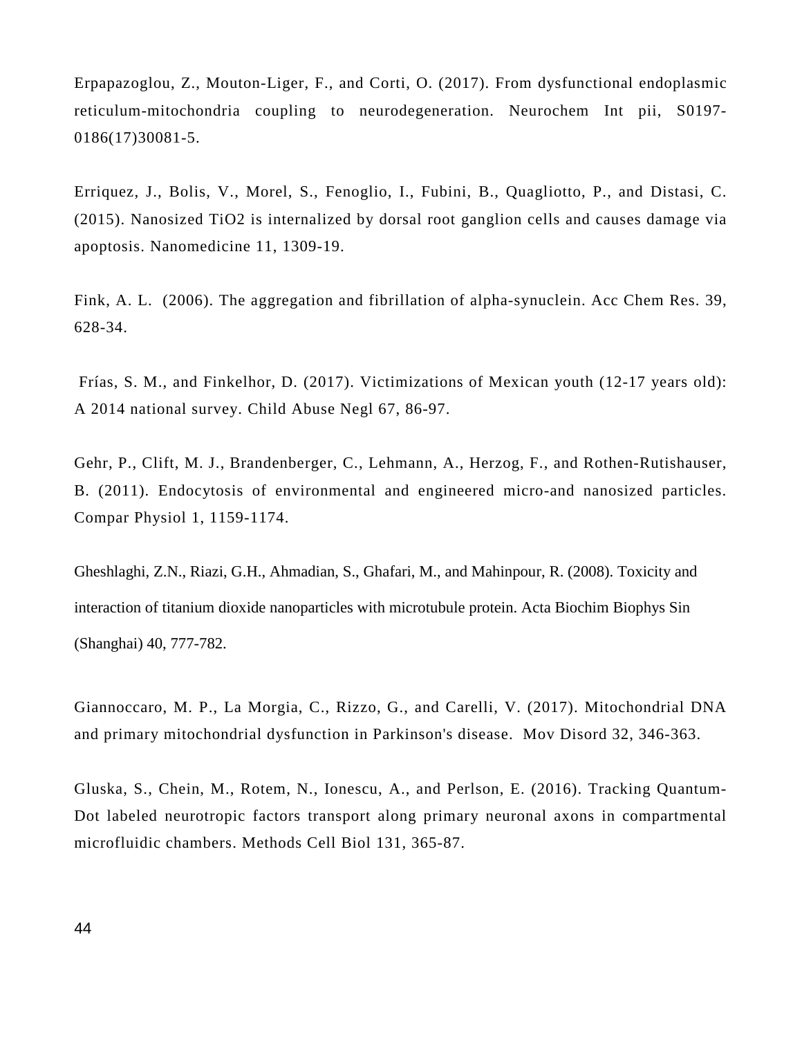Erpapazoglou, Z., Mouton-Liger, F., and Corti, O. (2017). From dysfunctional endoplasmic reticulum-mitochondria coupling to neurodegeneration. Neurochem Int pii, S0197-0186(17)30081-5.

Erriquez, J., Bolis, V., Morel, S., Fenoglio, I., Fubini, B., Quagliotto, P., and Distasi, C. (2015). Nanosized TiO2 is internalized by dorsal root ganglion cells and causes damage via apoptosis. Nanomedicine 11, 1309-19.

Fink, A. L. (2006). The aggregation and fibrillation of alpha-synuclein. Acc Chem Res. 39, 628-34.

Frías, S. M., and Finkelhor, D. (2017). Victimizations of Mexican youth (12-17 years old): A 2014 national survey. Child Abuse Negl 67, 86-97.

Gehr, P., Clift, M. J., Brandenberger, C., Lehmann, A., Herzog, F., and Rothen-Rutishauser, B. (2011). Endocytosis of environmental and engineered micro-and nanosized particles. Compar Physiol 1, 1159-1174.

Gheshlaghi, Z.N., Riazi, G.H., Ahmadian, S., Ghafari, M., and Mahinpour, R. (2008). Toxicity and interaction of titanium dioxide nanoparticles with microtubule protein. Acta Biochim Biophys Sin (Shanghai) 40, 777-782.

Giannoccaro, M. P., La Morgia, C., Rizzo, G., and Carelli, V. (2017). Mitochondrial DNA and primary mitochondrial dysfunction in Parkinson's disease. Mov Disord 32, 346-363.

Gluska, S., Chein, M., Rotem, N., Ionescu, A., and Perlson, E. (2016). Tracking Quantum-Dot labeled neurotropic factors transport along primary neuronal axons in compartmental microfluidic chambers. Methods Cell Biol 131, 365-87.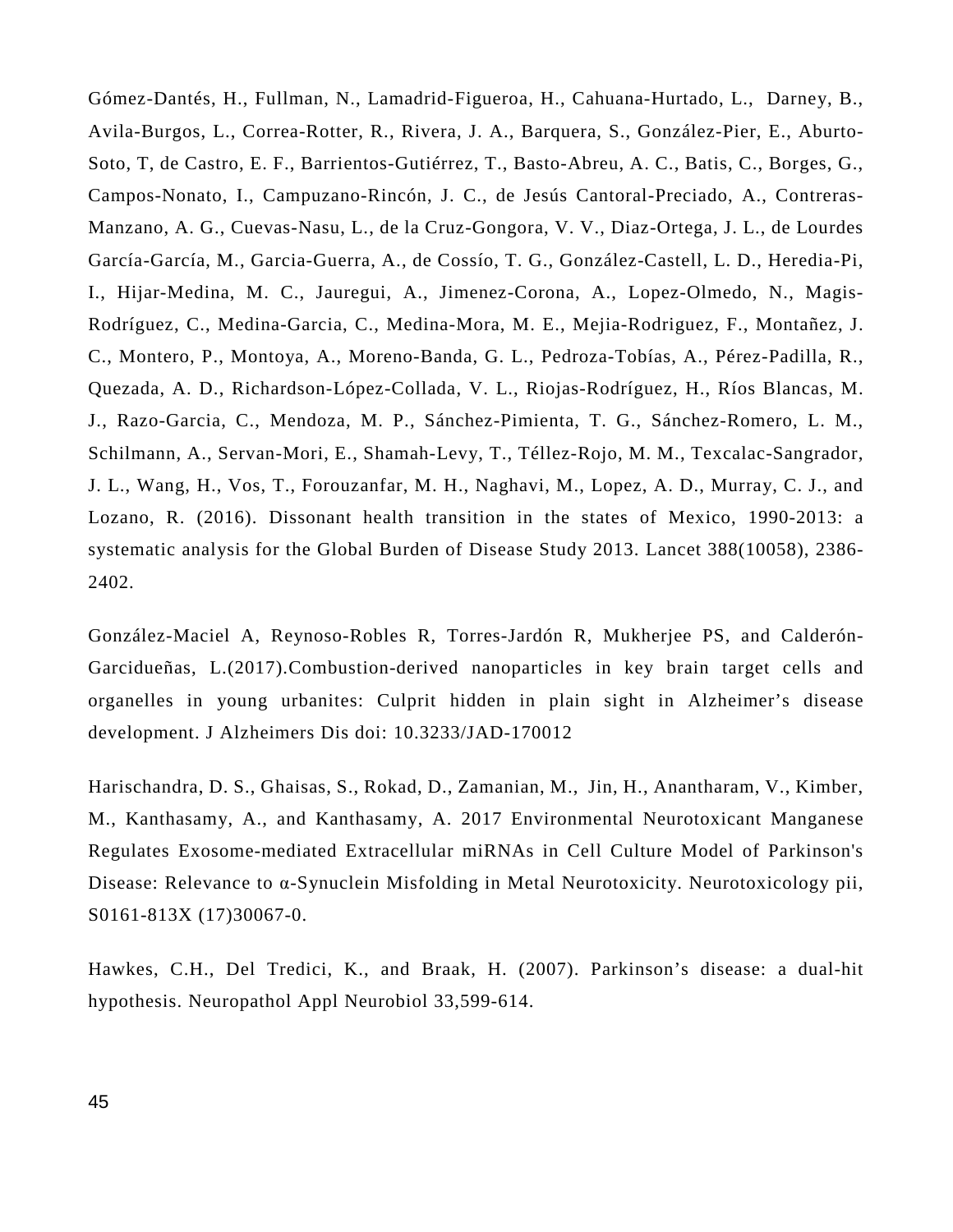Gómez-Dantés, H., Fullman, N., Lamadrid-Figueroa, H., Cahuana-Hurtado, L., Darney, B., Avila-Burgos, L., Correa-Rotter, R., Rivera, J. A., Barquera, S., González-Pier, E., Aburto-Soto, T, de Castro, E. F., Barrientos-Gutiérrez, T., Basto-Abreu, A. C., Batis, C., Borges, G., Campos-Nonato, I., Campuzano-Rincón, J. C., de Jesús Cantoral-Preciado, A., Contreras-Manzano, A. G., Cuevas-Nasu, L., de la Cruz-Gongora, V. V., Diaz-Ortega, J. L., de Lourdes García-García, M., Garcia-Guerra, A., de Cossío, T. G., González-Castell, L. D., Heredia-Pi, I., Hijar-Medina, M. C., Jauregui, A., Jimenez-Corona, A., Lopez-Olmedo, N., Magis-Rodríguez, C., Medina-Garcia, C., Medina-Mora, M. E., Mejia-Rodriguez, F., Montañez, J. C., Montero, P., Montoya, A., Moreno-Banda, G. L., Pedroza-Tobías, A., Pérez-Padilla, R., Quezada, A. D., Richardson-López-Collada, V. L., Riojas-Rodríguez, H., Ríos Blancas, M. J., Razo-Garcia, C., Mendoza, M. P., Sánchez-Pimienta, T. G., Sánchez-Romero, L. M., Schilmann, A., Servan-Mori, E., Shamah-Levy, T., Téllez-Rojo, M. M., Texcalac-Sangrador, J. L., Wang, H., Vos, T., Forouzanfar, M. H., Naghavi, M., Lopez, A. D., Murray, C. J., and Lozano, R. (2016). Dissonant health transition in the states of Mexico, 1990-2013: a systematic analysis for the Global Burden of Disease Study 2013. Lancet 388(10058), 2386-2402.

González-Maciel A, Reynoso-Robles R, Torres-Jardón R, Mukherjee PS, and Calderón-Garcidueñas, L.(2017).Combustion-derived nanoparticles in key brain target cells and organelles in young urbanites: Culprit hidden in plain sight in Alzheimer's disease development. J Alzheimers Dis doi: 10.3233/JAD-170012

Harischandra, D. S., Ghaisas, S., Rokad, D., Zamanian, M., Jin, H., Anantharam, V., Kimber, M., Kanthasamy, A., and Kanthasamy, A. 2017 Environmental Neurotoxicant Manganese Regulates Exosome-mediated Extracellular miRNAs in Cell Culture Model of Parkinson's Disease: Relevance to α-Synuclein Misfolding in Metal Neurotoxicity. Neurotoxicology pii, S0161-813X (17)30067-0.

Hawkes, C.H., Del Tredici, K., and Braak, H. (2007). Parkinson's disease: a dual-hit hypothesis. Neuropathol Appl Neurobiol 33,599-614.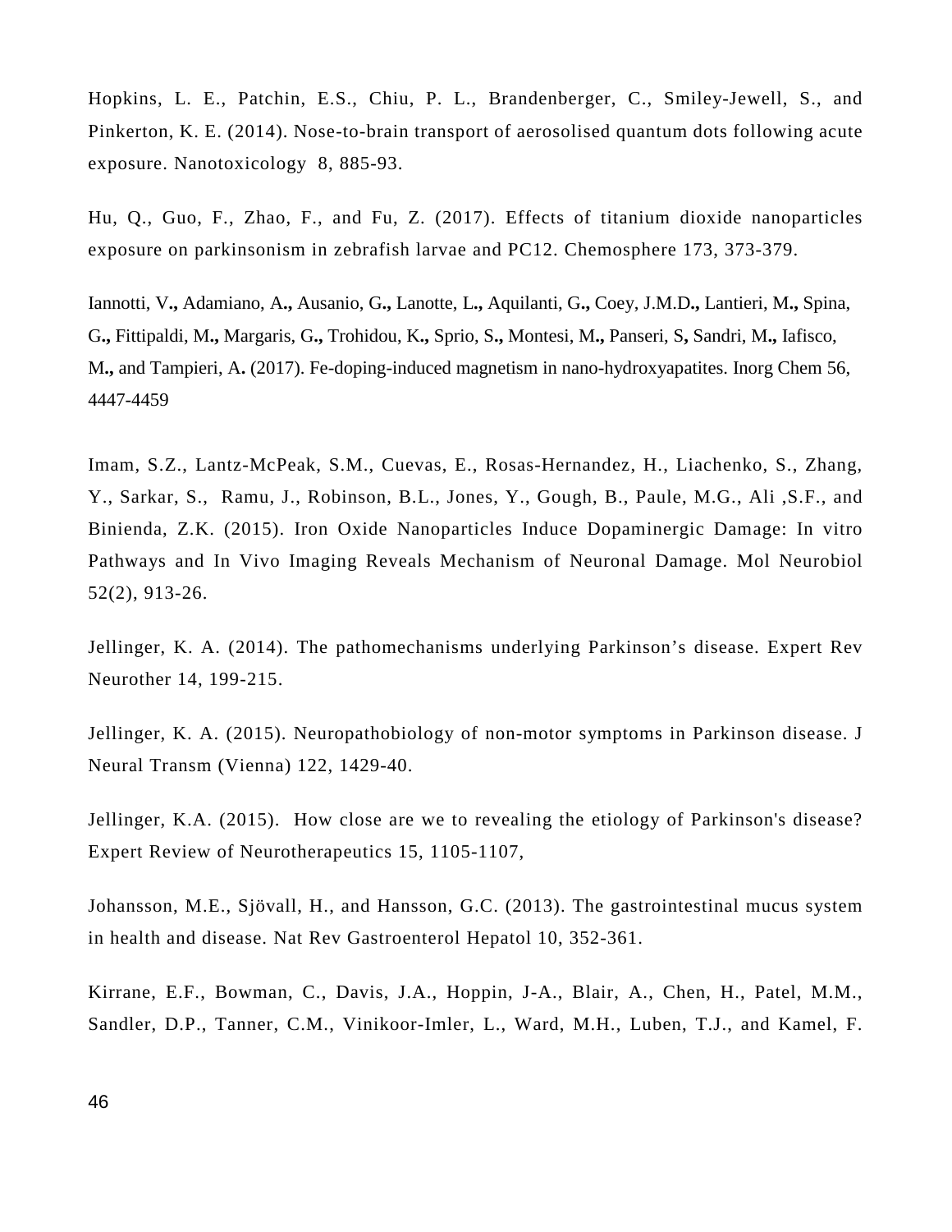Hopkins, L. E., Patchin, E.S., Chiu, P. L., Brandenberger, C., Smiley-Jewell, S., and Pinkerton, K. E. (2014). Nose-to-brain transport of aerosolised quantum dots following acute exposure. Nanotoxicology 8, 885-93.

Hu, Q., Guo, F., Zhao, F., and Fu, Z. (2017). Effects of titanium dioxide nanoparticles exposure on parkinsonism in zebrafish larvae and PC12. Chemosphere 173, 373-379.

Iannotti, V**.,** Adamiano, A**.,** Ausanio, G**.,** Lanotte, L**.,** Aquilanti, G**.,** Coey, J.M.D**.,** Lantieri, M**.,** Spina, G**.,** Fittipaldi, M**.,** Margaris, G**.,** Trohidou, K**.,** Sprio, S**.,** Montesi, M**.,** Panseri, S**,** Sandri, M**.,** Iafisco, M**.,** and Tampieri, A**.** (2017). Fe-doping-induced magnetism in nano-hydroxyapatites. Inorg Chem 56, 4447-4459

Imam, S.Z., Lantz-McPeak, S.M., Cuevas, E., Rosas-Hernandez, H., Liachenko, S., Zhang, Y., Sarkar, S., Ramu, J., Robinson, B.L., Jones, Y., Gough, B., Paule, M.G., Ali ,S.F., and Binienda, Z.K. (2015). Iron Oxide Nanoparticles Induce Dopaminergic Damage: In vitro Pathways and In Vivo Imaging Reveals Mechanism of Neuronal Damage. Mol Neurobiol 52(2), 913-26.

Jellinger, K. A. (2014). The pathomechanisms underlying Parkinson's disease. Expert Rev Neurother 14, 199-215.

Jellinger, K. A. (2015). Neuropathobiology of non-motor symptoms in Parkinson disease. J Neural Transm (Vienna) 122, 1429-40.

Jellinger, K.A. (2015). How close are we to revealing the etiology of Parkinson's disease? Expert Review of Neurotherapeutics 15, 1105-1107,

Johansson, M.E., Sjövall, H., and Hansson, G.C. (2013). The gastrointestinal mucus system in health and disease. Nat Rev Gastroenterol Hepatol 10, 352-361.

Kirrane, E.F., Bowman, C., Davis, J.A., Hoppin, J-A., Blair, A., Chen, H., Patel, M.M., Sandler, D.P., Tanner, C.M., Vinikoor-Imler, L., Ward, M.H., Luben, T.J., and Kamel, F.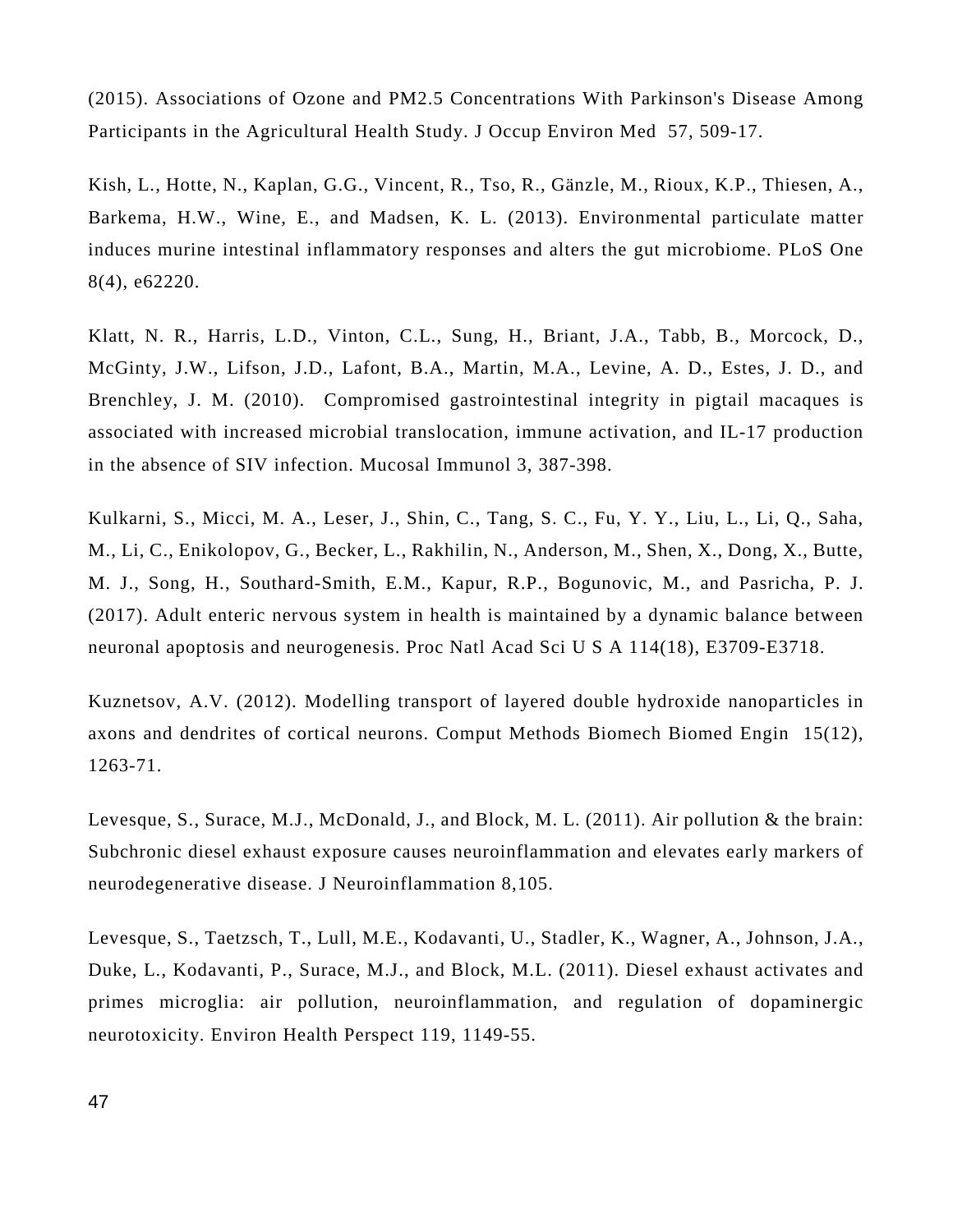(2015). Associations of Ozone and PM2.5 Concentrations With Parkinson's Disease Among Participants in the Agricultural Health Study. J Occup Environ Med 57, 509-17.

Kish, L., Hotte, N., Kaplan, G.G., Vincent, R., Tso, R., Gänzle, M., Rioux, K.P., Thiesen, A., Barkema, H.W., Wine, E., and Madsen, K. L. (2013). Environmental particulate matter induces murine intestinal inflammatory responses and alters the gut microbiome. PLoS One 8(4), e62220.

Klatt, N. R., Harris, L.D., Vinton, C.L., Sung, H., Briant, J.A., Tabb, B., Morcock, D., McGinty, J.W., Lifson, J.D., Lafont, B.A., Martin, M.A., Levine, A. D., Estes, J. D., and Brenchley, J. M. (2010). Compromised gastrointestinal integrity in pigtail macaques is associated with increased microbial translocation, immune activation, and IL-17 production in the absence of SIV infection. Mucosal Immunol 3, 387-398.

Kulkarni, S., Micci, M. A., Leser, J., Shin, C., Tang, S. C., Fu, Y. Y., Liu, L., Li, Q., Saha, M., Li, C., Enikolopov, G., Becker, L., Rakhilin, N., Anderson, M., Shen, X., Dong, X., Butte, M. J., Song, H., Southard-Smith, E.M., Kapur, R.P., Bogunovic, M., and Pasricha, P. J. (2017). Adult enteric nervous system in health is maintained by a dynamic balance between neuronal apoptosis and neurogenesis. Proc Natl Acad Sci U S A 114(18), E3709-E3718.

Kuznetsov, A.V. (2012). Modelling transport of layered double hydroxide nanoparticles in axons and dendrites of cortical neurons. Comput Methods Biomech Biomed Engin 15(12), 1263-71.

Levesque, S., Surace, M.J., McDonald, J., and Block, M. L. (2011). Air pollution & the brain: Subchronic diesel exhaust exposure causes neuroinflammation and elevates early markers of neurodegenerative disease. J Neuroinflammation 8,105.

Levesque, S., Taetzsch, T., Lull, M.E., Kodavanti, U., Stadler, K., Wagner, A., Johnson, J.A., Duke, L., Kodavanti, P., Surace, M.J., and Block, M.L. (2011). Diesel exhaust activates and primes microglia: air pollution, neuroinflammation, and regulation of dopaminergic neurotoxicity. Environ Health Perspect 119, 1149-55.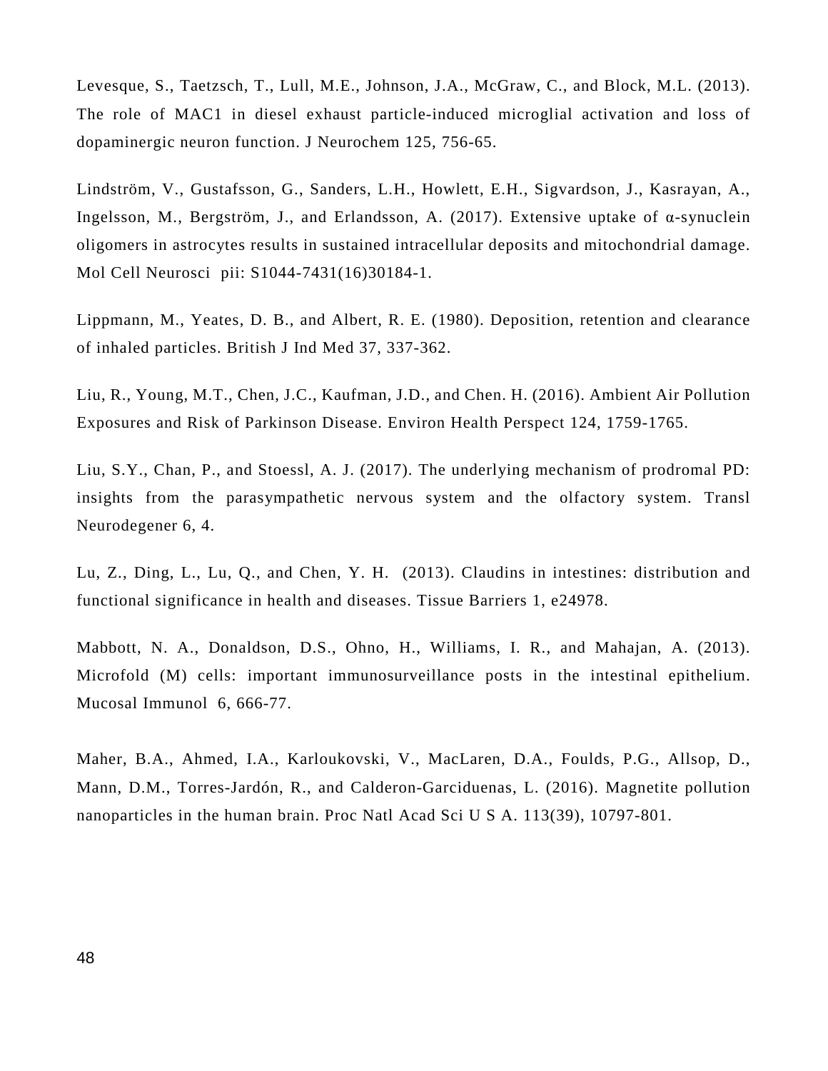Levesque, S., Taetzsch, T., Lull, M.E., Johnson, J.A., McGraw, C., and Block, M.L. (2013). The role of MAC1 in diesel exhaust particle-induced microglial activation and loss of dopaminergic neuron function. J Neurochem 125, 756-65.

Lindström, V., Gustafsson, G., Sanders, L.H., Howlett, E.H., Sigvardson, J., Kasrayan, A., Ingelsson, M., Bergström, J., and Erlandsson, A. (2017). Extensive uptake of α-synuclein oligomers in astrocytes results in sustained intracellular deposits and mitochondrial damage. Mol Cell Neurosci pii: S1044-7431(16)30184-1.

Lippmann, M., Yeates, D. B., and Albert, R. E. (1980). Deposition, retention and clearance of inhaled particles. British J Ind Med 37, 337-362.

Liu, R., Young, M.T., Chen, J.C., Kaufman, J.D., and Chen. H. (2016). Ambient Air Pollution Exposures and Risk of Parkinson Disease. Environ Health Perspect 124, 1759-1765.

Liu, S.Y., Chan, P., and Stoessl, A. J. (2017). The underlying mechanism of prodromal PD: insights from the parasympathetic nervous system and the olfactory system. Transl Neurodegener 6, 4.

Lu, Z., Ding, L., Lu, Q., and Chen, Y. H. (2013). Claudins in intestines: distribution and functional significance in health and diseases. Tissue Barriers 1, e24978.

Mabbott, N. A., Donaldson, D.S., Ohno, H., Williams, I. R., and Mahajan, A. (2013). Microfold (M) cells: important immunosurveillance posts in the intestinal epithelium. Mucosal Immunol 6, 666-77.

Maher, B.A., Ahmed, I.A., Karloukovski, V., MacLaren, D.A., Foulds, P.G., Allsop, D., Mann, D.M., Torres-Jardón, R., and Calderon-Garciduenas, L. (2016). Magnetite pollution nanoparticles in the human brain. Proc Natl Acad Sci U S A. 113(39), 10797-801.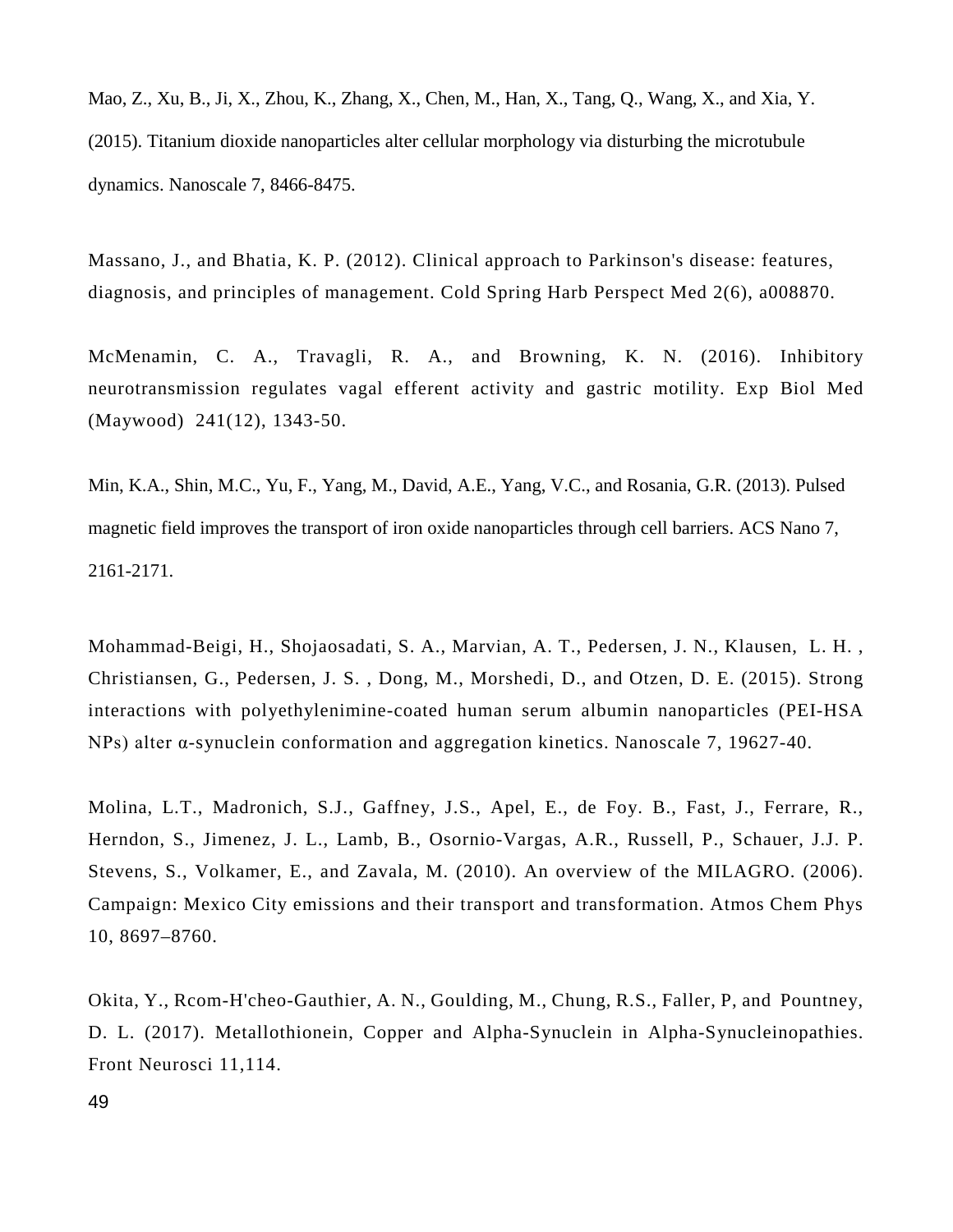Mao, Z., Xu, B., Ji, X., Zhou, K., Zhang, X., Chen, M., Han, X., Tang, Q., Wang, X., and Xia, Y. (2015). Titanium dioxide nanoparticles alter cellular morphology via disturbing the microtubule dynamics. Nanoscale 7, 8466-8475.

Massano, J., and Bhatia, K. P. (2012). Clinical approach to Parkinson's disease: features, diagnosis, and principles of management. Cold Spring Harb Perspect Med 2(6), a008870.

McMenamin, C. A., Travagli, R. A., and Browning, K. N. (2016). Inhibitory neurotransmission regulates vagal efferent activity and gastric motility. Exp Biol Med (Maywood) 241(12), 1343-50.

Min, K.A., Shin, M.C., Yu, F., Yang, M., David, A.E., Yang, V.C., and Rosania, G.R. (2013). Pulsed magnetic field improves the transport of iron oxide nanoparticles through cell barriers. ACS Nano 7, 2161-2171.

Mohammad-Beigi, H., Shojaosadati, S. A., Marvian, A. T., Pedersen, J. N., Klausen, L. H. , Christiansen, G., Pedersen, J. S. , Dong, M., Morshedi, D., and Otzen, D. E. (2015). Strong interactions with polyethylenimine-coated human serum albumin nanoparticles (PEI-HSA NPs) alter α-synuclein conformation and aggregation kinetics. Nanoscale 7, 19627-40.

Molina, L.T., Madronich, S.J., Gaffney, J.S., Apel, E., de Foy. B., Fast, J., Ferrare, R., Herndon, S., Jimenez, J. L., Lamb, B., Osornio-Vargas, A.R., Russell, P., Schauer, J.J. P. Stevens, S., Volkamer, E., and Zavala, M. (2010). An overview of the MILAGRO. (2006). Campaign: Mexico City emissions and their transport and transformation. Atmos Chem Phys 10, 8697–8760.

Okita, Y., Rcom-H'cheo-Gauthier, A. N., Goulding, M., Chung, R.S., Faller, P, and Pountney, D. L. (2017). Metallothionein, Copper and Alpha-Synuclein in Alpha-Synucleinopathies. Front Neurosci 11,114.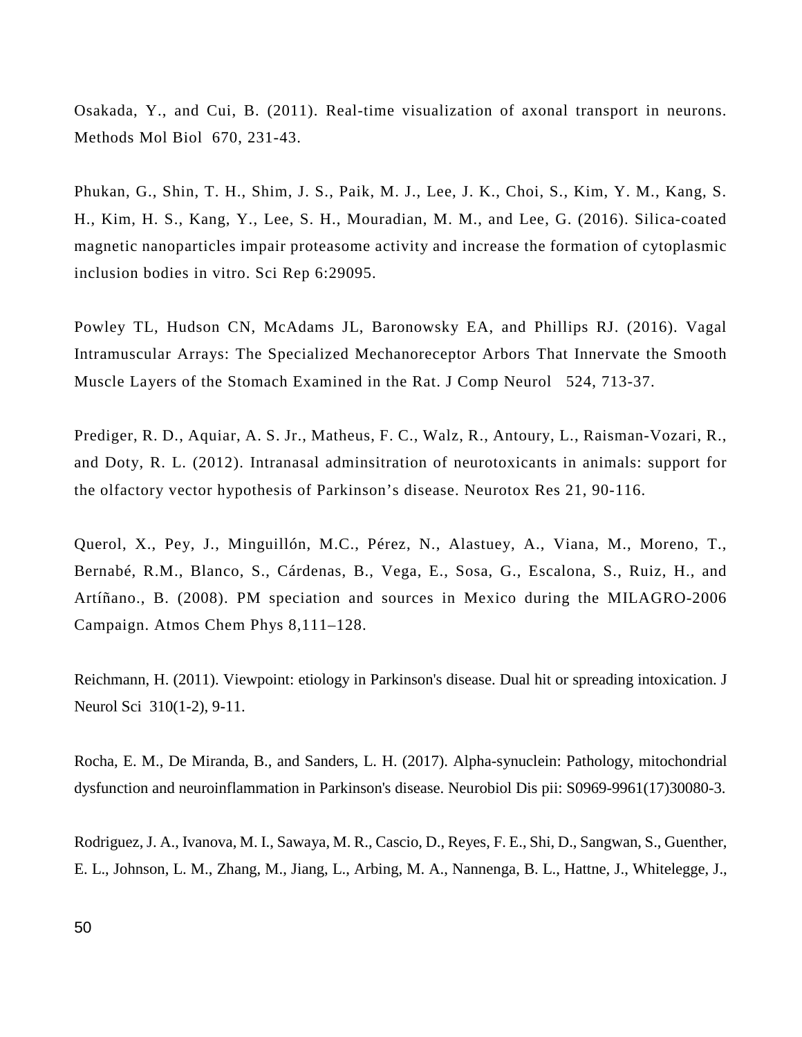Osakada, Y., and Cui, B. (2011). Real-time visualization of axonal transport in neurons. Methods Mol Biol 670, 231-43.

Phukan, G., Shin, T. H., Shim, J. S., Paik, M. J., Lee, J. K., Choi, S., Kim, Y. M., Kang, S. H., Kim, H. S., Kang, Y., Lee, S. H., Mouradian, M. M., and Lee, G. (2016). Silica-coated magnetic nanoparticles impair proteasome activity and increase the formation of cytoplasmic inclusion bodies in vitro. Sci Rep 6:29095.

Powley TL, Hudson CN, McAdams JL, Baronowsky EA, and Phillips RJ. (2016). Vagal Intramuscular Arrays: The Specialized Mechanoreceptor Arbors That Innervate the Smooth Muscle Layers of the Stomach Examined in the Rat. J Comp Neurol 524, 713-37.

Prediger, R. D., Aquiar, A. S. Jr., Matheus, F. C., Walz, R., Antoury, L., Raisman-Vozari, R., and Doty, R. L. (2012). Intranasal adminsitration of neurotoxicants in animals: support for the olfactory vector hypothesis of Parkinson's disease. Neurotox Res 21, 90-116.

Querol, X., Pey, J., Minguillón, M.C., Pérez, N., Alastuey, A., Viana, M., Moreno, T., Bernabé, R.M., Blanco, S., Cárdenas, B., Vega, E., Sosa, G., Escalona, S., Ruiz, H., and Artíñano., B. (2008). PM speciation and sources in Mexico during the MILAGRO-2006 Campaign. Atmos Chem Phys 8,111–128.

Reichmann, H. (2011). Viewpoint: etiology in Parkinson's disease. Dual hit or spreading intoxication. J Neurol Sci 310(1-2), 9-11.

Rocha, E. M., De Miranda, B., and Sanders, L. H. (2017). Alpha-synuclein: Pathology, mitochondrial dysfunction and neuroinflammation in Parkinson's disease. Neurobiol Dis pii: S0969-9961(17)30080-3.

Rodriguez, J. A., Ivanova, M. I., Sawaya, M. R., Cascio, D., Reyes, F. E., Shi, D., Sangwan, S., Guenther, E. L., Johnson, L. M., Zhang, M., Jiang, L., Arbing, M. A., Nannenga, B. L., Hattne, J., Whitelegge, J.,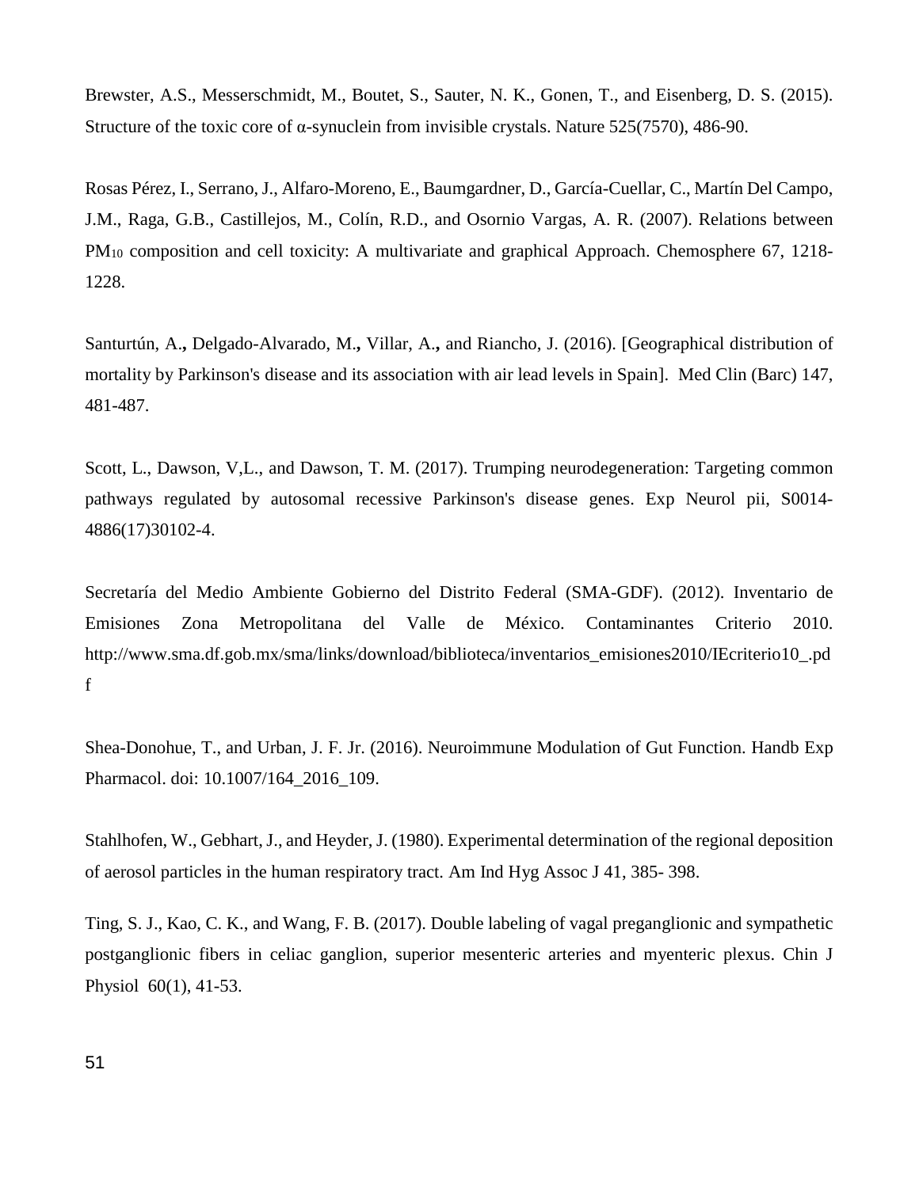Brewster, A.S., Messerschmidt, M., Boutet, S., Sauter, N. K., Gonen, T., and Eisenberg, D. S. (2015). Structure of the toxic core of α-synuclein from invisible crystals. Nature 525(7570), 486-90.

Rosas Pérez, I., Serrano, J., Alfaro-Moreno, E., Baumgardner, D., García-Cuellar, C., Martín Del Campo, J.M., Raga, G.B., Castillejos, M., Colín, R.D., and Osornio Vargas, A. R. (2007). Relations between $PM_{10}$ composition and cell toxicity: A multivariate and graphical Approach. Chemosphere 67, 1218-1228.

Santurtún, A.**,** Delgado-Alvarado, M.**,** Villar, A.**,** and Riancho, J. (2016). [Geographical distribution of mortality by Parkinson's disease and its association with air lead levels in Spain]. Med Clin (Barc) 147, 481-487.

Scott, L., Dawson, V,L., and Dawson, T. M. (2017). Trumping neurodegeneration: Targeting common pathways regulated by autosomal recessive Parkinson's disease genes. Exp Neurol pii, S0014-4886(17)30102-4.

Secretaría del Medio Ambiente Gobierno del Distrito Federal (SMA-GDF). (2012). Inventario de Emisiones Zona Metropolitana del Valle de México. Contaminantes Criterio 2010. http://www.sma.df.gob.mx/sma/links/download/biblioteca/inventarios_emisiones2010/IEcriterio10_.pdf

Shea-Donohue, T., and Urban, J. F. Jr. (2016). Neuroimmune Modulation of Gut Function. Handb Exp Pharmacol. doi: 10.1007/164_2016_109.

Stahlhofen, W., Gebhart, J., and Heyder, J. (1980). Experimental determination of the regional deposition of aerosol particles in the human respiratory tract. Am Ind Hyg Assoc J 41, 385- 398.

Ting, S. J., Kao, C. K., and Wang, F. B. (2017). Double labeling of vagal preganglionic and sympathetic postganglionic fibers in celiac ganglion, superior mesenteric arteries and myenteric plexus. Chin J Physiol 60(1), 41-53.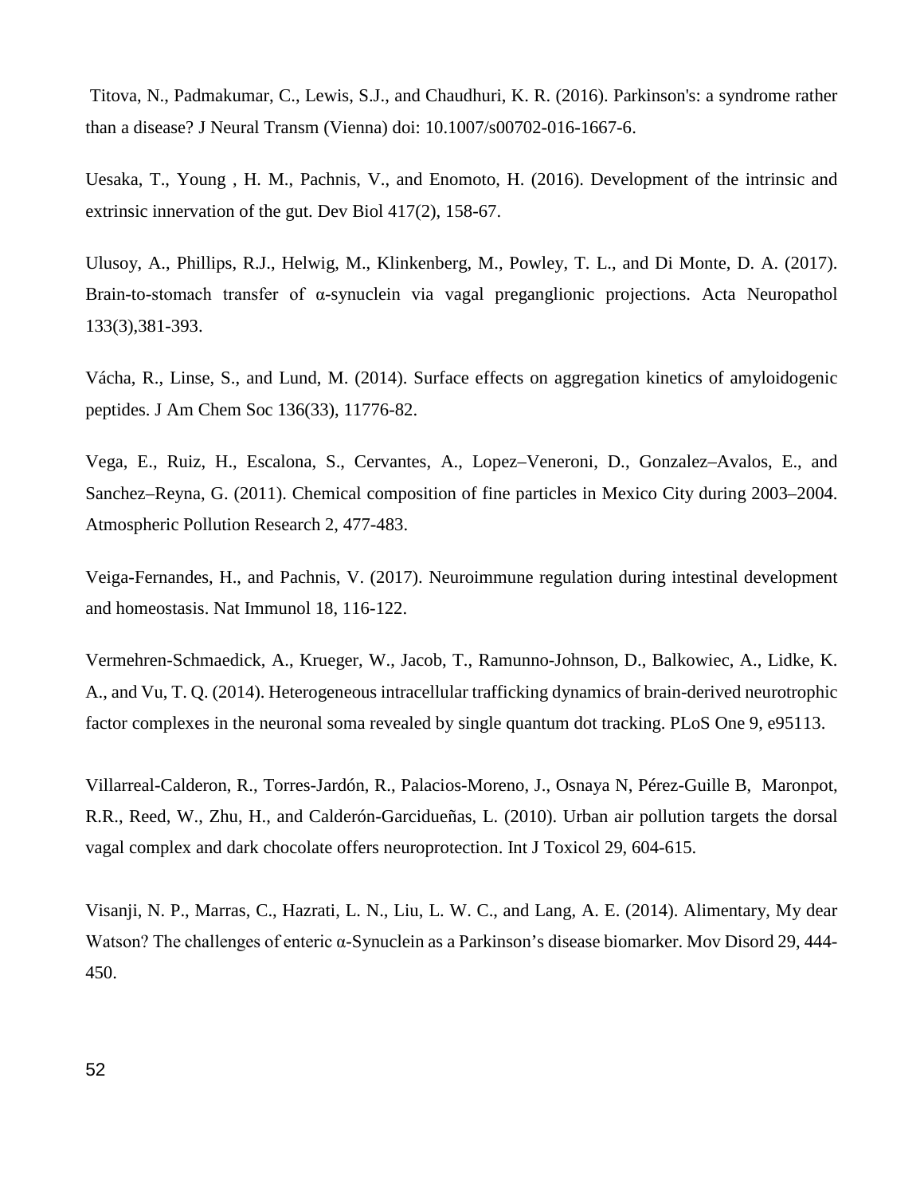Titova, N., Padmakumar, C., Lewis, S.J., and Chaudhuri, K. R. (2016). Parkinson's: a syndrome rather than a disease? J Neural Transm (Vienna) doi: 10.1007/s00702-016-1667-6.

Uesaka, T., Young , H. M., Pachnis, V., and Enomoto, H. (2016). Development of the intrinsic and extrinsic innervation of the gut. Dev Biol 417(2), 158-67.

Ulusoy, A., Phillips, R.J., Helwig, M., Klinkenberg, M., Powley, T. L., and Di Monte, D. A. (2017). Brain-to-stomach transfer of α-synuclein via vagal preganglionic projections. Acta Neuropathol 133(3),381-393.

Vácha, R., Linse, S., and Lund, M. (2014). Surface effects on aggregation kinetics of amyloidogenic peptides. J Am Chem Soc 136(33), 11776-82.

Vega, E., Ruiz, H., Escalona, S., Cervantes, A., Lopez–Veneroni, D., Gonzalez–Avalos, E., and Sanchez–Reyna, G. (2011). Chemical composition of fine particles in Mexico City during 2003–2004. Atmospheric Pollution Research 2, 477-483.

Veiga-Fernandes, H., and Pachnis, V. (2017). Neuroimmune regulation during intestinal development and homeostasis. Nat Immunol 18, 116-122.

Vermehren-Schmaedick, A., Krueger, W., Jacob, T., Ramunno-Johnson, D., Balkowiec, A., Lidke, K. A., and Vu, T. Q. (2014). Heterogeneous intracellular trafficking dynamics of brain-derived neurotrophic factor complexes in the neuronal soma revealed by single quantum dot tracking. PLoS One 9, e95113.

Villarreal-Calderon, R., Torres-Jardón, R., Palacios-Moreno, J., Osnaya N, Pérez-Guille B, Maronpot, R.R., Reed, W., Zhu, H., and Calderón-Garcidueñas, L. (2010). Urban air pollution targets the dorsal vagal complex and dark chocolate offers neuroprotection. Int J Toxicol 29, 604-615.

Visanji, N. P., Marras, C., Hazrati, L. N., Liu, L. W. C., and Lang, A. E. (2014). Alimentary, My dear Watson? The challenges of enteric α-Synuclein as a Parkinson's disease biomarker. Mov Disord 29, 444-450.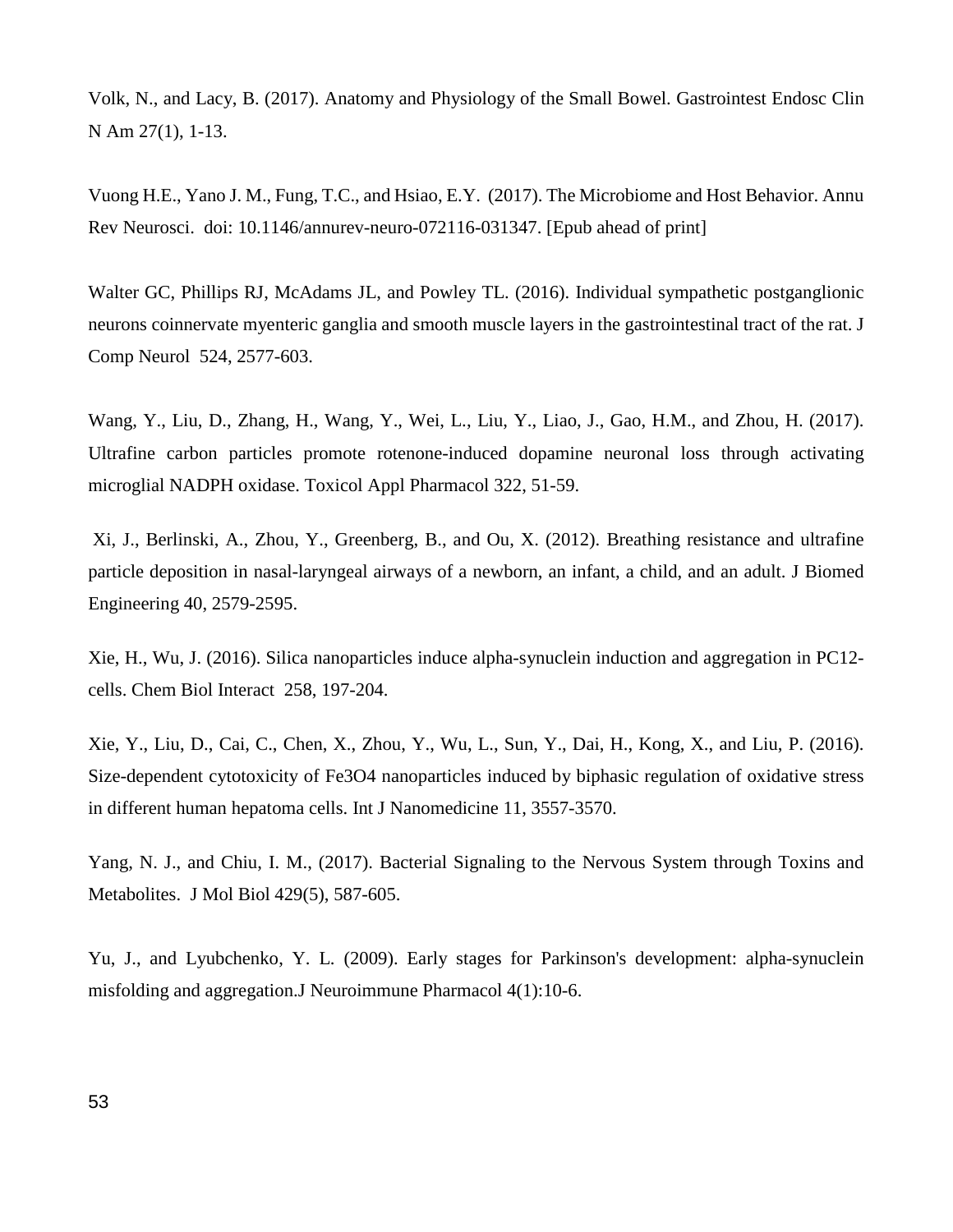Volk, N., and Lacy, B. (2017). Anatomy and Physiology of the Small Bowel. Gastrointest Endosc Clin N Am 27(1), 1-13.

Vuong H.E., Yano J. M., Fung, T.C., and Hsiao, E.Y. (2017). The Microbiome and Host Behavior. Annu Rev Neurosci. doi: 10.1146/annurev-neuro-072116-031347. [Epub ahead of print]

Walter GC, Phillips RJ, McAdams JL, and Powley TL. (2016). Individual sympathetic postganglionic neurons coinnervate myenteric ganglia and smooth muscle layers in the gastrointestinal tract of the rat. J Comp Neurol 524, 2577-603.

Wang, Y., Liu, D., Zhang, H., Wang, Y., Wei, L., Liu, Y., Liao, J., Gao, H.M., and Zhou, H. (2017). Ultrafine carbon particles promote rotenone-induced dopamine neuronal loss through activating microglial NADPH oxidase. Toxicol Appl Pharmacol 322, 51-59.

Xi, J., Berlinski, A., Zhou, Y., Greenberg, B., and Ou, X. (2012). Breathing resistance and ultrafine particle deposition in nasal-laryngeal airways of a newborn, an infant, a child, and an adult. J Biomed Engineering 40, 2579-2595.

Xie, H., Wu, J. (2016). Silica nanoparticles induce alpha-synuclein induction and aggregation in PC12-cells. Chem Biol Interact 258, 197-204.

Xie, Y., Liu, D., Cai, C., Chen, X., Zhou, Y., Wu, L., Sun, Y., Dai, H., Kong, X., and Liu, P. (2016). Size-dependent cytotoxicity of $Fe_3O_4$ nanoparticles induced by biphasic regulation of oxidative stress in different human hepatoma cells. Int J Nanomedicine 11, 3557-3570.

Yang, N. J., and Chiu, I. M., (2017). Bacterial Signaling to the Nervous System through Toxins and Metabolites. J Mol Biol 429(5), 587-605.

Yu, J., and Lyubchenko, Y. L. (2009). Early stages for Parkinson's development: alpha-synuclein misfolding and aggregation.J Neuroimmune Pharmacol 4(1):10-6.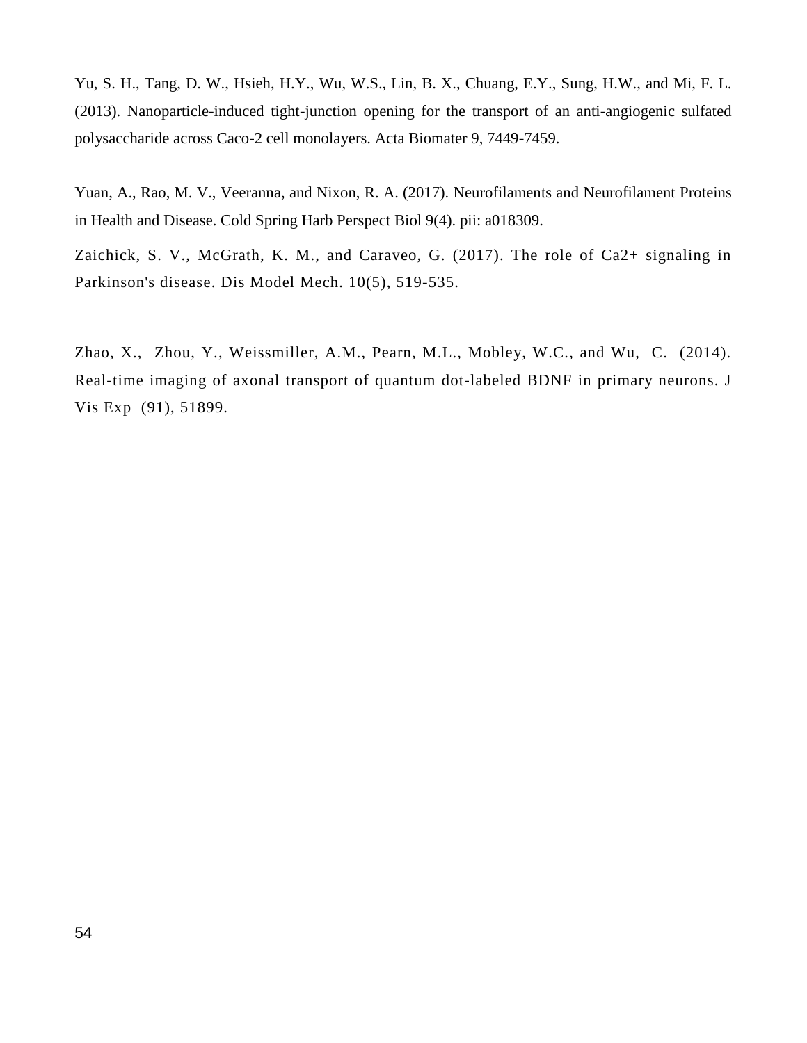Yu, S. H., Tang, D. W., Hsieh, H.Y., Wu, W.S., Lin, B. X., Chuang, E.Y., Sung, H.W., and Mi, F. L. (2013). Nanoparticle-induced tight-junction opening for the transport of an anti-angiogenic sulfated polysaccharide across Caco-2 cell monolayers. Acta Biomater 9, 7449-7459.

Yuan, A., Rao, M. V., Veeranna, and Nixon, R. A. (2017). Neurofilaments and Neurofilament Proteins in Health and Disease. Cold Spring Harb Perspect Biol 9(4). pii: a018309.

Zaichick, S. V., McGrath, K. M., and Caraveo, G. (2017). The role of Ca2+ signaling in Parkinson's disease. Dis Model Mech. 10(5), 519-535.

Zhao, X., Zhou, Y., Weissmiller, A.M., Pearn, M.L., Mobley, W.C., and Wu, C. (2014). Real-time imaging of axonal transport of quantum dot-labeled BDNF in primary neurons. J Vis Exp (91), 51899.